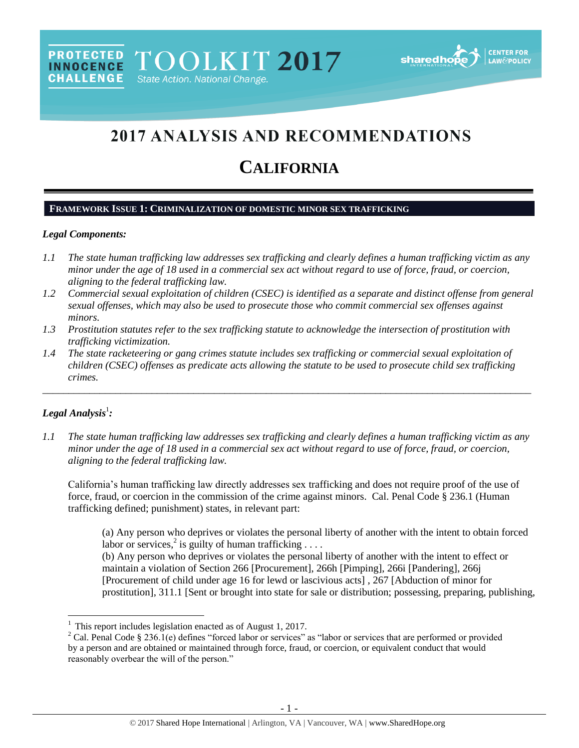PROTECTED INNOCENCE CHALLENGE TOOLKIT 2017 State Action. National Change.

sharedhope INTERNATIONAL | CENTER FOR LAW & POLICY

# 2017 ANALYSIS AND RECOMMENDATIONS

# CALIFORNIA

## FRAMEWORK ISSUE 1: CRIMINALIZATION OF DOMESTIC MINOR SEX TRAFFICKING

### *Legal Components:*

*1.1 The state human trafficking law addresses sex trafficking and clearly defines a human trafficking victim as any minor under the age of 18 used in a commercial sex act without regard to use of force, fraud, or coercion, aligning to the federal trafficking law.*

*1.2 Commercial sexual exploitation of children (CSEC) is identified as a separate and distinct offense from general sexual offenses, which may also be used to prosecute those who commit commercial sex offenses against minors.*

*1.3 Prostitution statutes refer to the sex trafficking statute to acknowledge the intersection of prostitution with trafficking victimization.*

*1.4 The state racketeering or gang crimes statute includes sex trafficking or commercial sexual exploitation of children (CSEC) offenses as predicate acts allowing the statute to be used to prosecute child sex trafficking crimes.*

---

### *Legal Analysis*[1]*:*

*1.1 The state human trafficking law addresses sex trafficking and clearly defines a human trafficking victim as any minor under the age of 18 used in a commercial sex act without regard to use of force, fraud, or coercion, aligning to the federal trafficking law.*

California's human trafficking law directly addresses sex trafficking and does not require proof of the use of force, fraud, or coercion in the commission of the crime against minors. Cal. Penal Code § 236.1 (Human trafficking defined; punishment) states, in relevant part:

> (a) Any person who deprives or violates the personal liberty of another with the intent to obtain forced labor or services,[2] is guilty of human trafficking . . . .
> (b) Any person who deprives or violates the personal liberty of another with the intent to effect or maintain a violation of Section 266 [Procurement], 266h [Pimping], 266i [Pandering], 266j [Procurement of child under age 16 for lewd or lascivious acts] , 267 [Abduction of minor for prostitution], 311.1 [Sent or brought into state for sale or distribution; possessing, preparing, publishing,

---

[1] This report includes legislation enacted as of August 1, 2017.

[2] Cal. Penal Code § 236.1(e) defines "forced labor or services" as "labor or services that are performed or provided by a person and are obtained or maintained through force, fraud, or coercion, or equivalent conduct that would reasonably overbear the will of the person."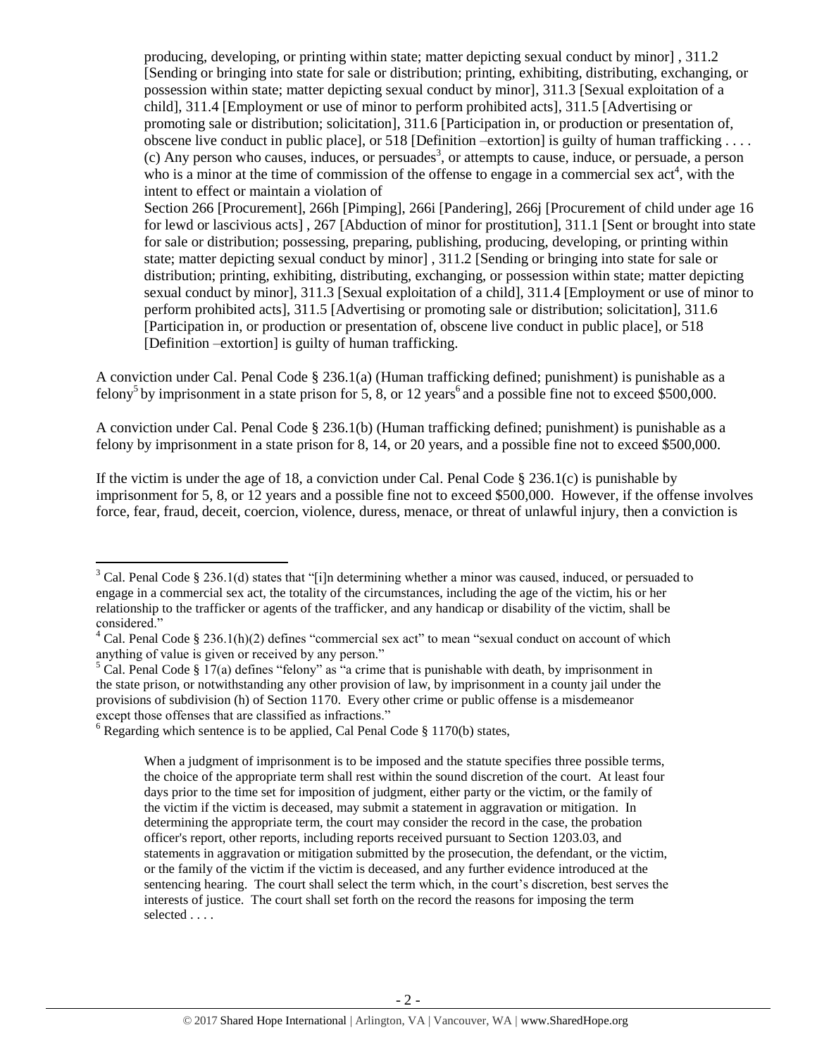> producing, developing, or printing within state; matter depicting sexual conduct by minor] , 311.2 [Sending or bringing into state for sale or distribution; printing, exhibiting, distributing, exchanging, or possession within state; matter depicting sexual conduct by minor], 311.3 [Sexual exploitation of a child], 311.4 [Employment or use of minor to perform prohibited acts], 311.5 [Advertising or promoting sale or distribution; solicitation], 311.6 [Participation in, or production or presentation of, obscene live conduct in public place], or 518 [Definition –extortion] is guilty of human trafficking . . . .
> (c) Any person who causes, induces, or persuades[3], or attempts to cause, induce, or persuade, a person who is a minor at the time of commission of the offense to engage in a commercial sex act[4], with the intent to effect or maintain a violation of
> Section 266 [Procurement], 266h [Pimping], 266i [Pandering], 266j [Procurement of child under age 16 for lewd or lascivious acts] , 267 [Abduction of minor for prostitution], 311.1 [Sent or brought into state for sale or distribution; possessing, preparing, publishing, producing, developing, or printing within state; matter depicting sexual conduct by minor] , 311.2 [Sending or bringing into state for sale or distribution; printing, exhibiting, distributing, exchanging, or possession within state; matter depicting sexual conduct by minor], 311.3 [Sexual exploitation of a child], 311.4 [Employment or use of minor to perform prohibited acts], 311.5 [Advertising or promoting sale or distribution; solicitation], 311.6 [Participation in, or production or presentation of, obscene live conduct in public place], or 518 [Definition –extortion] is guilty of human trafficking.

A conviction under Cal. Penal Code § 236.1(a) (Human trafficking defined; punishment) is punishable as a felony[5] by imprisonment in a state prison for 5, 8, or 12 years[6] and a possible fine not to exceed $500,000.

A conviction under Cal. Penal Code § 236.1(b) (Human trafficking defined; punishment) is punishable as a felony by imprisonment in a state prison for 8, 14, or 20 years, and a possible fine not to exceed $500,000.

If the victim is under the age of 18, a conviction under Cal. Penal Code § 236.1(c) is punishable by imprisonment for 5, 8, or 12 years and a possible fine not to exceed $500,000. However, if the offense involves force, fear, fraud, deceit, coercion, violence, duress, menace, or threat of unlawful injury, then a conviction is

---

[3] Cal. Penal Code § 236.1(d) states that "[i]n determining whether a minor was caused, induced, or persuaded to engage in a commercial sex act, the totality of the circumstances, including the age of the victim, his or her relationship to the trafficker or agents of the trafficker, and any handicap or disability of the victim, shall be considered."

[4] Cal. Penal Code § 236.1(h)(2) defines "commercial sex act" to mean "sexual conduct on account of which anything of value is given or received by any person."

[5] Cal. Penal Code § 17(a) defines "felony" as "a crime that is punishable with death, by imprisonment in the state prison, or notwithstanding any other provision of law, by imprisonment in a county jail under the provisions of subdivision (h) of Section 1170. Every other crime or public offense is a misdemeanor except those offenses that are classified as infractions."

[6] Regarding which sentence is to be applied, Cal Penal Code § 1170(b) states,

> When a judgment of imprisonment is to be imposed and the statute specifies three possible terms, the choice of the appropriate term shall rest within the sound discretion of the court. At least four days prior to the time set for imposition of judgment, either party or the victim, or the family of the victim if the victim is deceased, may submit a statement in aggravation or mitigation. In determining the appropriate term, the court may consider the record in the case, the probation officer's report, other reports, including reports received pursuant to Section 1203.03, and statements in aggravation or mitigation submitted by the prosecution, the defendant, or the victim, or the family of the victim if the victim is deceased, and any further evidence introduced at the sentencing hearing. The court shall select the term which, in the court's discretion, best serves the interests of justice. The court shall set forth on the record the reasons for imposing the term selected . . . .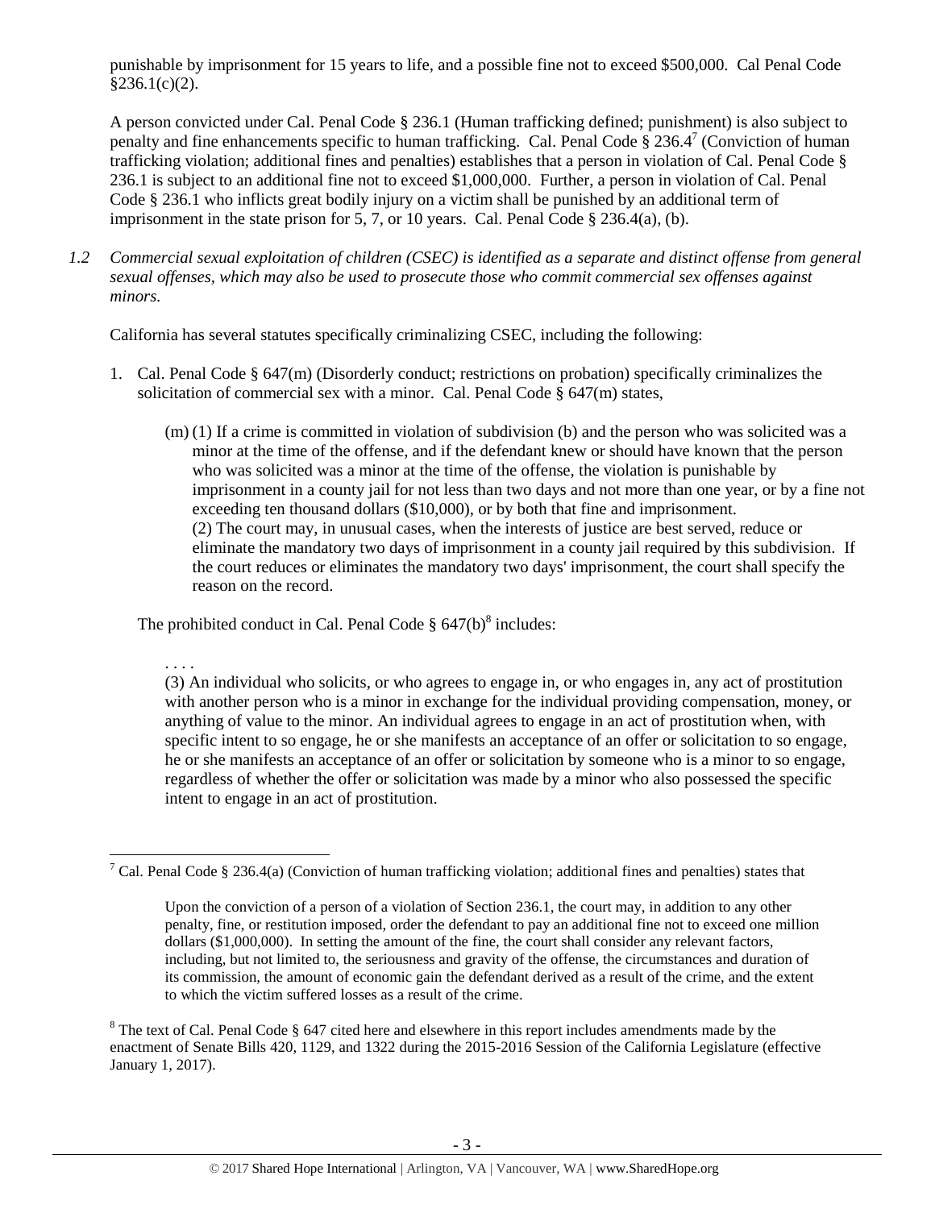punishable by imprisonment for 15 years to life, and a possible fine not to exceed $500,000. Cal Penal Code §236.1(c)(2).

A person convicted under Cal. Penal Code § 236.1 (Human trafficking defined; punishment) is also subject to penalty and fine enhancements specific to human trafficking. Cal. Penal Code § 236.4[7] (Conviction of human trafficking violation; additional fines and penalties) establishes that a person in violation of Cal. Penal Code § 236.1 is subject to an additional fine not to exceed $1,000,000. Further, a person in violation of Cal. Penal Code § 236.1 who inflicts great bodily injury on a victim shall be punished by an additional term of imprisonment in the state prison for 5, 7, or 10 years. Cal. Penal Code § 236.4(a), (b).

*1.2 Commercial sexual exploitation of children (CSEC) is identified as a separate and distinct offense from general sexual offenses, which may also be used to prosecute those who commit commercial sex offenses against minors.*

California has several statutes specifically criminalizing CSEC, including the following:

1. Cal. Penal Code § 647(m) (Disorderly conduct; restrictions on probation) specifically criminalizes the solicitation of commercial sex with a minor. Cal. Penal Code § 647(m) states,

   (m) (1) If a crime is committed in violation of subdivision (b) and the person who was solicited was a minor at the time of the offense, and if the defendant knew or should have known that the person who was solicited was a minor at the time of the offense, the violation is punishable by imprisonment in a county jail for not less than two days and not more than one year, or by a fine not exceeding ten thousand dollars ($10,000), or by both that fine and imprisonment.
   (2) The court may, in unusual cases, when the interests of justice are best served, reduce or eliminate the mandatory two days of imprisonment in a county jail required by this subdivision. If the court reduces or eliminates the mandatory two days' imprisonment, the court shall specify the reason on the record.

The prohibited conduct in Cal. Penal Code § 647(b)[8] includes:

. . . .
(3) An individual who solicits, or who agrees to engage in, or who engages in, any act of prostitution with another person who is a minor in exchange for the individual providing compensation, money, or anything of value to the minor. An individual agrees to engage in an act of prostitution when, with specific intent to so engage, he or she manifests an acceptance of an offer or solicitation to so engage, he or she manifests an acceptance of an offer or solicitation by someone who is a minor to so engage, regardless of whether the offer or solicitation was made by a minor who also possessed the specific intent to engage in an act of prostitution.

---

[7] Cal. Penal Code § 236.4(a) (Conviction of human trafficking violation; additional fines and penalties) states that

> Upon the conviction of a person of a violation of Section 236.1, the court may, in addition to any other penalty, fine, or restitution imposed, order the defendant to pay an additional fine not to exceed one million dollars ($1,000,000). In setting the amount of the fine, the court shall consider any relevant factors, including, but not limited to, the seriousness and gravity of the offense, the circumstances and duration of its commission, the amount of economic gain the defendant derived as a result of the crime, and the extent to which the victim suffered losses as a result of the crime.

[8] The text of Cal. Penal Code § 647 cited here and elsewhere in this report includes amendments made by the enactment of Senate Bills 420, 1129, and 1322 during the 2015-2016 Session of the California Legislature (effective January 1, 2017).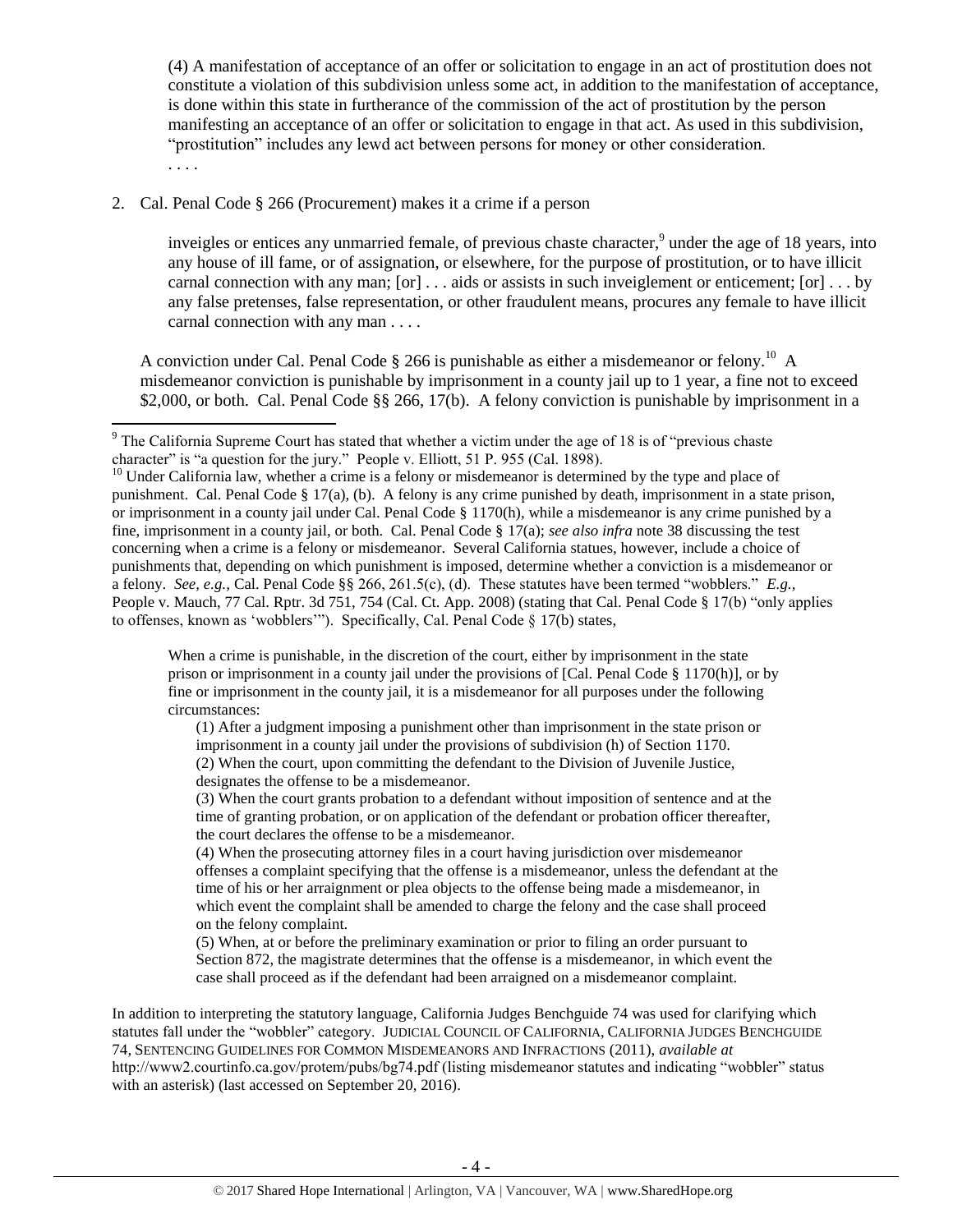> (4) A manifestation of acceptance of an offer or solicitation to engage in an act of prostitution does not constitute a violation of this subdivision unless some act, in addition to the manifestation of acceptance, is done within this state in furtherance of the commission of the act of prostitution by the person manifesting an acceptance of an offer or solicitation to engage in that act. As used in this subdivision, "prostitution" includes any lewd act between persons for money or other consideration.
>
> . . . .

2. Cal. Penal Code § 266 (Procurement) makes it a crime if a person

> inveigles or entices any unmarried female, of previous chaste character,[9] under the age of 18 years, into any house of ill fame, or of assignation, or elsewhere, for the purpose of prostitution, or to have illicit carnal connection with any man; [or] . . . aids or assists in such inveiglement or enticement; [or] . . . by any false pretenses, false representation, or other fraudulent means, procures any female to have illicit carnal connection with any man . . . .

A conviction under Cal. Penal Code § 266 is punishable as either a misdemeanor or felony.[10] A misdemeanor conviction is punishable by imprisonment in a county jail up to 1 year, a fine not to exceed $2,000, or both. Cal. Penal Code §§ 266, 17(b). A felony conviction is punishable by imprisonment in a

---

[9] The California Supreme Court has stated that whether a victim under the age of 18 is of "previous chaste character" is "a question for the jury." People v. Elliott, 51 P. 955 (Cal. 1898).

[10] Under California law, whether a crime is a felony or misdemeanor is determined by the type and place of punishment. Cal. Penal Code § 17(a), (b). A felony is any crime punished by death, imprisonment in a state prison, or imprisonment in a county jail under Cal. Penal Code § 1170(h), while a misdemeanor is any crime punished by a fine, imprisonment in a county jail, or both. Cal. Penal Code § 17(a); *see also infra* note 38 discussing the test concerning when a crime is a felony or misdemeanor. Several California statues, however, include a choice of punishments that, depending on which punishment is imposed, determine whether a conviction is a misdemeanor or a felony. *See, e.g.,* Cal. Penal Code §§ 266, 261.5(c), (d). These statutes have been termed "wobblers." *E.g.,* People v. Mauch, 77 Cal. Rptr. 3d 751, 754 (Cal. Ct. App. 2008) (stating that Cal. Penal Code § 17(b) "only applies to offenses, known as 'wobblers'"). Specifically, Cal. Penal Code § 17(b) states,

> When a crime is punishable, in the discretion of the court, either by imprisonment in the state prison or imprisonment in a county jail under the provisions of [Cal. Penal Code § 1170(h)], or by fine or imprisonment in the county jail, it is a misdemeanor for all purposes under the following circumstances:
>
> (1) After a judgment imposing a punishment other than imprisonment in the state prison or imprisonment in a county jail under the provisions of subdivision (h) of Section 1170.
> (2) When the court, upon committing the defendant to the Division of Juvenile Justice, designates the offense to be a misdemeanor.
> (3) When the court grants probation to a defendant without imposition of sentence and at the time of granting probation, or on application of the defendant or probation officer thereafter, the court declares the offense to be a misdemeanor.
> (4) When the prosecuting attorney files in a court having jurisdiction over misdemeanor offenses a complaint specifying that the offense is a misdemeanor, unless the defendant at the time of his or her arraignment or plea objects to the offense being made a misdemeanor, in which event the complaint shall be amended to charge the felony and the case shall proceed on the felony complaint.
> (5) When, at or before the preliminary examination or prior to filing an order pursuant to Section 872, the magistrate determines that the offense is a misdemeanor, in which event the case shall proceed as if the defendant had been arraigned on a misdemeanor complaint.

In addition to interpreting the statutory language, California Judges Benchguide 74 was used for clarifying which statutes fall under the "wobbler" category. JUDICIAL COUNCIL OF CALIFORNIA, CALIFORNIA JUDGES BENCHGUIDE 74, SENTENCING GUIDELINES FOR COMMON MISDEMEANORS AND INFRACTIONS (2011), *available at* http://www2.courtinfo.ca.gov/protem/pubs/bg74.pdf (listing misdemeanor statutes and indicating "wobbler" status with an asterisk) (last accessed on September 20, 2016).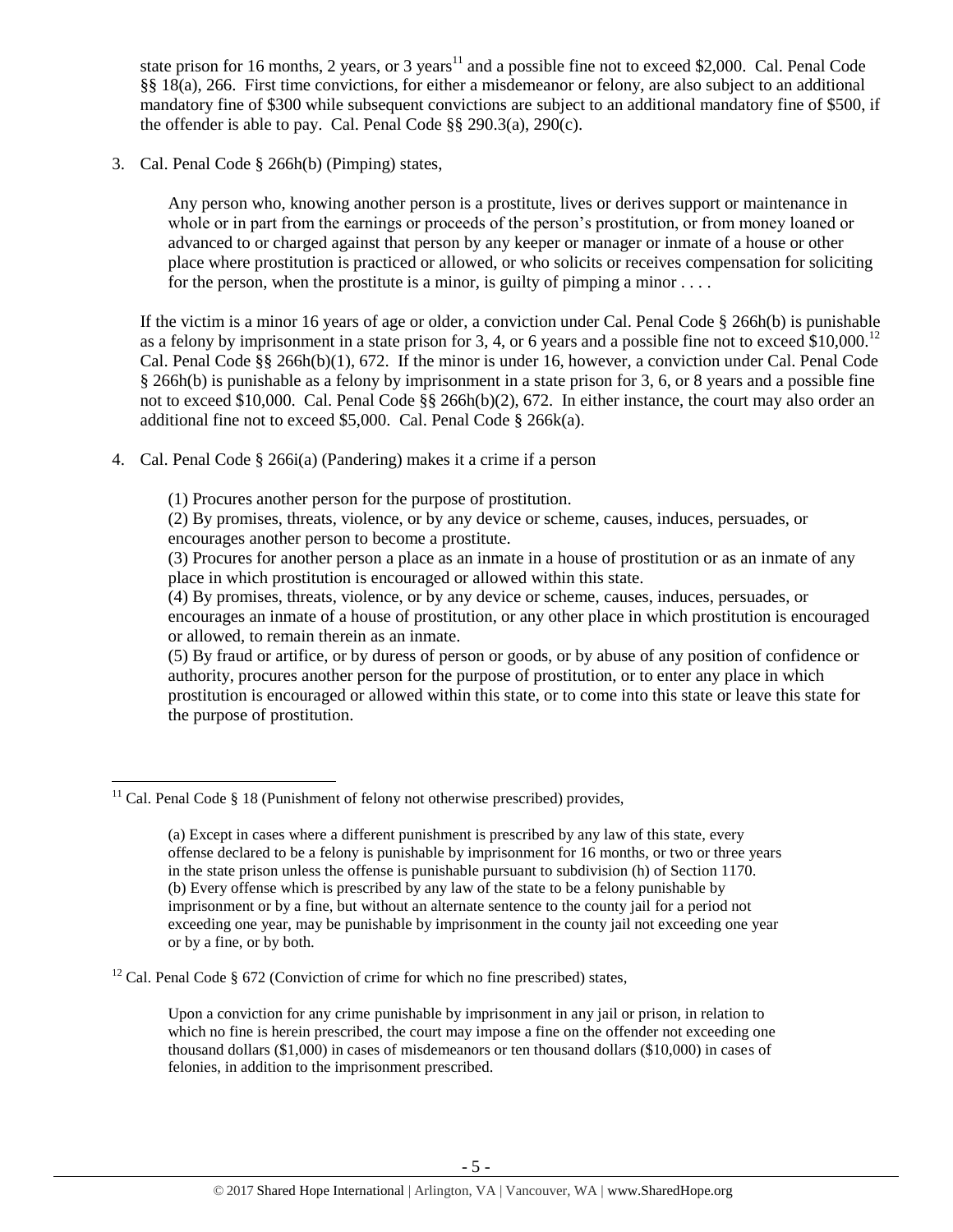state prison for 16 months, 2 years, or 3 years[11] and a possible fine not to exceed $2,000. Cal. Penal Code §§ 18(a), 266. First time convictions, for either a misdemeanor or felony, are also subject to an additional mandatory fine of $300 while subsequent convictions are subject to an additional mandatory fine of $500, if the offender is able to pay. Cal. Penal Code §§ 290.3(a), 290(c).

3. Cal. Penal Code § 266h(b) (Pimping) states,

> Any person who, knowing another person is a prostitute, lives or derives support or maintenance in whole or in part from the earnings or proceeds of the person's prostitution, or from money loaned or advanced to or charged against that person by any keeper or manager or inmate of a house or other place where prostitution is practiced or allowed, or who solicits or receives compensation for soliciting for the person, when the prostitute is a minor, is guilty of pimping a minor . . . .

If the victim is a minor 16 years of age or older, a conviction under Cal. Penal Code § 266h(b) is punishable as a felony by imprisonment in a state prison for 3, 4, or 6 years and a possible fine not to exceed $10,000.[12] Cal. Penal Code §§ 266h(b)(1), 672. If the minor is under 16, however, a conviction under Cal. Penal Code § 266h(b) is punishable as a felony by imprisonment in a state prison for 3, 6, or 8 years and a possible fine not to exceed $10,000. Cal. Penal Code §§ 266h(b)(2), 672. In either instance, the court may also order an additional fine not to exceed $5,000. Cal. Penal Code § 266k(a).

4. Cal. Penal Code § 266i(a) (Pandering) makes it a crime if a person

> (1) Procures another person for the purpose of prostitution.
> (2) By promises, threats, violence, or by any device or scheme, causes, induces, persuades, or encourages another person to become a prostitute.
> (3) Procures for another person a place as an inmate in a house of prostitution or as an inmate of any place in which prostitution is encouraged or allowed within this state.
> (4) By promises, threats, violence, or by any device or scheme, causes, induces, persuades, or encourages an inmate of a house of prostitution, or any other place in which prostitution is encouraged or allowed, to remain therein as an inmate.
> (5) By fraud or artifice, or by duress of person or goods, or by abuse of any position of confidence or authority, procures another person for the purpose of prostitution, or to enter any place in which prostitution is encouraged or allowed within this state, or to come into this state or leave this state for the purpose of prostitution.

---

[11] Cal. Penal Code § 18 (Punishment of felony not otherwise prescribed) provides,

> (a) Except in cases where a different punishment is prescribed by any law of this state, every offense declared to be a felony is punishable by imprisonment for 16 months, or two or three years in the state prison unless the offense is punishable pursuant to subdivision (h) of Section 1170.
> (b) Every offense which is prescribed by any law of the state to be a felony punishable by imprisonment or by a fine, but without an alternate sentence to the county jail for a period not exceeding one year, may be punishable by imprisonment in the county jail not exceeding one year or by a fine, or by both.

[12] Cal. Penal Code § 672 (Conviction of crime for which no fine prescribed) states,

> Upon a conviction for any crime punishable by imprisonment in any jail or prison, in relation to which no fine is herein prescribed, the court may impose a fine on the offender not exceeding one thousand dollars ($1,000) in cases of misdemeanors or ten thousand dollars ($10,000) in cases of felonies, in addition to the imprisonment prescribed.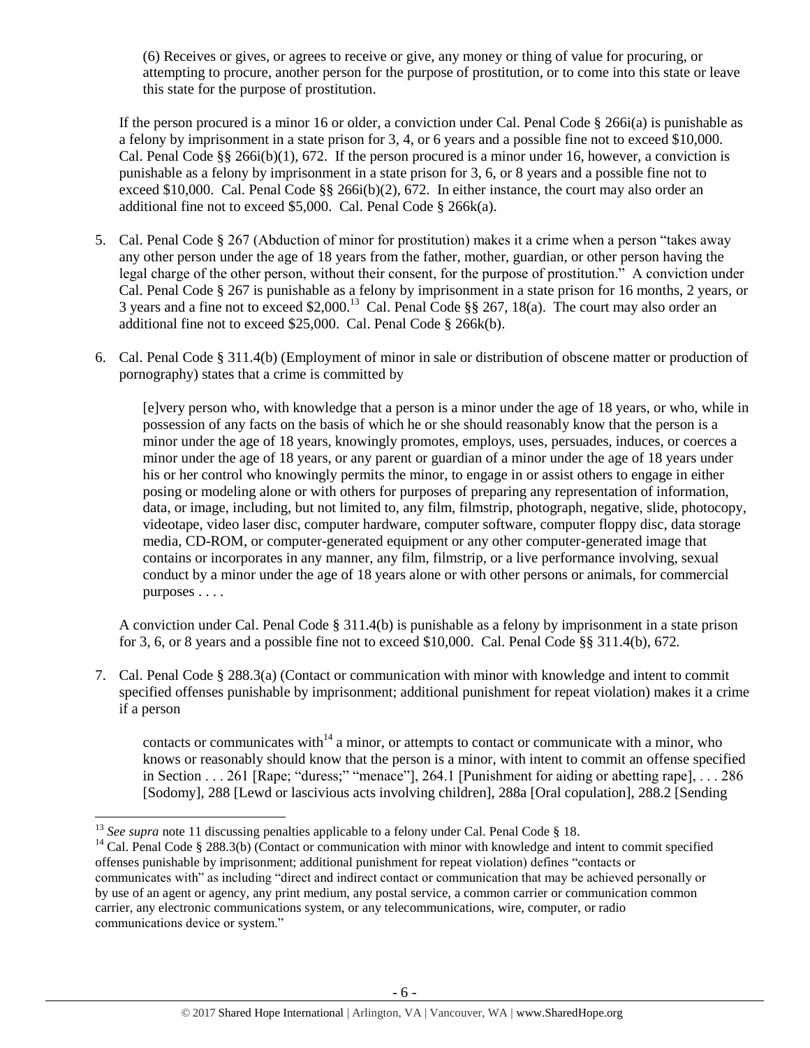(6) Receives or gives, or agrees to receive or give, any money or thing of value for procuring, or attempting to procure, another person for the purpose of prostitution, or to come into this state or leave this state for the purpose of prostitution.

If the person procured is a minor 16 or older, a conviction under Cal. Penal Code § 266i(a) is punishable as a felony by imprisonment in a state prison for 3, 4, or 6 years and a possible fine not to exceed $10,000. Cal. Penal Code §§ 266i(b)(1), 672. If the person procured is a minor under 16, however, a conviction is punishable as a felony by imprisonment in a state prison for 3, 6, or 8 years and a possible fine not to exceed $10,000. Cal. Penal Code §§ 266i(b)(2), 672. In either instance, the court may also order an additional fine not to exceed $5,000. Cal. Penal Code § 266k(a).

5. Cal. Penal Code § 267 (Abduction of minor for prostitution) makes it a crime when a person "takes away any other person under the age of 18 years from the father, mother, guardian, or other person having the legal charge of the other person, without their consent, for the purpose of prostitution." A conviction under Cal. Penal Code § 267 is punishable as a felony by imprisonment in a state prison for 16 months, 2 years, or 3 years and a fine not to exceed $2,000.[13] Cal. Penal Code §§ 267, 18(a). The court may also order an additional fine not to exceed $25,000. Cal. Penal Code § 266k(b).

6. Cal. Penal Code § 311.4(b) (Employment of minor in sale or distribution of obscene matter or production of pornography) states that a crime is committed by

   [e]very person who, with knowledge that a person is a minor under the age of 18 years, or who, while in possession of any facts on the basis of which he or she should reasonably know that the person is a minor under the age of 18 years, knowingly promotes, employs, uses, persuades, induces, or coerces a minor under the age of 18 years, or any parent or guardian of a minor under the age of 18 years under his or her control who knowingly permits the minor, to engage in or assist others to engage in either posing or modeling alone or with others for purposes of preparing any representation of information, data, or image, including, but not limited to, any film, filmstrip, photograph, negative, slide, photocopy, videotape, video laser disc, computer hardware, computer software, computer floppy disc, data storage media, CD-ROM, or computer-generated equipment or any other computer-generated image that contains or incorporates in any manner, any film, filmstrip, or a live performance involving, sexual conduct by a minor under the age of 18 years alone or with other persons or animals, for commercial purposes . . . .

   A conviction under Cal. Penal Code § 311.4(b) is punishable as a felony by imprisonment in a state prison for 3, 6, or 8 years and a possible fine not to exceed $10,000. Cal. Penal Code §§ 311.4(b), 672.

7. Cal. Penal Code § 288.3(a) (Contact or communication with minor with knowledge and intent to commit specified offenses punishable by imprisonment; additional punishment for repeat violation) makes it a crime if a person

   contacts or communicates with[14] a minor, or attempts to contact or communicate with a minor, who knows or reasonably should know that the person is a minor, with intent to commit an offense specified in Section . . . 261 [Rape; "duress;" "menace"], 264.1 [Punishment for aiding or abetting rape], . . . 286 [Sodomy], 288 [Lewd or lascivious acts involving children], 288a [Oral copulation], 288.2 [Sending

[13] *See supra* note 11 discussing penalties applicable to a felony under Cal. Penal Code § 18.

[14] Cal. Penal Code § 288.3(b) (Contact or communication with minor with knowledge and intent to commit specified offenses punishable by imprisonment; additional punishment for repeat violation) defines "contacts or communicates with" as including "direct and indirect contact or communication that may be achieved personally or by use of an agent or agency, any print medium, any postal service, a common carrier or communication common carrier, any electronic communications system, or any telecommunications, wire, computer, or radio communications device or system."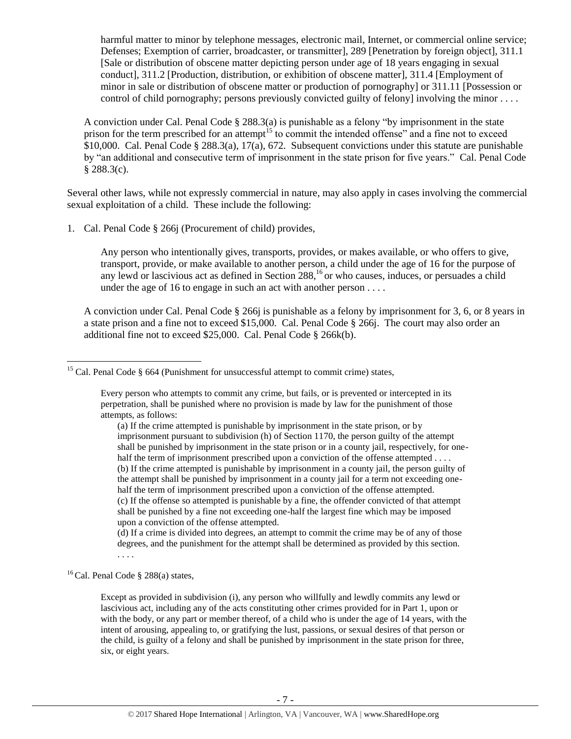> harmful matter to minor by telephone messages, electronic mail, Internet, or commercial online service; Defenses; Exemption of carrier, broadcaster, or transmitter], 289 [Penetration by foreign object], 311.1 [Sale or distribution of obscene matter depicting person under age of 18 years engaging in sexual conduct], 311.2 [Production, distribution, or exhibition of obscene matter], 311.4 [Employment of minor in sale or distribution of obscene matter or production of pornography] or 311.11 [Possession or control of child pornography; persons previously convicted guilty of felony] involving the minor . . . .

A conviction under Cal. Penal Code § 288.3(a) is punishable as a felony "by imprisonment in the state prison for the term prescribed for an attempt[15] to commit the intended offense" and a fine not to exceed $10,000. Cal. Penal Code § 288.3(a), 17(a), 672. Subsequent convictions under this statute are punishable by "an additional and consecutive term of imprisonment in the state prison for five years." Cal. Penal Code § 288.3(c).

Several other laws, while not expressly commercial in nature, may also apply in cases involving the commercial sexual exploitation of a child. These include the following:

1. Cal. Penal Code § 266j (Procurement of child) provides,

   > Any person who intentionally gives, transports, provides, or makes available, or who offers to give, transport, provide, or make available to another person, a child under the age of 16 for the purpose of any lewd or lascivious act as defined in Section 288,[16] or who causes, induces, or persuades a child under the age of 16 to engage in such an act with another person . . . .

   A conviction under Cal. Penal Code § 266j is punishable as a felony by imprisonment for 3, 6, or 8 years in a state prison and a fine not to exceed $15,000. Cal. Penal Code § 266j. The court may also order an additional fine not to exceed $25,000. Cal. Penal Code § 266k(b).

---

[15] Cal. Penal Code § 664 (Punishment for unsuccessful attempt to commit crime) states,

> Every person who attempts to commit any crime, but fails, or is prevented or intercepted in its perpetration, shall be punished where no provision is made by law for the punishment of those attempts, as follows:
>
> (a) If the crime attempted is punishable by imprisonment in the state prison, or by imprisonment pursuant to subdivision (h) of Section 1170, the person guilty of the attempt shall be punished by imprisonment in the state prison or in a county jail, respectively, for one-half the term of imprisonment prescribed upon a conviction of the offense attempted . . . .
> (b) If the crime attempted is punishable by imprisonment in a county jail, the person guilty of the attempt shall be punished by imprisonment in a county jail for a term not exceeding one-half the term of imprisonment prescribed upon a conviction of the offense attempted.
> (c) If the offense so attempted is punishable by a fine, the offender convicted of that attempt shall be punished by a fine not exceeding one-half the largest fine which may be imposed upon a conviction of the offense attempted.
> (d) If a crime is divided into degrees, an attempt to commit the crime may be of any of those degrees, and the punishment for the attempt shall be determined as provided by this section.
> . . . .

[16] Cal. Penal Code § 288(a) states,

> Except as provided in subdivision (i), any person who willfully and lewdly commits any lewd or lascivious act, including any of the acts constituting other crimes provided for in Part 1, upon or with the body, or any part or member thereof, of a child who is under the age of 14 years, with the intent of arousing, appealing to, or gratifying the lust, passions, or sexual desires of that person or the child, is guilty of a felony and shall be punished by imprisonment in the state prison for three, six, or eight years.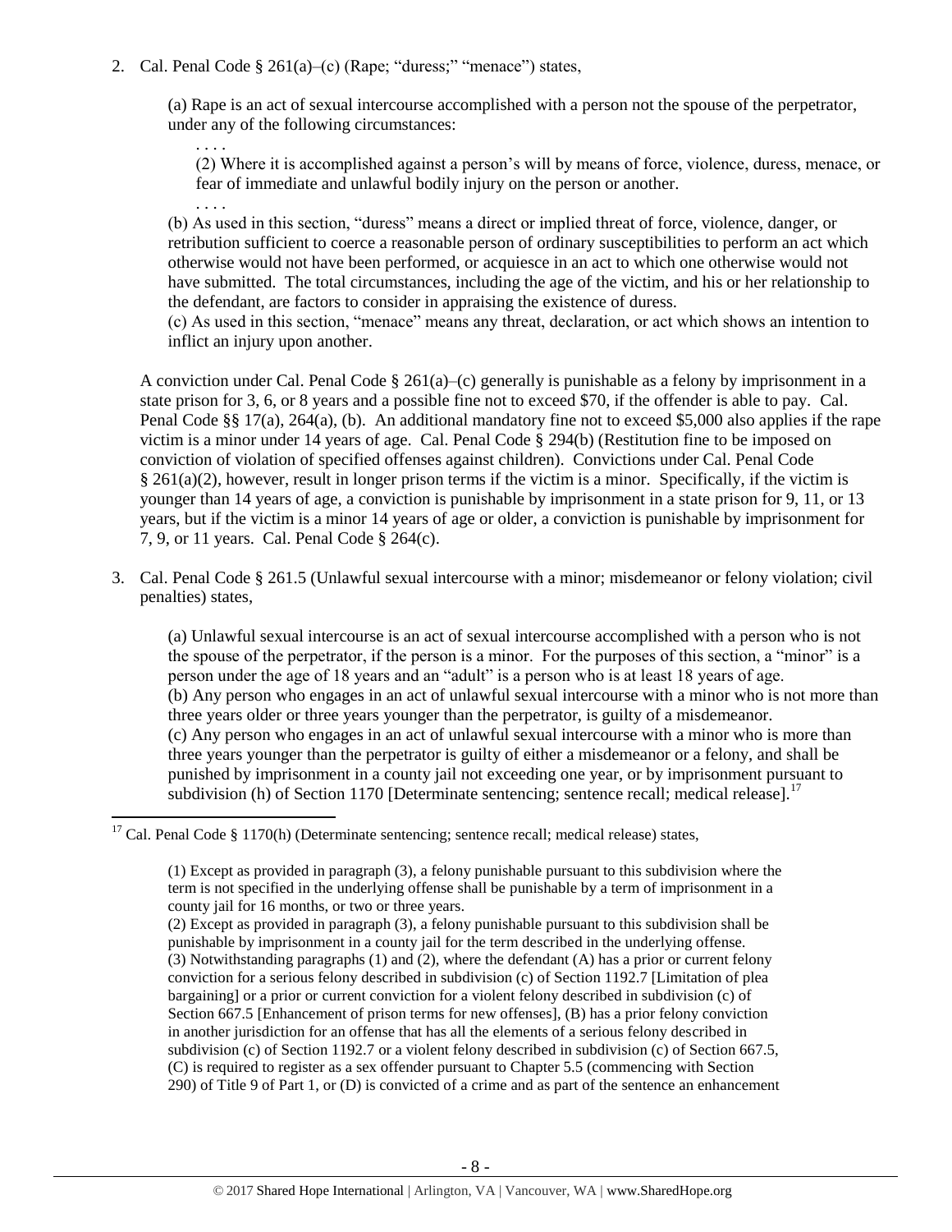2. Cal. Penal Code § 261(a)–(c) (Rape; "duress;" "menace") states,

   (a) Rape is an act of sexual intercourse accomplished with a person not the spouse of the perpetrator, under any of the following circumstances:

   . . . .

   (2) Where it is accomplished against a person's will by means of force, violence, duress, menace, or fear of immediate and unlawful bodily injury on the person or another.

   . . . .

   (b) As used in this section, "duress" means a direct or implied threat of force, violence, danger, or retribution sufficient to coerce a reasonable person of ordinary susceptibilities to perform an act which otherwise would not have been performed, or acquiesce in an act to which one otherwise would not have submitted. The total circumstances, including the age of the victim, and his or her relationship to the defendant, are factors to consider in appraising the existence of duress.
   (c) As used in this section, "menace" means any threat, declaration, or act which shows an intention to inflict an injury upon another.

   A conviction under Cal. Penal Code § 261(a)–(c) generally is punishable as a felony by imprisonment in a state prison for 3, 6, or 8 years and a possible fine not to exceed $70, if the offender is able to pay. Cal. Penal Code §§ 17(a), 264(a), (b). An additional mandatory fine not to exceed $5,000 also applies if the rape victim is a minor under 14 years of age. Cal. Penal Code § 294(b) (Restitution fine to be imposed on conviction of violation of specified offenses against children). Convictions under Cal. Penal Code § 261(a)(2), however, result in longer prison terms if the victim is a minor. Specifically, if the victim is younger than 14 years of age, a conviction is punishable by imprisonment in a state prison for 9, 11, or 13 years, but if the victim is a minor 14 years of age or older, a conviction is punishable by imprisonment for 7, 9, or 11 years. Cal. Penal Code § 264(c).

3. Cal. Penal Code § 261.5 (Unlawful sexual intercourse with a minor; misdemeanor or felony violation; civil penalties) states,

   (a) Unlawful sexual intercourse is an act of sexual intercourse accomplished with a person who is not the spouse of the perpetrator, if the person is a minor. For the purposes of this section, a "minor" is a person under the age of 18 years and an "adult" is a person who is at least 18 years of age.
   (b) Any person who engages in an act of unlawful sexual intercourse with a minor who is not more than three years older or three years younger than the perpetrator, is guilty of a misdemeanor.
   (c) Any person who engages in an act of unlawful sexual intercourse with a minor who is more than three years younger than the perpetrator is guilty of either a misdemeanor or a felony, and shall be punished by imprisonment in a county jail not exceeding one year, or by imprisonment pursuant to subdivision (h) of Section 1170 [Determinate sentencing; sentence recall; medical release].[17]

---

[17] Cal. Penal Code § 1170(h) (Determinate sentencing; sentence recall; medical release) states,

> (1) Except as provided in paragraph (3), a felony punishable pursuant to this subdivision where the term is not specified in the underlying offense shall be punishable by a term of imprisonment in a county jail for 16 months, or two or three years.
> (2) Except as provided in paragraph (3), a felony punishable pursuant to this subdivision shall be punishable by imprisonment in a county jail for the term described in the underlying offense.
> (3) Notwithstanding paragraphs (1) and (2), where the defendant (A) has a prior or current felony conviction for a serious felony described in subdivision (c) of Section 1192.7 [Limitation of plea bargaining] or a prior or current conviction for a violent felony described in subdivision (c) of Section 667.5 [Enhancement of prison terms for new offenses], (B) has a prior felony conviction in another jurisdiction for an offense that has all the elements of a serious felony described in subdivision (c) of Section 1192.7 or a violent felony described in subdivision (c) of Section 667.5, (C) is required to register as a sex offender pursuant to Chapter 5.5 (commencing with Section 290) of Title 9 of Part 1, or (D) is convicted of a crime and as part of the sentence an enhancement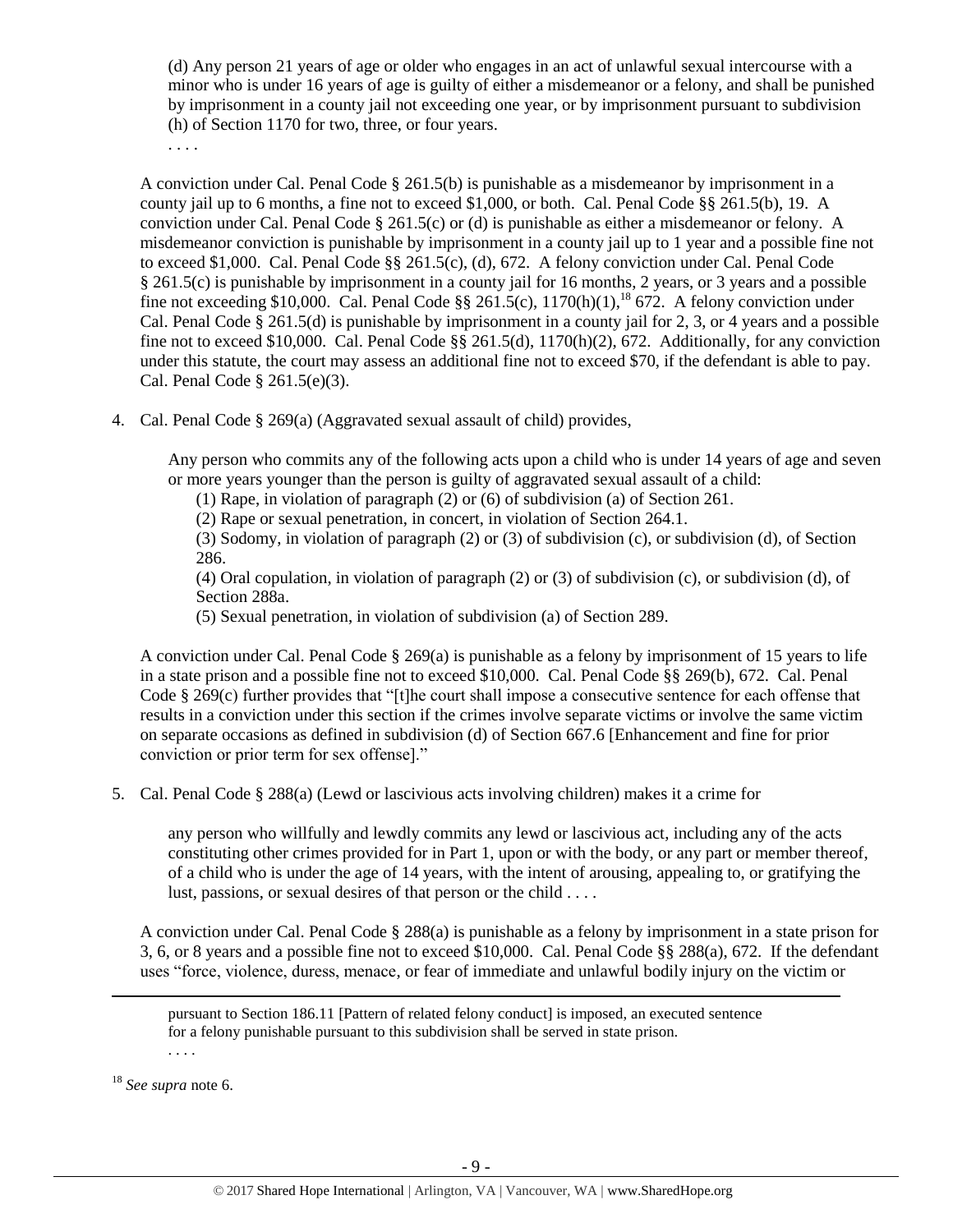> (d) Any person 21 years of age or older who engages in an act of unlawful sexual intercourse with a minor who is under 16 years of age is guilty of either a misdemeanor or a felony, and shall be punished by imprisonment in a county jail not exceeding one year, or by imprisonment pursuant to subdivision (h) of Section 1170 for two, three, or four years.
>
> . . . .

A conviction under Cal. Penal Code § 261.5(b) is punishable as a misdemeanor by imprisonment in a county jail up to 6 months, a fine not to exceed $1,000, or both. Cal. Penal Code §§ 261.5(b), 19. A conviction under Cal. Penal Code § 261.5(c) or (d) is punishable as either a misdemeanor or felony. A misdemeanor conviction is punishable by imprisonment in a county jail up to 1 year and a possible fine not to exceed $1,000. Cal. Penal Code §§ 261.5(c), (d), 672. A felony conviction under Cal. Penal Code § 261.5(c) is punishable by imprisonment in a county jail for 16 months, 2 years, or 3 years and a possible fine not exceeding $10,000. Cal. Penal Code §§ 261.5(c), 1170(h)(1),[18] 672. A felony conviction under Cal. Penal Code § 261.5(d) is punishable by imprisonment in a county jail for 2, 3, or 4 years and a possible fine not to exceed $10,000. Cal. Penal Code §§ 261.5(d), 1170(h)(2), 672. Additionally, for any conviction under this statute, the court may assess an additional fine not to exceed $70, if the defendant is able to pay. Cal. Penal Code § 261.5(e)(3).

4. Cal. Penal Code § 269(a) (Aggravated sexual assault of child) provides,

> Any person who commits any of the following acts upon a child who is under 14 years of age and seven or more years younger than the person is guilty of aggravated sexual assault of a child:
>
> (1) Rape, in violation of paragraph (2) or (6) of subdivision (a) of Section 261.
>
> (2) Rape or sexual penetration, in concert, in violation of Section 264.1.
>
> (3) Sodomy, in violation of paragraph (2) or (3) of subdivision (c), or subdivision (d), of Section 286.
>
> (4) Oral copulation, in violation of paragraph (2) or (3) of subdivision (c), or subdivision (d), of Section 288a.
>
> (5) Sexual penetration, in violation of subdivision (a) of Section 289.

A conviction under Cal. Penal Code § 269(a) is punishable as a felony by imprisonment of 15 years to life in a state prison and a possible fine not to exceed $10,000. Cal. Penal Code §§ 269(b), 672. Cal. Penal Code § 269(c) further provides that "[t]he court shall impose a consecutive sentence for each offense that results in a conviction under this section if the crimes involve separate victims or involve the same victim on separate occasions as defined in subdivision (d) of Section 667.6 [Enhancement and fine for prior conviction or prior term for sex offense]."

5. Cal. Penal Code § 288(a) (Lewd or lascivious acts involving children) makes it a crime for

> any person who willfully and lewdly commits any lewd or lascivious act, including any of the acts constituting other crimes provided for in Part 1, upon or with the body, or any part or member thereof, of a child who is under the age of 14 years, with the intent of arousing, appealing to, or gratifying the lust, passions, or sexual desires of that person or the child . . . .

A conviction under Cal. Penal Code § 288(a) is punishable as a felony by imprisonment in a state prison for 3, 6, or 8 years and a possible fine not to exceed $10,000. Cal. Penal Code §§ 288(a), 672. If the defendant uses "force, violence, duress, menace, or fear of immediate and unlawful bodily injury on the victim or

---

> pursuant to Section 186.11 [Pattern of related felony conduct] is imposed, an executed sentence for a felony punishable pursuant to this subdivision shall be served in state prison.
>
> . . . .

[18] *See supra* note 6.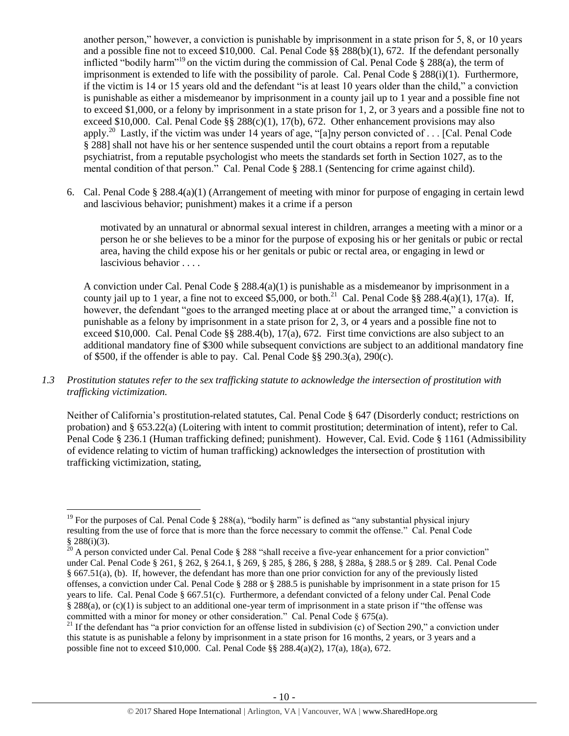another person," however, a conviction is punishable by imprisonment in a state prison for 5, 8, or 10 years and a possible fine not to exceed $10,000. Cal. Penal Code §§ 288(b)(1), 672. If the defendant personally inflicted "bodily harm"[19] on the victim during the commission of Cal. Penal Code § 288(a), the term of imprisonment is extended to life with the possibility of parole. Cal. Penal Code § 288(i)(1). Furthermore, if the victim is 14 or 15 years old and the defendant "is at least 10 years older than the child," a conviction is punishable as either a misdemeanor by imprisonment in a county jail up to 1 year and a possible fine not to exceed $1,000, or a felony by imprisonment in a state prison for 1, 2, or 3 years and a possible fine not to exceed $10,000. Cal. Penal Code §§ 288(c)(1), 17(b), 672. Other enhancement provisions may also apply.[20] Lastly, if the victim was under 14 years of age, "[a]ny person convicted of . . . [Cal. Penal Code § 288] shall not have his or her sentence suspended until the court obtains a report from a reputable psychiatrist, from a reputable psychologist who meets the standards set forth in Section 1027, as to the mental condition of that person." Cal. Penal Code § 288.1 (Sentencing for crime against child).

6. Cal. Penal Code § 288.4(a)(1) (Arrangement of meeting with minor for purpose of engaging in certain lewd and lascivious behavior; punishment) makes it a crime if a person

> motivated by an unnatural or abnormal sexual interest in children, arranges a meeting with a minor or a person he or she believes to be a minor for the purpose of exposing his or her genitals or pubic or rectal area, having the child expose his or her genitals or pubic or rectal area, or engaging in lewd or lascivious behavior . . . .

A conviction under Cal. Penal Code § 288.4(a)(1) is punishable as a misdemeanor by imprisonment in a county jail up to 1 year, a fine not to exceed $5,000, or both.[21] Cal. Penal Code §§ 288.4(a)(1), 17(a). If, however, the defendant "goes to the arranged meeting place at or about the arranged time," a conviction is punishable as a felony by imprisonment in a state prison for 2, 3, or 4 years and a possible fine not to exceed $10,000. Cal. Penal Code §§ 288.4(b), 17(a), 672. First time convictions are also subject to an additional mandatory fine of $300 while subsequent convictions are subject to an additional mandatory fine of $500, if the offender is able to pay. Cal. Penal Code §§ 290.3(a), 290(c).

*1.3 Prostitution statutes refer to the sex trafficking statute to acknowledge the intersection of prostitution with trafficking victimization.*

Neither of California's prostitution-related statutes, Cal. Penal Code § 647 (Disorderly conduct; restrictions on probation) and § 653.22(a) (Loitering with intent to commit prostitution; determination of intent), refer to Cal. Penal Code § 236.1 (Human trafficking defined; punishment). However, Cal. Evid. Code § 1161 (Admissibility of evidence relating to victim of human trafficking) acknowledges the intersection of prostitution with trafficking victimization, stating,

---

[19] For the purposes of Cal. Penal Code § 288(a), "bodily harm" is defined as "any substantial physical injury resulting from the use of force that is more than the force necessary to commit the offense." Cal. Penal Code § 288(i)(3).

[20] A person convicted under Cal. Penal Code § 288 "shall receive a five-year enhancement for a prior conviction" under Cal. Penal Code § 261, § 262, § 264.1, § 269, § 285, § 286, § 288, § 288a, § 288.5 or § 289. Cal. Penal Code § 667.51(a), (b). If, however, the defendant has more than one prior conviction for any of the previously listed offenses, a conviction under Cal. Penal Code § 288 or § 288.5 is punishable by imprisonment in a state prison for 15 years to life. Cal. Penal Code § 667.51(c). Furthermore, a defendant convicted of a felony under Cal. Penal Code § 288(a), or (c)(1) is subject to an additional one-year term of imprisonment in a state prison if "the offense was committed with a minor for money or other consideration." Cal. Penal Code § 675(a).

[21] If the defendant has "a prior conviction for an offense listed in subdivision (c) of Section 290," a conviction under this statute is as punishable a felony by imprisonment in a state prison for 16 months, 2 years, or 3 years and a possible fine not to exceed $10,000. Cal. Penal Code §§ 288.4(a)(2), 17(a), 18(a), 672.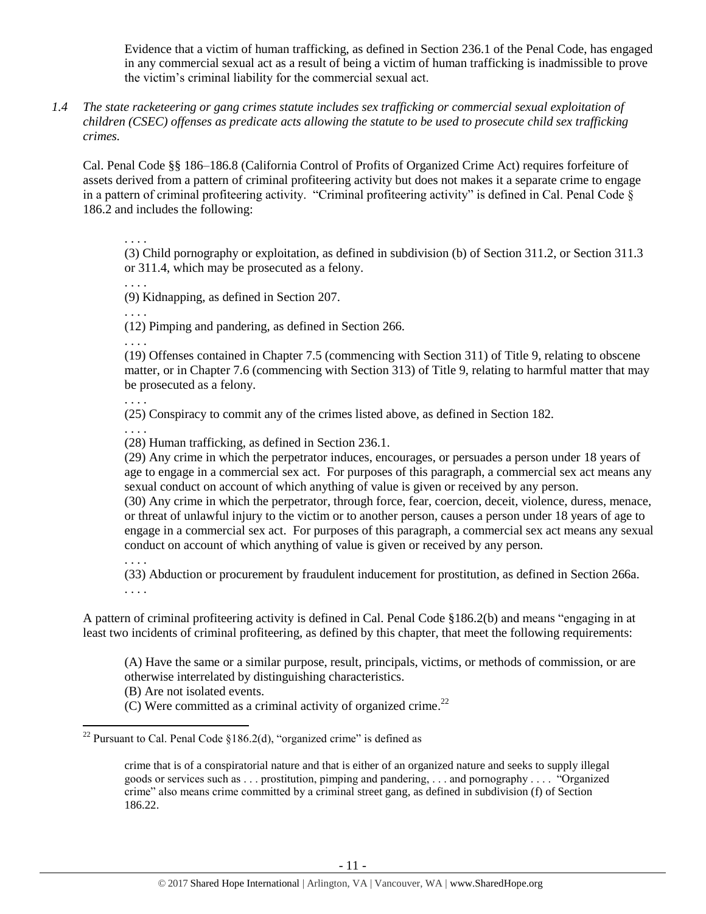> Evidence that a victim of human trafficking, as defined in Section 236.1 of the Penal Code, has engaged in any commercial sexual act as a result of being a victim of human trafficking is inadmissible to prove the victim's criminal liability for the commercial sexual act.

*1.4 The state racketeering or gang crimes statute includes sex trafficking or commercial sexual exploitation of children (CSEC) offenses as predicate acts allowing the statute to be used to prosecute child sex trafficking crimes.*

Cal. Penal Code §§ 186–186.8 (California Control of Profits of Organized Crime Act) requires forfeiture of assets derived from a pattern of criminal profiteering activity but does not makes it a separate crime to engage in a pattern of criminal profiteering activity. "Criminal profiteering activity" is defined in Cal. Penal Code § 186.2 and includes the following:

> . . . .
>
> (3) Child pornography or exploitation, as defined in subdivision (b) of Section 311.2, or Section 311.3 or 311.4, which may be prosecuted as a felony.
>
> . . . .
>
> (9) Kidnapping, as defined in Section 207.
>
> . . . .
>
> (12) Pimping and pandering, as defined in Section 266.
>
> . . . .
>
> (19) Offenses contained in Chapter 7.5 (commencing with Section 311) of Title 9, relating to obscene matter, or in Chapter 7.6 (commencing with Section 313) of Title 9, relating to harmful matter that may be prosecuted as a felony.
>
> . . . .
>
> (25) Conspiracy to commit any of the crimes listed above, as defined in Section 182.
>
> . . . .
>
> (28) Human trafficking, as defined in Section 236.1.
>
> (29) Any crime in which the perpetrator induces, encourages, or persuades a person under 18 years of age to engage in a commercial sex act. For purposes of this paragraph, a commercial sex act means any sexual conduct on account of which anything of value is given or received by any person.
>
> (30) Any crime in which the perpetrator, through force, fear, coercion, deceit, violence, duress, menace, or threat of unlawful injury to the victim or to another person, causes a person under 18 years of age to engage in a commercial sex act. For purposes of this paragraph, a commercial sex act means any sexual conduct on account of which anything of value is given or received by any person.
>
> . . . .
>
> (33) Abduction or procurement by fraudulent inducement for prostitution, as defined in Section 266a.
>
> . . . .

A pattern of criminal profiteering activity is defined in Cal. Penal Code §186.2(b) and means "engaging in at least two incidents of criminal profiteering, as defined by this chapter, that meet the following requirements:

> (A) Have the same or a similar purpose, result, principals, victims, or methods of commission, or are otherwise interrelated by distinguishing characteristics.
>
> (B) Are not isolated events.
>
> (C) Were committed as a criminal activity of organized crime.[22]

---

[22] Pursuant to Cal. Penal Code §186.2(d), "organized crime" is defined as

> crime that is of a conspiratorial nature and that is either of an organized nature and seeks to supply illegal goods or services such as . . . prostitution, pimping and pandering, . . . and pornography . . . . "Organized crime" also means crime committed by a criminal street gang, as defined in subdivision (f) of Section 186.22.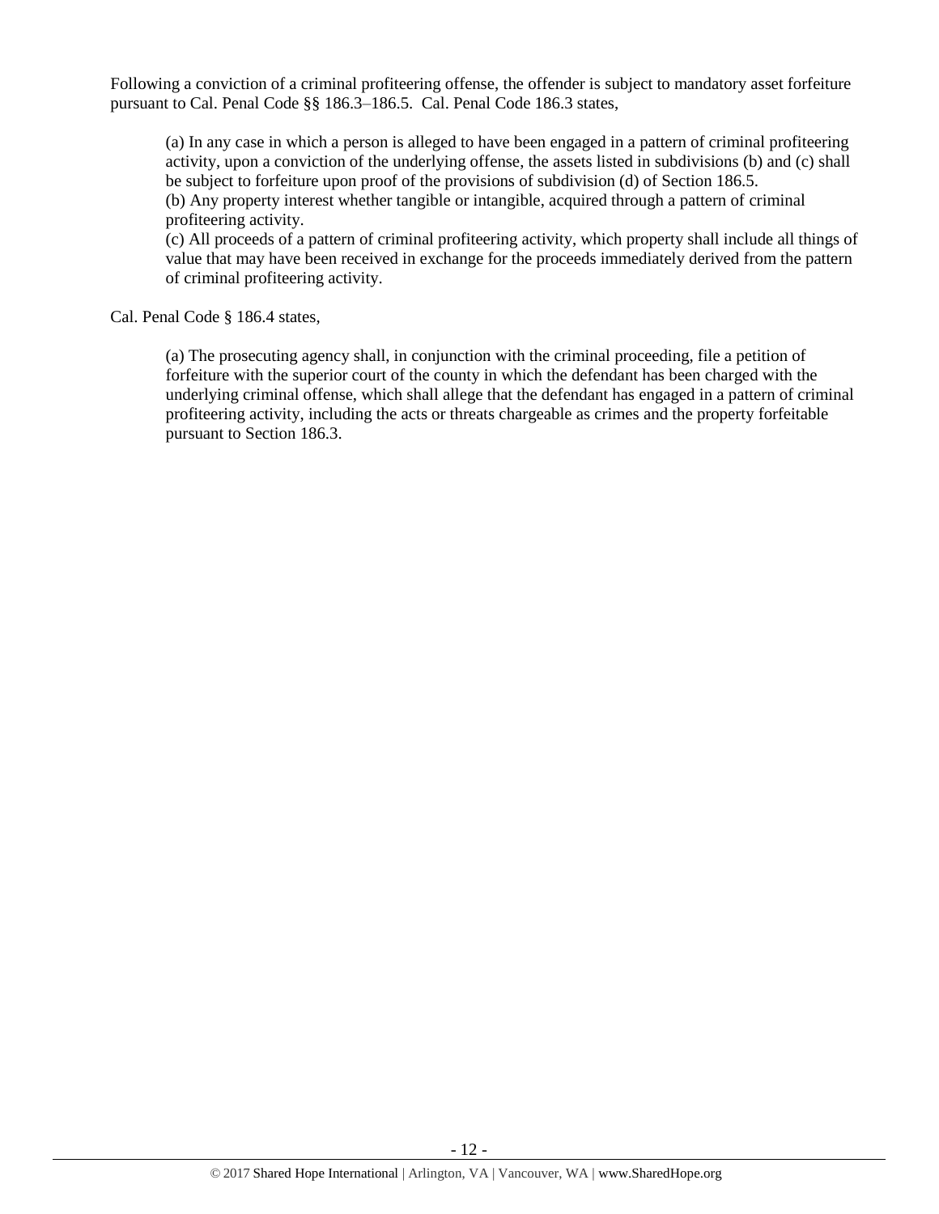Following a conviction of a criminal profiteering offense, the offender is subject to mandatory asset forfeiture pursuant to Cal. Penal Code §§ 186.3–186.5. Cal. Penal Code 186.3 states,

> (a) In any case in which a person is alleged to have been engaged in a pattern of criminal profiteering activity, upon a conviction of the underlying offense, the assets listed in subdivisions (b) and (c) shall be subject to forfeiture upon proof of the provisions of subdivision (d) of Section 186.5.
> (b) Any property interest whether tangible or intangible, acquired through a pattern of criminal profiteering activity.
> (c) All proceeds of a pattern of criminal profiteering activity, which property shall include all things of value that may have been received in exchange for the proceeds immediately derived from the pattern of criminal profiteering activity.

Cal. Penal Code § 186.4 states,

> (a) The prosecuting agency shall, in conjunction with the criminal proceeding, file a petition of forfeiture with the superior court of the county in which the defendant has been charged with the underlying criminal offense, which shall allege that the defendant has engaged in a pattern of criminal profiteering activity, including the acts or threats chargeable as crimes and the property forfeitable pursuant to Section 186.3.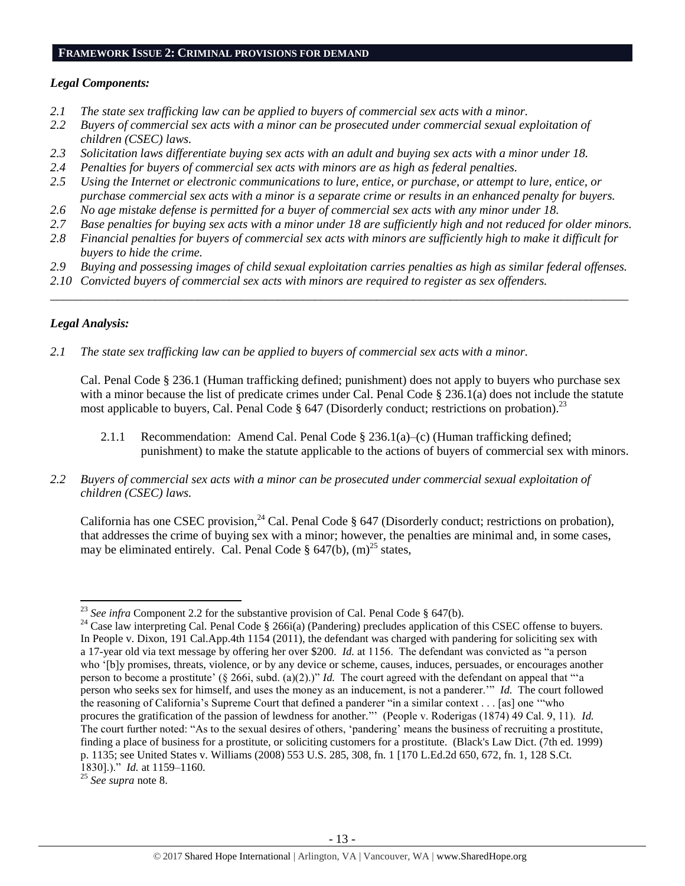## FRAMEWORK ISSUE 2: CRIMINAL PROVISIONS FOR DEMAND

### *Legal Components:*

*2.1 The state sex trafficking law can be applied to buyers of commercial sex acts with a minor.*
*2.2 Buyers of commercial sex acts with a minor can be prosecuted under commercial sexual exploitation of children (CSEC) laws.*
*2.3 Solicitation laws differentiate buying sex acts with an adult and buying sex acts with a minor under 18.*
*2.4 Penalties for buyers of commercial sex acts with minors are as high as federal penalties.*
*2.5 Using the Internet or electronic communications to lure, entice, or purchase, or attempt to lure, entice, or purchase commercial sex acts with a minor is a separate crime or results in an enhanced penalty for buyers.*
*2.6 No age mistake defense is permitted for a buyer of commercial sex acts with any minor under 18.*
*2.7 Base penalties for buying sex acts with a minor under 18 are sufficiently high and not reduced for older minors.*
*2.8 Financial penalties for buyers of commercial sex acts with minors are sufficiently high to make it difficult for buyers to hide the crime.*
*2.9 Buying and possessing images of child sexual exploitation carries penalties as high as similar federal offenses.*
*2.10 Convicted buyers of commercial sex acts with minors are required to register as sex offenders.*

---

### *Legal Analysis:*

*2.1 The state sex trafficking law can be applied to buyers of commercial sex acts with a minor.*

Cal. Penal Code § 236.1 (Human trafficking defined; punishment) does not apply to buyers who purchase sex with a minor because the list of predicate crimes under Cal. Penal Code § 236.1(a) does not include the statute most applicable to buyers, Cal. Penal Code § 647 (Disorderly conduct; restrictions on probation).[23]

2.1.1 Recommendation: Amend Cal. Penal Code § 236.1(a)–(c) (Human trafficking defined; punishment) to make the statute applicable to the actions of buyers of commercial sex with minors.

*2.2 Buyers of commercial sex acts with a minor can be prosecuted under commercial sexual exploitation of children (CSEC) laws.*

California has one CSEC provision,[24] Cal. Penal Code § 647 (Disorderly conduct; restrictions on probation), that addresses the crime of buying sex with a minor; however, the penalties are minimal and, in some cases, may be eliminated entirely. Cal. Penal Code § 647(b), (m)[25] states,

---

[23] *See infra* Component 2.2 for the substantive provision of Cal. Penal Code § 647(b).

[24] Case law interpreting Cal. Penal Code § 266i(a) (Pandering) precludes application of this CSEC offense to buyers. In People v. Dixon, 191 Cal.App.4th 1154 (2011), the defendant was charged with pandering for soliciting sex with a 17-year old via text message by offering her over $200. *Id.* at 1156. The defendant was convicted as "a person who '[b]y promises, threats, violence, or by any device or scheme, causes, induces, persuades, or encourages another person to become a prostitute' (§ 266i, subd. (a)(2).)" *Id.* The court agreed with the defendant on appeal that "'a person who seeks sex for himself, and uses the money as an inducement, is not a panderer.'" *Id.* The court followed the reasoning of California's Supreme Court that defined a panderer "in a similar context . . . [as] one '"who procures the gratification of the passion of lewdness for another."' (People v. Roderigas (1874) 49 Cal. 9, 11). *Id.* The court further noted: "As to the sexual desires of others, 'pandering' means the business of recruiting a prostitute, finding a place of business for a prostitute, or soliciting customers for a prostitute. (Black's Law Dict. (7th ed. 1999) p. 1135; see United States v. Williams (2008) 553 U.S. 285, 308, fn. 1 [170 L.Ed.2d 650, 672, fn. 1, 128 S.Ct. 1830].)." *Id.* at 1159–1160.

[25] *See supra* note 8.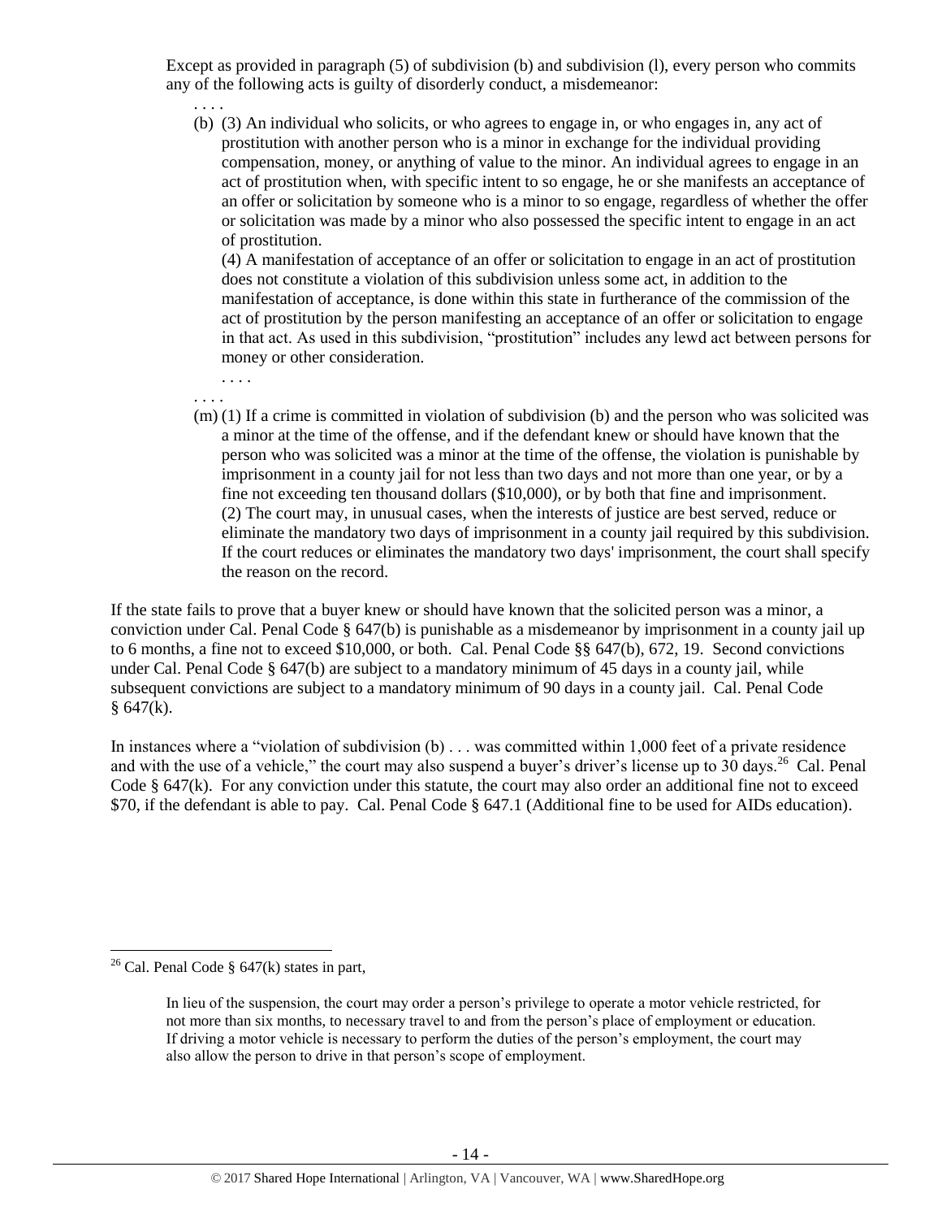> Except as provided in paragraph (5) of subdivision (b) and subdivision (l), every person who commits any of the following acts is guilty of disorderly conduct, a misdemeanor:
>
> . . . .
>
> (b) (3) An individual who solicits, or who agrees to engage in, or who engages in, any act of prostitution with another person who is a minor in exchange for the individual providing compensation, money, or anything of value to the minor. An individual agrees to engage in an act of prostitution when, with specific intent to so engage, he or she manifests an acceptance of an offer or solicitation by someone who is a minor to so engage, regardless of whether the offer or solicitation was made by a minor who also possessed the specific intent to engage in an act of prostitution.
>
> (4) A manifestation of acceptance of an offer or solicitation to engage in an act of prostitution does not constitute a violation of this subdivision unless some act, in addition to the manifestation of acceptance, is done within this state in furtherance of the commission of the act of prostitution by the person manifesting an acceptance of an offer or solicitation to engage in that act. As used in this subdivision, "prostitution" includes any lewd act between persons for money or other consideration.
>
> . . . .
>
> . . . .
>
> (m) (1) If a crime is committed in violation of subdivision (b) and the person who was solicited was a minor at the time of the offense, and if the defendant knew or should have known that the person who was solicited was a minor at the time of the offense, the violation is punishable by imprisonment in a county jail for not less than two days and not more than one year, or by a fine not exceeding ten thousand dollars ($10,000), or by both that fine and imprisonment.
>
> (2) The court may, in unusual cases, when the interests of justice are best served, reduce or eliminate the mandatory two days of imprisonment in a county jail required by this subdivision. If the court reduces or eliminates the mandatory two days' imprisonment, the court shall specify the reason on the record.

If the state fails to prove that a buyer knew or should have known that the solicited person was a minor, a conviction under Cal. Penal Code § 647(b) is punishable as a misdemeanor by imprisonment in a county jail up to 6 months, a fine not to exceed $10,000, or both. Cal. Penal Code §§ 647(b), 672, 19. Second convictions under Cal. Penal Code § 647(b) are subject to a mandatory minimum of 45 days in a county jail, while subsequent convictions are subject to a mandatory minimum of 90 days in a county jail. Cal. Penal Code § 647(k).

In instances where a "violation of subdivision (b) . . . was committed within 1,000 feet of a private residence and with the use of a vehicle," the court may also suspend a buyer's driver's license up to 30 days.[26] Cal. Penal Code § 647(k). For any conviction under this statute, the court may also order an additional fine not to exceed $70, if the defendant is able to pay. Cal. Penal Code § 647.1 (Additional fine to be used for AIDs education).

---

[26] Cal. Penal Code § 647(k) states in part,

> In lieu of the suspension, the court may order a person's privilege to operate a motor vehicle restricted, for not more than six months, to necessary travel to and from the person's place of employment or education. If driving a motor vehicle is necessary to perform the duties of the person's employment, the court may also allow the person to drive in that person's scope of employment.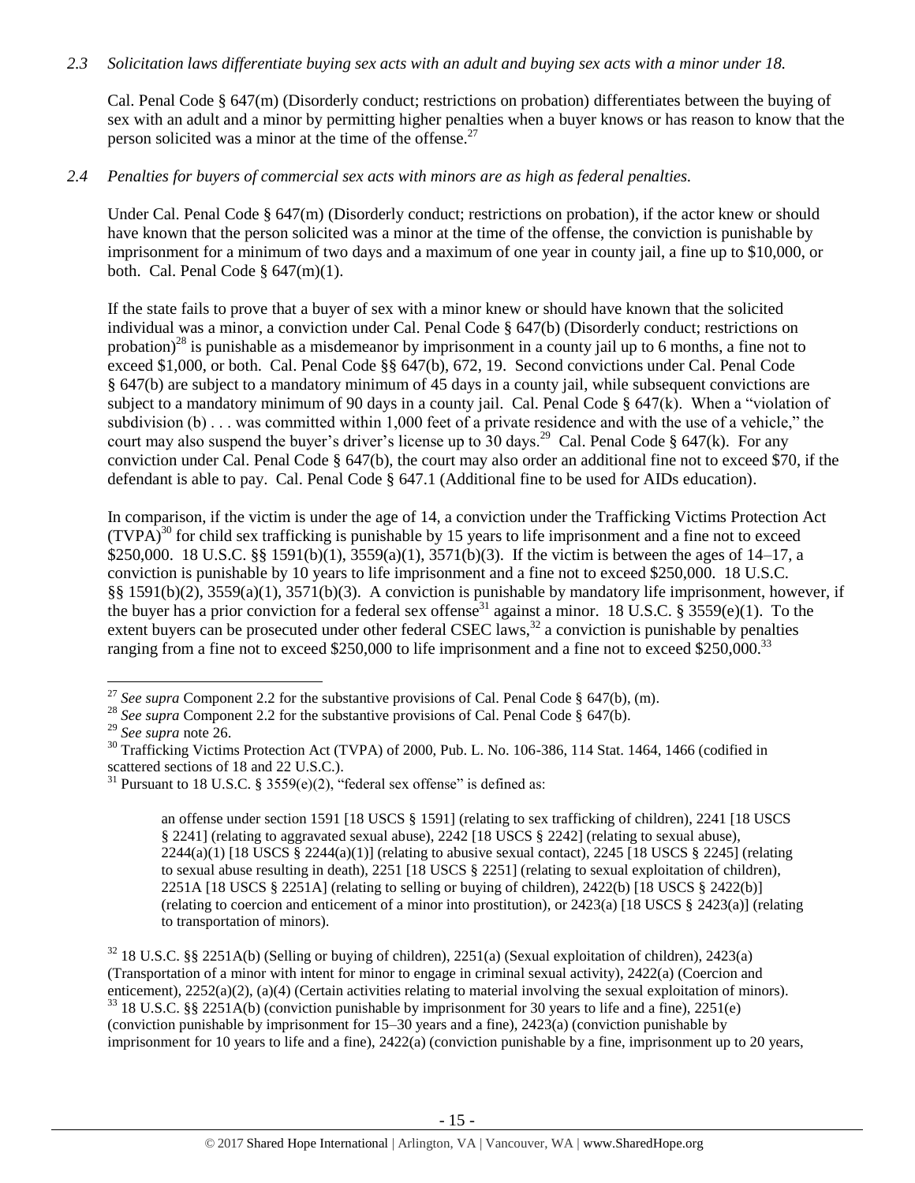*2.3 Solicitation laws differentiate buying sex acts with an adult and buying sex acts with a minor under 18.*

Cal. Penal Code § 647(m) (Disorderly conduct; restrictions on probation) differentiates between the buying of sex with an adult and a minor by permitting higher penalties when a buyer knows or has reason to know that the person solicited was a minor at the time of the offense.[27]

*2.4 Penalties for buyers of commercial sex acts with minors are as high as federal penalties.*

Under Cal. Penal Code § 647(m) (Disorderly conduct; restrictions on probation), if the actor knew or should have known that the person solicited was a minor at the time of the offense, the conviction is punishable by imprisonment for a minimum of two days and a maximum of one year in county jail, a fine up to $10,000, or both. Cal. Penal Code § 647(m)(1).

If the state fails to prove that a buyer of sex with a minor knew or should have known that the solicited individual was a minor, a conviction under Cal. Penal Code § 647(b) (Disorderly conduct; restrictions on probation)[28] is punishable as a misdemeanor by imprisonment in a county jail up to 6 months, a fine not to exceed $1,000, or both. Cal. Penal Code §§ 647(b), 672, 19. Second convictions under Cal. Penal Code § 647(b) are subject to a mandatory minimum of 45 days in a county jail, while subsequent convictions are subject to a mandatory minimum of 90 days in a county jail. Cal. Penal Code § 647(k). When a "violation of subdivision (b) . . . was committed within 1,000 feet of a private residence and with the use of a vehicle," the court may also suspend the buyer's driver's license up to 30 days.[29] Cal. Penal Code § 647(k). For any conviction under Cal. Penal Code § 647(b), the court may also order an additional fine not to exceed $70, if the defendant is able to pay. Cal. Penal Code § 647.1 (Additional fine to be used for AIDs education).

In comparison, if the victim is under the age of 14, a conviction under the Trafficking Victims Protection Act (TVPA)[30] for child sex trafficking is punishable by 15 years to life imprisonment and a fine not to exceed $250,000. 18 U.S.C. §§ 1591(b)(1), 3559(a)(1), 3571(b)(3). If the victim is between the ages of 14–17, a conviction is punishable by 10 years to life imprisonment and a fine not to exceed $250,000. 18 U.S.C. §§ 1591(b)(2), 3559(a)(1), 3571(b)(3). A conviction is punishable by mandatory life imprisonment, however, if the buyer has a prior conviction for a federal sex offense[31] against a minor. 18 U.S.C. § 3559(e)(1). To the extent buyers can be prosecuted under other federal CSEC laws,[32] a conviction is punishable by penalties ranging from a fine not to exceed $250,000 to life imprisonment and a fine not to exceed $250,000.[33]

---

[27] *See supra* Component 2.2 for the substantive provisions of Cal. Penal Code § 647(b), (m).

[28] *See supra* Component 2.2 for the substantive provisions of Cal. Penal Code § 647(b).

[29] *See supra* note 26.

[30] Trafficking Victims Protection Act (TVPA) of 2000, Pub. L. No. 106-386, 114 Stat. 1464, 1466 (codified in scattered sections of 18 and 22 U.S.C.).

[31] Pursuant to 18 U.S.C. § 3559(e)(2), "federal sex offense" is defined as:

> an offense under section 1591 [18 USCS § 1591] (relating to sex trafficking of children), 2241 [18 USCS § 2241] (relating to aggravated sexual abuse), 2242 [18 USCS § 2242] (relating to sexual abuse), 2244(a)(1) [18 USCS § 2244(a)(1)] (relating to abusive sexual contact), 2245 [18 USCS § 2245] (relating to sexual abuse resulting in death), 2251 [18 USCS § 2251] (relating to sexual exploitation of children), 2251A [18 USCS § 2251A] (relating to selling or buying of children), 2422(b) [18 USCS § 2422(b)] (relating to coercion and enticement of a minor into prostitution), or 2423(a) [18 USCS § 2423(a)] (relating to transportation of minors).

[32] 18 U.S.C. §§ 2251A(b) (Selling or buying of children), 2251(a) (Sexual exploitation of children), 2423(a) (Transportation of a minor with intent for minor to engage in criminal sexual activity), 2422(a) (Coercion and enticement), 2252(a)(2), (a)(4) (Certain activities relating to material involving the sexual exploitation of minors).

[33] 18 U.S.C. §§ 2251A(b) (conviction punishable by imprisonment for 30 years to life and a fine), 2251(e) (conviction punishable by imprisonment for 15–30 years and a fine), 2423(a) (conviction punishable by imprisonment for 10 years to life and a fine), 2422(a) (conviction punishable by a fine, imprisonment up to 20 years,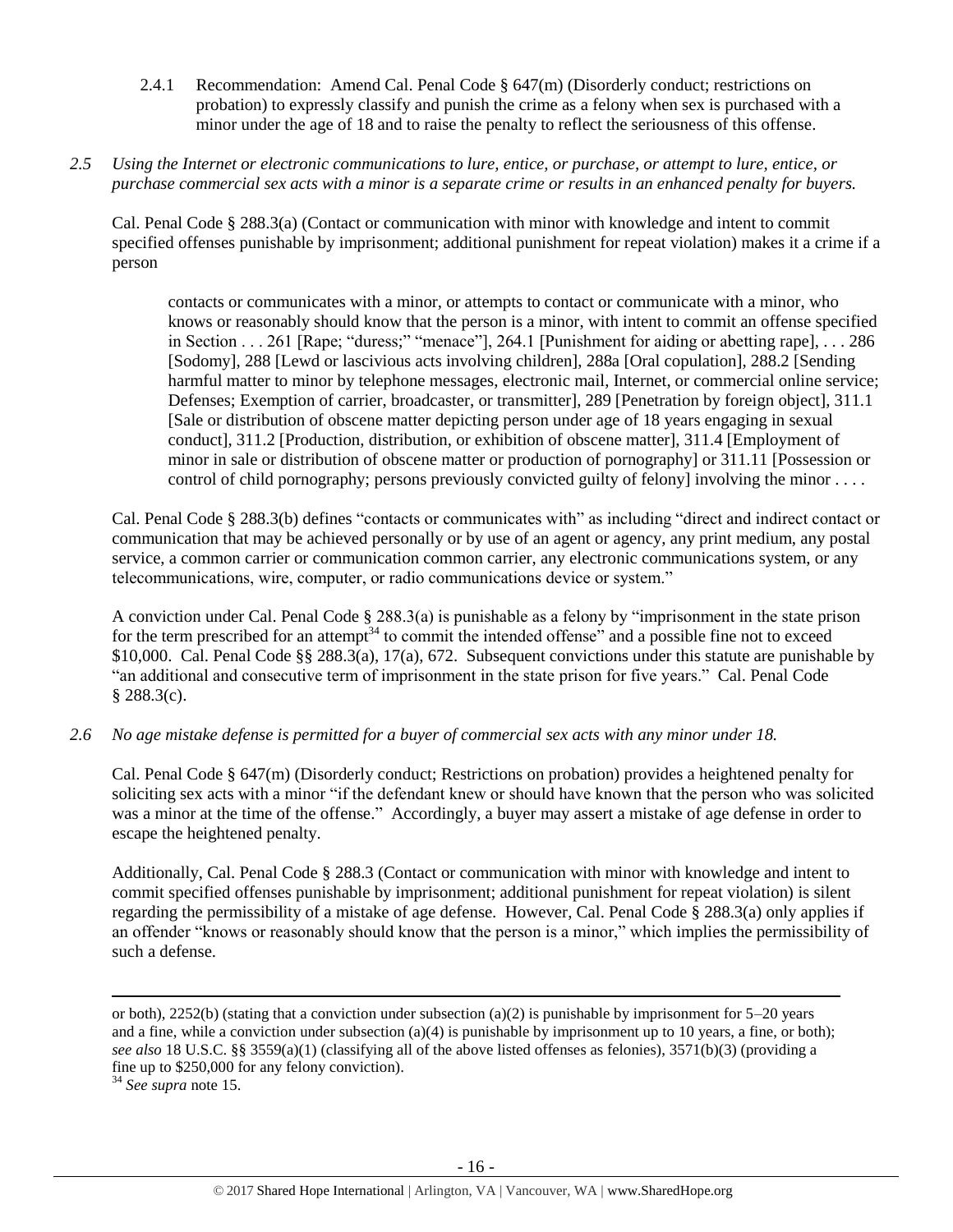2.4.1 Recommendation: Amend Cal. Penal Code § 647(m) (Disorderly conduct; restrictions on probation) to expressly classify and punish the crime as a felony when sex is purchased with a minor under the age of 18 and to raise the penalty to reflect the seriousness of this offense.

*2.5 Using the Internet or electronic communications to lure, entice, or purchase, or attempt to lure, entice, or purchase commercial sex acts with a minor is a separate crime or results in an enhanced penalty for buyers.*

Cal. Penal Code § 288.3(a) (Contact or communication with minor with knowledge and intent to commit specified offenses punishable by imprisonment; additional punishment for repeat violation) makes it a crime if a person

> contacts or communicates with a minor, or attempts to contact or communicate with a minor, who knows or reasonably should know that the person is a minor, with intent to commit an offense specified in Section . . . 261 [Rape; "duress;" "menace"], 264.1 [Punishment for aiding or abetting rape], . . . 286 [Sodomy], 288 [Lewd or lascivious acts involving children], 288a [Oral copulation], 288.2 [Sending harmful matter to minor by telephone messages, electronic mail, Internet, or commercial online service; Defenses; Exemption of carrier, broadcaster, or transmitter], 289 [Penetration by foreign object], 311.1 [Sale or distribution of obscene matter depicting person under age of 18 years engaging in sexual conduct], 311.2 [Production, distribution, or exhibition of obscene matter], 311.4 [Employment of minor in sale or distribution of obscene matter or production of pornography] or 311.11 [Possession or control of child pornography; persons previously convicted guilty of felony] involving the minor . . . .

Cal. Penal Code § 288.3(b) defines "contacts or communicates with" as including "direct and indirect contact or communication that may be achieved personally or by use of an agent or agency, any print medium, any postal service, a common carrier or communication common carrier, any electronic communications system, or any telecommunications, wire, computer, or radio communications device or system."

A conviction under Cal. Penal Code § 288.3(a) is punishable as a felony by "imprisonment in the state prison for the term prescribed for an attempt[34] to commit the intended offense" and a possible fine not to exceed \$10,000. Cal. Penal Code §§ 288.3(a), 17(a), 672. Subsequent convictions under this statute are punishable by "an additional and consecutive term of imprisonment in the state prison for five years." Cal. Penal Code § 288.3(c).

*2.6 No age mistake defense is permitted for a buyer of commercial sex acts with any minor under 18.*

Cal. Penal Code § 647(m) (Disorderly conduct; Restrictions on probation) provides a heightened penalty for soliciting sex acts with a minor "if the defendant knew or should have known that the person who was solicited was a minor at the time of the offense." Accordingly, a buyer may assert a mistake of age defense in order to escape the heightened penalty.

Additionally, Cal. Penal Code § 288.3 (Contact or communication with minor with knowledge and intent to commit specified offenses punishable by imprisonment; additional punishment for repeat violation) is silent regarding the permissibility of a mistake of age defense. However, Cal. Penal Code § 288.3(a) only applies if an offender "knows or reasonably should know that the person is a minor," which implies the permissibility of such a defense.

---

or both), 2252(b) (stating that a conviction under subsection (a)(2) is punishable by imprisonment for 5–20 years and a fine, while a conviction under subsection (a)(4) is punishable by imprisonment up to 10 years, a fine, or both); *see also* 18 U.S.C. §§ 3559(a)(1) (classifying all of the above listed offenses as felonies), 3571(b)(3) (providing a fine up to \$250,000 for any felony conviction).

[34] *See supra* note 15.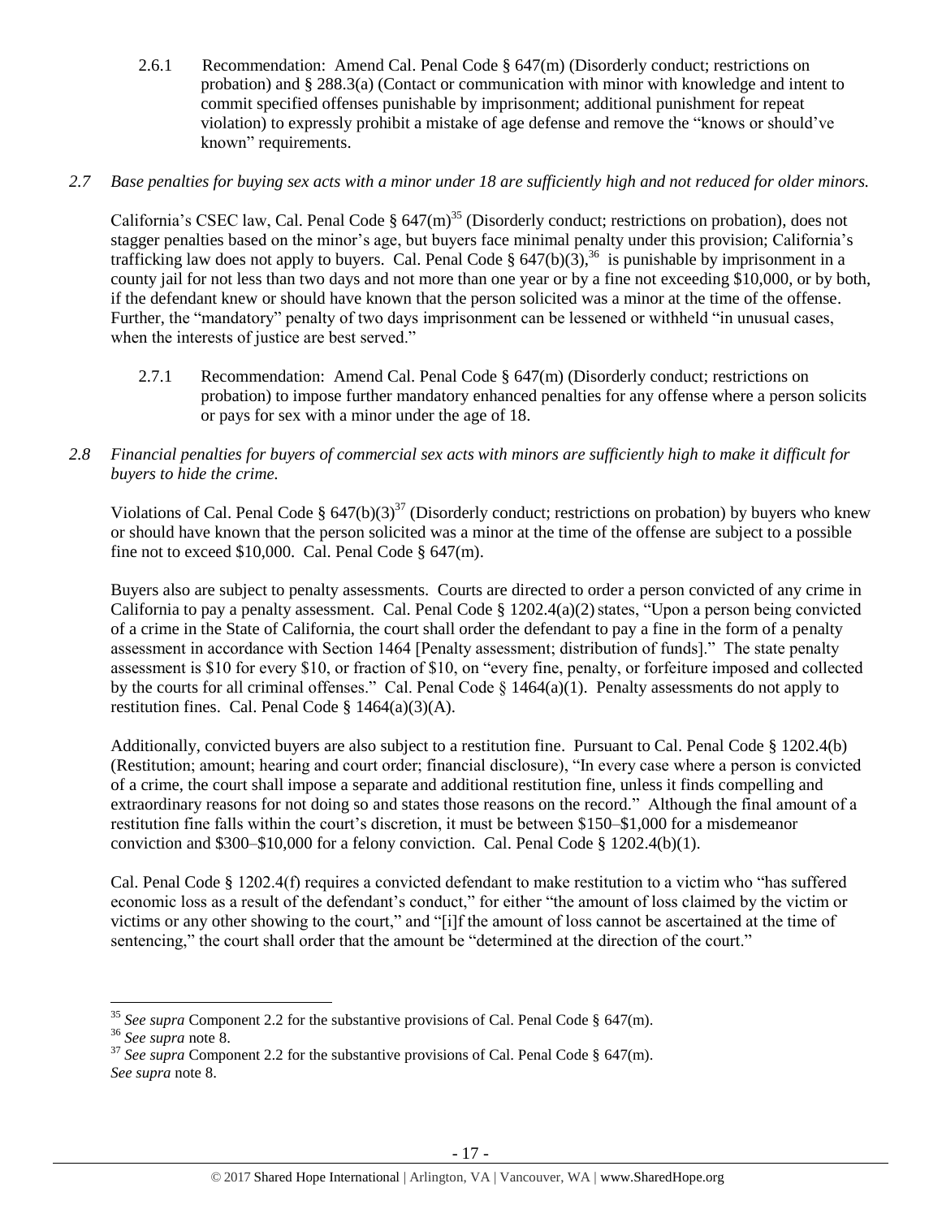2.6.1 Recommendation: Amend Cal. Penal Code § 647(m) (Disorderly conduct; restrictions on probation) and § 288.3(a) (Contact or communication with minor with knowledge and intent to commit specified offenses punishable by imprisonment; additional punishment for repeat violation) to expressly prohibit a mistake of age defense and remove the "knows or should've known" requirements.

*2.7 Base penalties for buying sex acts with a minor under 18 are sufficiently high and not reduced for older minors.*

California's CSEC law, Cal. Penal Code § 647(m)[35] (Disorderly conduct; restrictions on probation), does not stagger penalties based on the minor's age, but buyers face minimal penalty under this provision; California's trafficking law does not apply to buyers. Cal. Penal Code § 647(b)(3),[36] is punishable by imprisonment in a county jail for not less than two days and not more than one year or by a fine not exceeding $10,000, or by both, if the defendant knew or should have known that the person solicited was a minor at the time of the offense. Further, the "mandatory" penalty of two days imprisonment can be lessened or withheld "in unusual cases, when the interests of justice are best served."

2.7.1 Recommendation: Amend Cal. Penal Code § 647(m) (Disorderly conduct; restrictions on probation) to impose further mandatory enhanced penalties for any offense where a person solicits or pays for sex with a minor under the age of 18.

*2.8 Financial penalties for buyers of commercial sex acts with minors are sufficiently high to make it difficult for buyers to hide the crime.*

Violations of Cal. Penal Code § 647(b)(3)[37] (Disorderly conduct; restrictions on probation) by buyers who knew or should have known that the person solicited was a minor at the time of the offense are subject to a possible fine not to exceed $10,000. Cal. Penal Code § 647(m).

Buyers also are subject to penalty assessments. Courts are directed to order a person convicted of any crime in California to pay a penalty assessment. Cal. Penal Code § 1202.4(a)(2) states, "Upon a person being convicted of a crime in the State of California, the court shall order the defendant to pay a fine in the form of a penalty assessment in accordance with Section 1464 [Penalty assessment; distribution of funds]." The state penalty assessment is $10 for every $10, or fraction of $10, on "every fine, penalty, or forfeiture imposed and collected by the courts for all criminal offenses." Cal. Penal Code § 1464(a)(1). Penalty assessments do not apply to restitution fines. Cal. Penal Code § 1464(a)(3)(A).

Additionally, convicted buyers are also subject to a restitution fine. Pursuant to Cal. Penal Code § 1202.4(b) (Restitution; amount; hearing and court order; financial disclosure), "In every case where a person is convicted of a crime, the court shall impose a separate and additional restitution fine, unless it finds compelling and extraordinary reasons for not doing so and states those reasons on the record." Although the final amount of a restitution fine falls within the court's discretion, it must be between $150–$1,000 for a misdemeanor conviction and $300–$10,000 for a felony conviction. Cal. Penal Code § 1202.4(b)(1).

Cal. Penal Code § 1202.4(f) requires a convicted defendant to make restitution to a victim who "has suffered economic loss as a result of the defendant's conduct," for either "the amount of loss claimed by the victim or victims or any other showing to the court," and "[i]f the amount of loss cannot be ascertained at the time of sentencing," the court shall order that the amount be "determined at the direction of the court."

---

[35] *See supra* Component 2.2 for the substantive provisions of Cal. Penal Code § 647(m).

[36] *See supra* note 8.

[37] *See supra* Component 2.2 for the substantive provisions of Cal. Penal Code § 647(m). *See supra* note 8.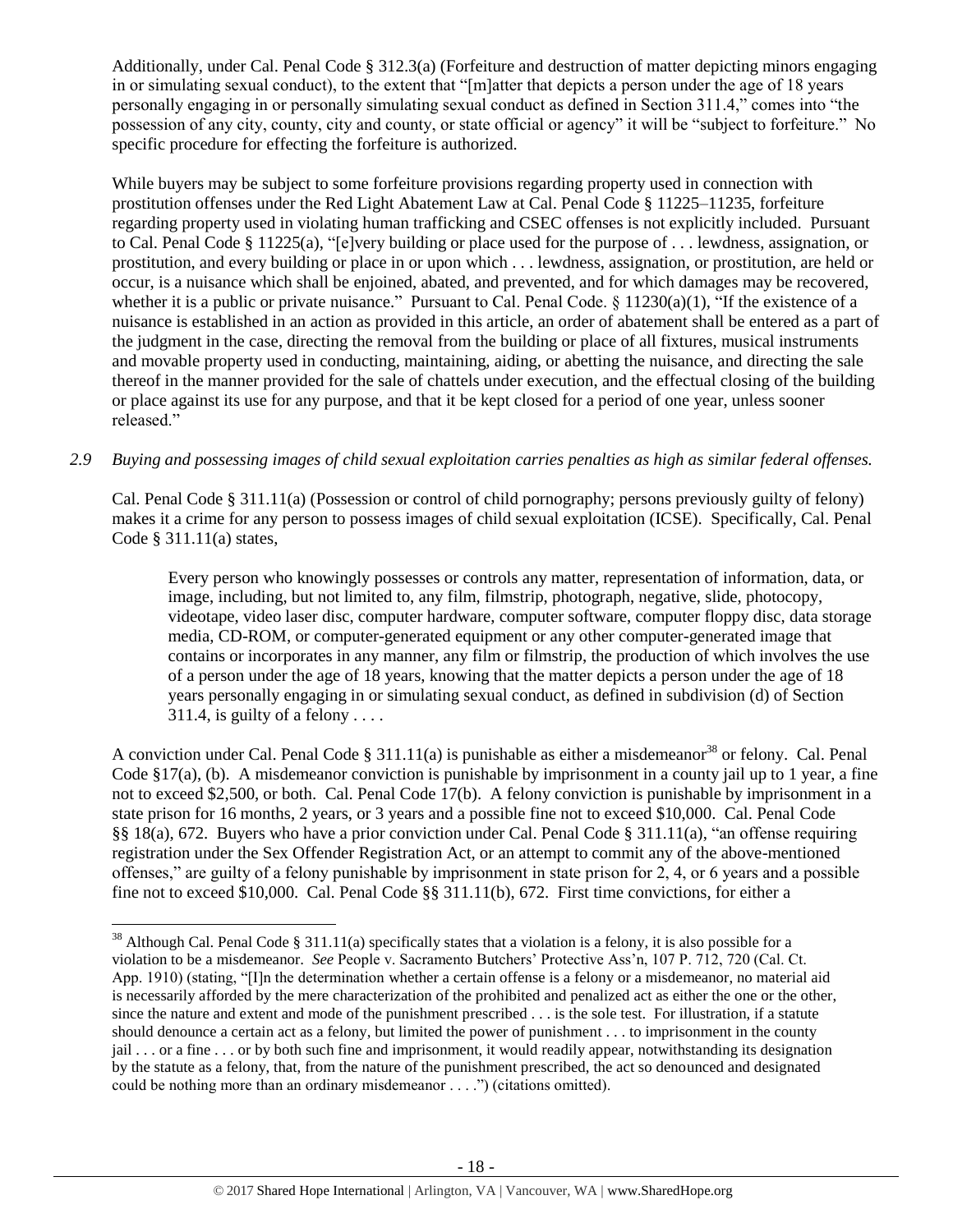Additionally, under Cal. Penal Code § 312.3(a) (Forfeiture and destruction of matter depicting minors engaging in or simulating sexual conduct), to the extent that "[m]atter that depicts a person under the age of 18 years personally engaging in or personally simulating sexual conduct as defined in Section 311.4," comes into "the possession of any city, county, city and county, or state official or agency" it will be "subject to forfeiture." No specific procedure for effecting the forfeiture is authorized.

While buyers may be subject to some forfeiture provisions regarding property used in connection with prostitution offenses under the Red Light Abatement Law at Cal. Penal Code § 11225–11235, forfeiture regarding property used in violating human trafficking and CSEC offenses is not explicitly included. Pursuant to Cal. Penal Code § 11225(a), "[e]very building or place used for the purpose of . . . lewdness, assignation, or prostitution, and every building or place in or upon which . . . lewdness, assignation, or prostitution, are held or occur, is a nuisance which shall be enjoined, abated, and prevented, and for which damages may be recovered, whether it is a public or private nuisance." Pursuant to Cal. Penal Code. § 11230(a)(1), "If the existence of a nuisance is established in an action as provided in this article, an order of abatement shall be entered as a part of the judgment in the case, directing the removal from the building or place of all fixtures, musical instruments and movable property used in conducting, maintaining, aiding, or abetting the nuisance, and directing the sale thereof in the manner provided for the sale of chattels under execution, and the effectual closing of the building or place against its use for any purpose, and that it be kept closed for a period of one year, unless sooner released."

*2.9 Buying and possessing images of child sexual exploitation carries penalties as high as similar federal offenses.*

Cal. Penal Code § 311.11(a) (Possession or control of child pornography; persons previously guilty of felony) makes it a crime for any person to possess images of child sexual exploitation (ICSE). Specifically, Cal. Penal Code § 311.11(a) states,

> Every person who knowingly possesses or controls any matter, representation of information, data, or image, including, but not limited to, any film, filmstrip, photograph, negative, slide, photocopy, videotape, video laser disc, computer hardware, computer software, computer floppy disc, data storage media, CD-ROM, or computer-generated equipment or any other computer-generated image that contains or incorporates in any manner, any film or filmstrip, the production of which involves the use of a person under the age of 18 years, knowing that the matter depicts a person under the age of 18 years personally engaging in or simulating sexual conduct, as defined in subdivision (d) of Section 311.4, is guilty of a felony . . . .

A conviction under Cal. Penal Code § 311.11(a) is punishable as either a misdemeanor[38] or felony. Cal. Penal Code §17(a), (b). A misdemeanor conviction is punishable by imprisonment in a county jail up to 1 year, a fine not to exceed $2,500, or both. Cal. Penal Code 17(b). A felony conviction is punishable by imprisonment in a state prison for 16 months, 2 years, or 3 years and a possible fine not to exceed $10,000. Cal. Penal Code §§ 18(a), 672. Buyers who have a prior conviction under Cal. Penal Code § 311.11(a), "an offense requiring registration under the Sex Offender Registration Act, or an attempt to commit any of the above-mentioned offenses," are guilty of a felony punishable by imprisonment in state prison for 2, 4, or 6 years and a possible fine not to exceed $10,000. Cal. Penal Code §§ 311.11(b), 672. First time convictions, for either a

[38] Although Cal. Penal Code § 311.11(a) specifically states that a violation is a felony, it is also possible for a violation to be a misdemeanor. *See* People v. Sacramento Butchers' Protective Ass'n, 107 P. 712, 720 (Cal. Ct. App. 1910) (stating, "[I]n the determination whether a certain offense is a felony or a misdemeanor, no material aid is necessarily afforded by the mere characterization of the prohibited and penalized act as either the one or the other, since the nature and extent and mode of the punishment prescribed . . . is the sole test. For illustration, if a statute should denounce a certain act as a felony, but limited the power of punishment . . . to imprisonment in the county jail . . . or a fine . . . or by both such fine and imprisonment, it would readily appear, notwithstanding its designation by the statute as a felony, that, from the nature of the punishment prescribed, the act so denounced and designated could be nothing more than an ordinary misdemeanor . . . .") (citations omitted).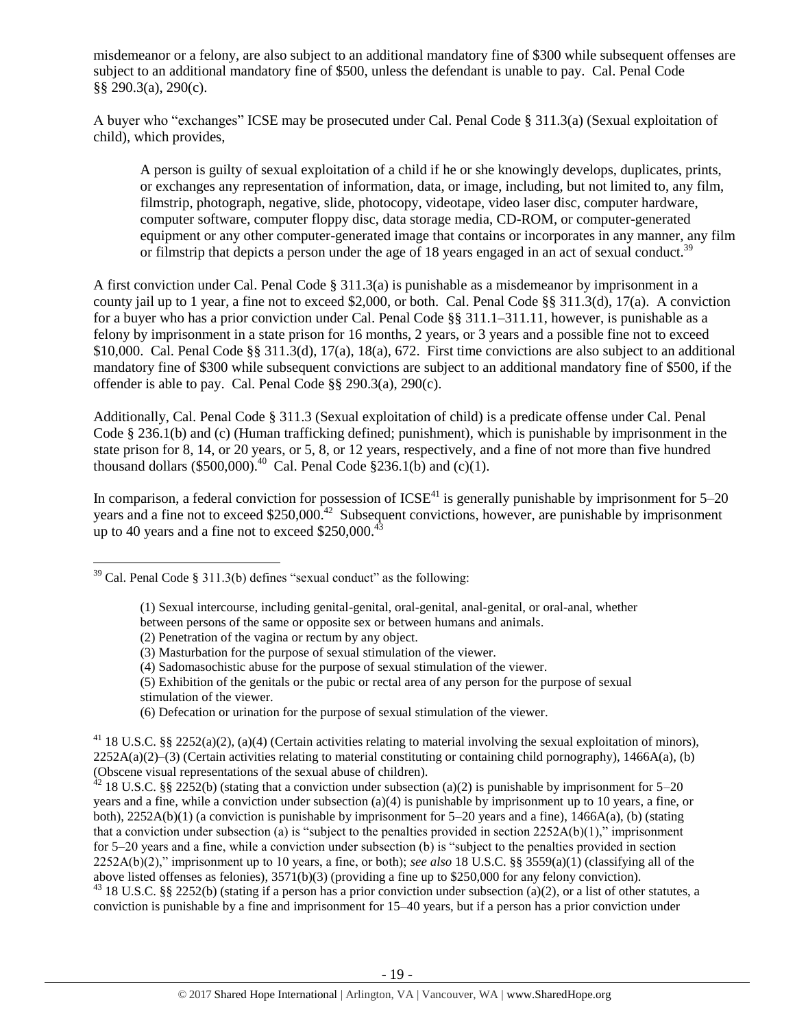misdemeanor or a felony, are also subject to an additional mandatory fine of $300 while subsequent offenses are subject to an additional mandatory fine of $500, unless the defendant is unable to pay. Cal. Penal Code §§ 290.3(a), 290(c).

A buyer who "exchanges" ICSE may be prosecuted under Cal. Penal Code § 311.3(a) (Sexual exploitation of child), which provides,

> A person is guilty of sexual exploitation of a child if he or she knowingly develops, duplicates, prints, or exchanges any representation of information, data, or image, including, but not limited to, any film, filmstrip, photograph, negative, slide, photocopy, videotape, video laser disc, computer hardware, computer software, computer floppy disc, data storage media, CD-ROM, or computer-generated equipment or any other computer-generated image that contains or incorporates in any manner, any film or filmstrip that depicts a person under the age of 18 years engaged in an act of sexual conduct.[39]

A first conviction under Cal. Penal Code § 311.3(a) is punishable as a misdemeanor by imprisonment in a county jail up to 1 year, a fine not to exceed $2,000, or both. Cal. Penal Code §§ 311.3(d), 17(a). A conviction for a buyer who has a prior conviction under Cal. Penal Code §§ 311.1–311.11, however, is punishable as a felony by imprisonment in a state prison for 16 months, 2 years, or 3 years and a possible fine not to exceed $10,000. Cal. Penal Code §§ 311.3(d), 17(a), 18(a), 672. First time convictions are also subject to an additional mandatory fine of $300 while subsequent convictions are subject to an additional mandatory fine of $500, if the offender is able to pay. Cal. Penal Code §§ 290.3(a), 290(c).

Additionally, Cal. Penal Code § 311.3 (Sexual exploitation of child) is a predicate offense under Cal. Penal Code § 236.1(b) and (c) (Human trafficking defined; punishment), which is punishable by imprisonment in the state prison for 8, 14, or 20 years, or 5, 8, or 12 years, respectively, and a fine of not more than five hundred thousand dollars ($500,000).[40] Cal. Penal Code §236.1(b) and (c)(1).

In comparison, a federal conviction for possession of ICSE[41] is generally punishable by imprisonment for 5–20 years and a fine not to exceed $250,000.[42] Subsequent convictions, however, are punishable by imprisonment up to 40 years and a fine not to exceed $250,000.[43]

---

[39] Cal. Penal Code § 311.3(b) defines "sexual conduct" as the following:

> (1) Sexual intercourse, including genital-genital, oral-genital, anal-genital, or oral-anal, whether between persons of the same or opposite sex or between humans and animals.
> (2) Penetration of the vagina or rectum by any object.
> (3) Masturbation for the purpose of sexual stimulation of the viewer.
> (4) Sadomasochistic abuse for the purpose of sexual stimulation of the viewer.
> (5) Exhibition of the genitals or the pubic or rectal area of any person for the purpose of sexual stimulation of the viewer.
> (6) Defecation or urination for the purpose of sexual stimulation of the viewer.

[41] 18 U.S.C. §§ 2252(a)(2), (a)(4) (Certain activities relating to material involving the sexual exploitation of minors), 2252A(a)(2)–(3) (Certain activities relating to material constituting or containing child pornography), 1466A(a), (b) (Obscene visual representations of the sexual abuse of children).

[42] 18 U.S.C. §§ 2252(b) (stating that a conviction under subsection (a)(2) is punishable by imprisonment for 5–20 years and a fine, while a conviction under subsection (a)(4) is punishable by imprisonment up to 10 years, a fine, or both), 2252A(b)(1) (a conviction is punishable by imprisonment for 5–20 years and a fine), 1466A(a), (b) (stating that a conviction under subsection (a) is "subject to the penalties provided in section 2252A(b)(1)," imprisonment for 5–20 years and a fine, while a conviction under subsection (b) is "subject to the penalties provided in section 2252A(b)(2)," imprisonment up to 10 years, a fine, or both); *see also* 18 U.S.C. §§ 3559(a)(1) (classifying all of the above listed offenses as felonies), 3571(b)(3) (providing a fine up to $250,000 for any felony conviction).

[43] 18 U.S.C. §§ 2252(b) (stating if a person has a prior conviction under subsection (a)(2), or a list of other statutes, a conviction is punishable by a fine and imprisonment for 15–40 years, but if a person has a prior conviction under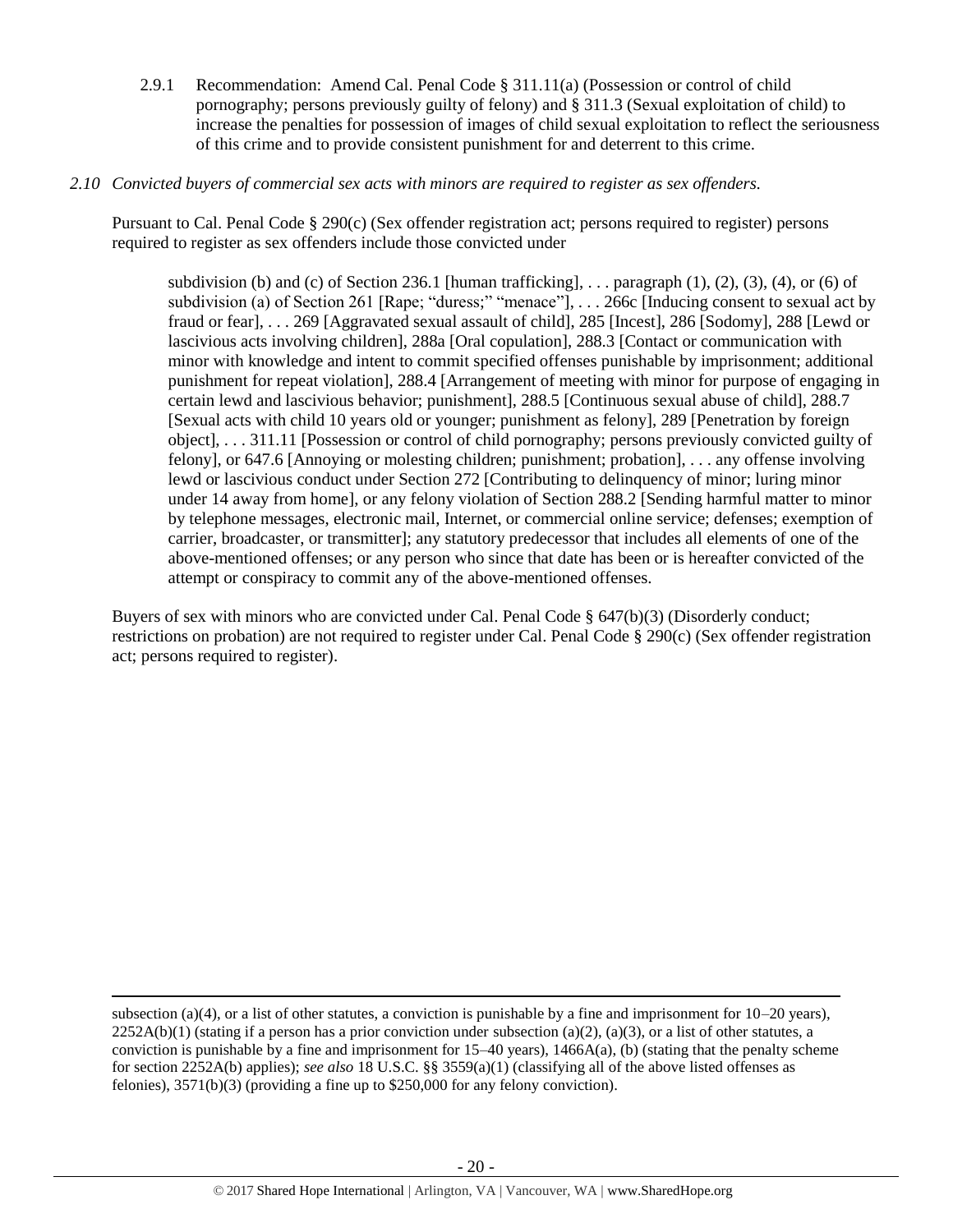2.9.1 Recommendation: Amend Cal. Penal Code § 311.11(a) (Possession or control of child pornography; persons previously guilty of felony) and § 311.3 (Sexual exploitation of child) to increase the penalties for possession of images of child sexual exploitation to reflect the seriousness of this crime and to provide consistent punishment for and deterrent to this crime.

*2.10 Convicted buyers of commercial sex acts with minors are required to register as sex offenders.*

Pursuant to Cal. Penal Code § 290(c) (Sex offender registration act; persons required to register) persons required to register as sex offenders include those convicted under

> subdivision (b) and (c) of Section 236.1 [human trafficking], . . . paragraph (1), (2), (3), (4), or (6) of subdivision (a) of Section 261 [Rape; "duress;" "menace"], . . . 266c [Inducing consent to sexual act by fraud or fear], . . . 269 [Aggravated sexual assault of child], 285 [Incest], 286 [Sodomy], 288 [Lewd or lascivious acts involving children], 288a [Oral copulation], 288.3 [Contact or communication with minor with knowledge and intent to commit specified offenses punishable by imprisonment; additional punishment for repeat violation], 288.4 [Arrangement of meeting with minor for purpose of engaging in certain lewd and lascivious behavior; punishment], 288.5 [Continuous sexual abuse of child], 288.7 [Sexual acts with child 10 years old or younger; punishment as felony], 289 [Penetration by foreign object], . . . 311.11 [Possession or control of child pornography; persons previously convicted guilty of felony], or 647.6 [Annoying or molesting children; punishment; probation], . . . any offense involving lewd or lascivious conduct under Section 272 [Contributing to delinquency of minor; luring minor under 14 away from home], or any felony violation of Section 288.2 [Sending harmful matter to minor by telephone messages, electronic mail, Internet, or commercial online service; defenses; exemption of carrier, broadcaster, or transmitter]; any statutory predecessor that includes all elements of one of the above-mentioned offenses; or any person who since that date has been or is hereafter convicted of the attempt or conspiracy to commit any of the above-mentioned offenses.

Buyers of sex with minors who are convicted under Cal. Penal Code § 647(b)(3) (Disorderly conduct; restrictions on probation) are not required to register under Cal. Penal Code § 290(c) (Sex offender registration act; persons required to register).

---

subsection (a)(4), or a list of other statutes, a conviction is punishable by a fine and imprisonment for 10–20 years), 2252A(b)(1) (stating if a person has a prior conviction under subsection (a)(2), (a)(3), or a list of other statutes, a conviction is punishable by a fine and imprisonment for 15–40 years), 1466A(a), (b) (stating that the penalty scheme for section 2252A(b) applies); *see also* 18 U.S.C. §§ 3559(a)(1) (classifying all of the above listed offenses as felonies), 3571(b)(3) (providing a fine up to $250,000 for any felony conviction).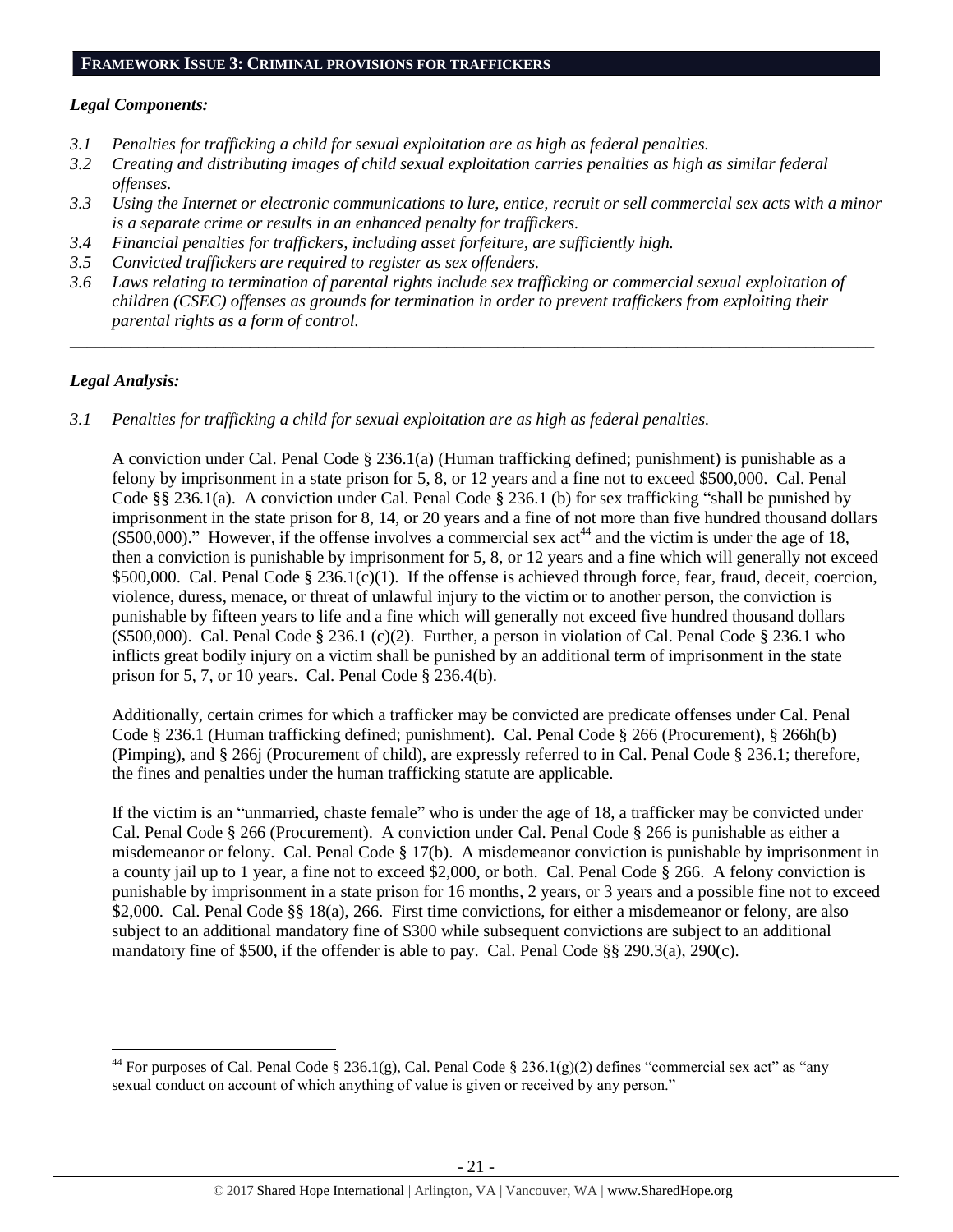## FRAMEWORK ISSUE 3: CRIMINAL PROVISIONS FOR TRAFFICKERS

### *Legal Components:*

- *3.1 Penalties for trafficking a child for sexual exploitation are as high as federal penalties.*
- *3.2 Creating and distributing images of child sexual exploitation carries penalties as high as similar federal offenses.*
- *3.3 Using the Internet or electronic communications to lure, entice, recruit or sell commercial sex acts with a minor is a separate crime or results in an enhanced penalty for traffickers.*
- *3.4 Financial penalties for traffickers, including asset forfeiture, are sufficiently high.*
- *3.5 Convicted traffickers are required to register as sex offenders.*
- *3.6 Laws relating to termination of parental rights include sex trafficking or commercial sexual exploitation of children (CSEC) offenses as grounds for termination in order to prevent traffickers from exploiting their parental rights as a form of control.*

---

### *Legal Analysis:*

*3.1 Penalties for trafficking a child for sexual exploitation are as high as federal penalties.*

A conviction under Cal. Penal Code § 236.1(a) (Human trafficking defined; punishment) is punishable as a felony by imprisonment in a state prison for 5, 8, or 12 years and a fine not to exceed $500,000. Cal. Penal Code §§ 236.1(a). A conviction under Cal. Penal Code § 236.1 (b) for sex trafficking "shall be punished by imprisonment in the state prison for 8, 14, or 20 years and a fine of not more than five hundred thousand dollars ($500,000)." However, if the offense involves a commercial sex act[44] and the victim is under the age of 18, then a conviction is punishable by imprisonment for 5, 8, or 12 years and a fine which will generally not exceed $500,000. Cal. Penal Code § 236.1(c)(1). If the offense is achieved through force, fear, fraud, deceit, coercion, violence, duress, menace, or threat of unlawful injury to the victim or to another person, the conviction is punishable by fifteen years to life and a fine which will generally not exceed five hundred thousand dollars ($500,000). Cal. Penal Code § 236.1 (c)(2). Further, a person in violation of Cal. Penal Code § 236.1 who inflicts great bodily injury on a victim shall be punished by an additional term of imprisonment in the state prison for 5, 7, or 10 years. Cal. Penal Code § 236.4(b).

Additionally, certain crimes for which a trafficker may be convicted are predicate offenses under Cal. Penal Code § 236.1 (Human trafficking defined; punishment). Cal. Penal Code § 266 (Procurement), § 266h(b) (Pimping), and § 266j (Procurement of child), are expressly referred to in Cal. Penal Code § 236.1; therefore, the fines and penalties under the human trafficking statute are applicable.

If the victim is an "unmarried, chaste female" who is under the age of 18, a trafficker may be convicted under Cal. Penal Code § 266 (Procurement). A conviction under Cal. Penal Code § 266 is punishable as either a misdemeanor or felony. Cal. Penal Code § 17(b). A misdemeanor conviction is punishable by imprisonment in a county jail up to 1 year, a fine not to exceed $2,000, or both. Cal. Penal Code § 266. A felony conviction is punishable by imprisonment in a state prison for 16 months, 2 years, or 3 years and a possible fine not to exceed $2,000. Cal. Penal Code §§ 18(a), 266. First time convictions, for either a misdemeanor or felony, are also subject to an additional mandatory fine of $300 while subsequent convictions are subject to an additional mandatory fine of $500, if the offender is able to pay. Cal. Penal Code §§ 290.3(a), 290(c).

---

[44] For purposes of Cal. Penal Code § 236.1(g), Cal. Penal Code § 236.1(g)(2) defines "commercial sex act" as "any sexual conduct on account of which anything of value is given or received by any person."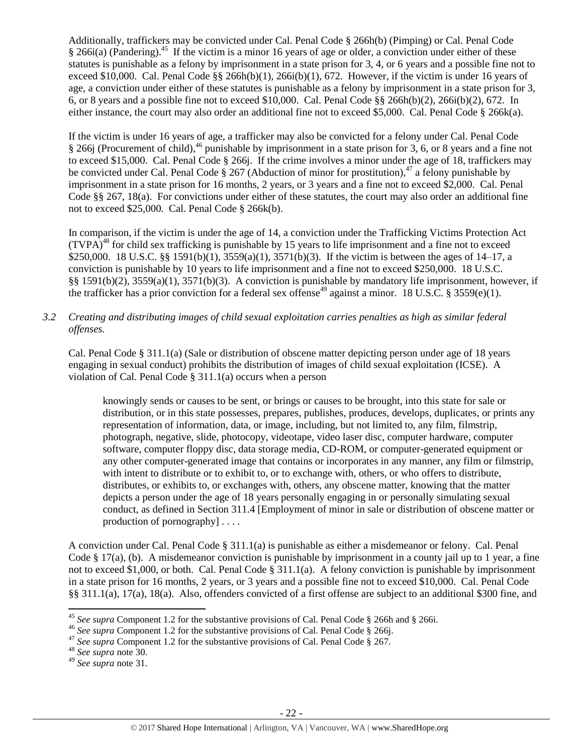Additionally, traffickers may be convicted under Cal. Penal Code § 266h(b) (Pimping) or Cal. Penal Code § 266i(a) (Pandering).[45] If the victim is a minor 16 years of age or older, a conviction under either of these statutes is punishable as a felony by imprisonment in a state prison for 3, 4, or 6 years and a possible fine not to exceed $10,000. Cal. Penal Code §§ 266h(b)(1), 266i(b)(1), 672. However, if the victim is under 16 years of age, a conviction under either of these statutes is punishable as a felony by imprisonment in a state prison for 3, 6, or 8 years and a possible fine not to exceed $10,000. Cal. Penal Code §§ 266h(b)(2), 266i(b)(2), 672. In either instance, the court may also order an additional fine not to exceed $5,000. Cal. Penal Code § 266k(a).

If the victim is under 16 years of age, a trafficker may also be convicted for a felony under Cal. Penal Code § 266j (Procurement of child),[46] punishable by imprisonment in a state prison for 3, 6, or 8 years and a fine not to exceed $15,000. Cal. Penal Code § 266j. If the crime involves a minor under the age of 18, traffickers may be convicted under Cal. Penal Code § 267 (Abduction of minor for prostitution),[47] a felony punishable by imprisonment in a state prison for 16 months, 2 years, or 3 years and a fine not to exceed $2,000. Cal. Penal Code §§ 267, 18(a). For convictions under either of these statutes, the court may also order an additional fine not to exceed $25,000. Cal. Penal Code § 266k(b).

In comparison, if the victim is under the age of 14, a conviction under the Trafficking Victims Protection Act (TVPA)[48] for child sex trafficking is punishable by 15 years to life imprisonment and a fine not to exceed $250,000. 18 U.S.C. §§ 1591(b)(1), 3559(a)(1), 3571(b)(3). If the victim is between the ages of 14–17, a conviction is punishable by 10 years to life imprisonment and a fine not to exceed $250,000. 18 U.S.C. §§ 1591(b)(2), 3559(a)(1), 3571(b)(3). A conviction is punishable by mandatory life imprisonment, however, if the trafficker has a prior conviction for a federal sex offense[49] against a minor. 18 U.S.C. § 3559(e)(1).

*3.2 Creating and distributing images of child sexual exploitation carries penalties as high as similar federal offenses.*

Cal. Penal Code § 311.1(a) (Sale or distribution of obscene matter depicting person under age of 18 years engaging in sexual conduct) prohibits the distribution of images of child sexual exploitation (ICSE). A violation of Cal. Penal Code § 311.1(a) occurs when a person

> knowingly sends or causes to be sent, or brings or causes to be brought, into this state for sale or distribution, or in this state possesses, prepares, publishes, produces, develops, duplicates, or prints any representation of information, data, or image, including, but not limited to, any film, filmstrip, photograph, negative, slide, photocopy, videotape, video laser disc, computer hardware, computer software, computer floppy disc, data storage media, CD-ROM, or computer-generated equipment or any other computer-generated image that contains or incorporates in any manner, any film or filmstrip, with intent to distribute or to exhibit to, or to exchange with, others, or who offers to distribute, distributes, or exhibits to, or exchanges with, others, any obscene matter, knowing that the matter depicts a person under the age of 18 years personally engaging in or personally simulating sexual conduct, as defined in Section 311.4 [Employment of minor in sale or distribution of obscene matter or production of pornography] . . . .

A conviction under Cal. Penal Code § 311.1(a) is punishable as either a misdemeanor or felony. Cal. Penal Code § 17(a), (b). A misdemeanor conviction is punishable by imprisonment in a county jail up to 1 year, a fine not to exceed $1,000, or both. Cal. Penal Code § 311.1(a). A felony conviction is punishable by imprisonment in a state prison for 16 months, 2 years, or 3 years and a possible fine not to exceed $10,000. Cal. Penal Code §§ 311.1(a), 17(a), 18(a). Also, offenders convicted of a first offense are subject to an additional $300 fine, and

[45] *See supra* Component 1.2 for the substantive provisions of Cal. Penal Code § 266h and § 266i.

[46] *See supra* Component 1.2 for the substantive provisions of Cal. Penal Code § 266j.

[47] *See supra* Component 1.2 for the substantive provisions of Cal. Penal Code § 267.

[48] *See supra* note 30.

[49] *See supra* note 31.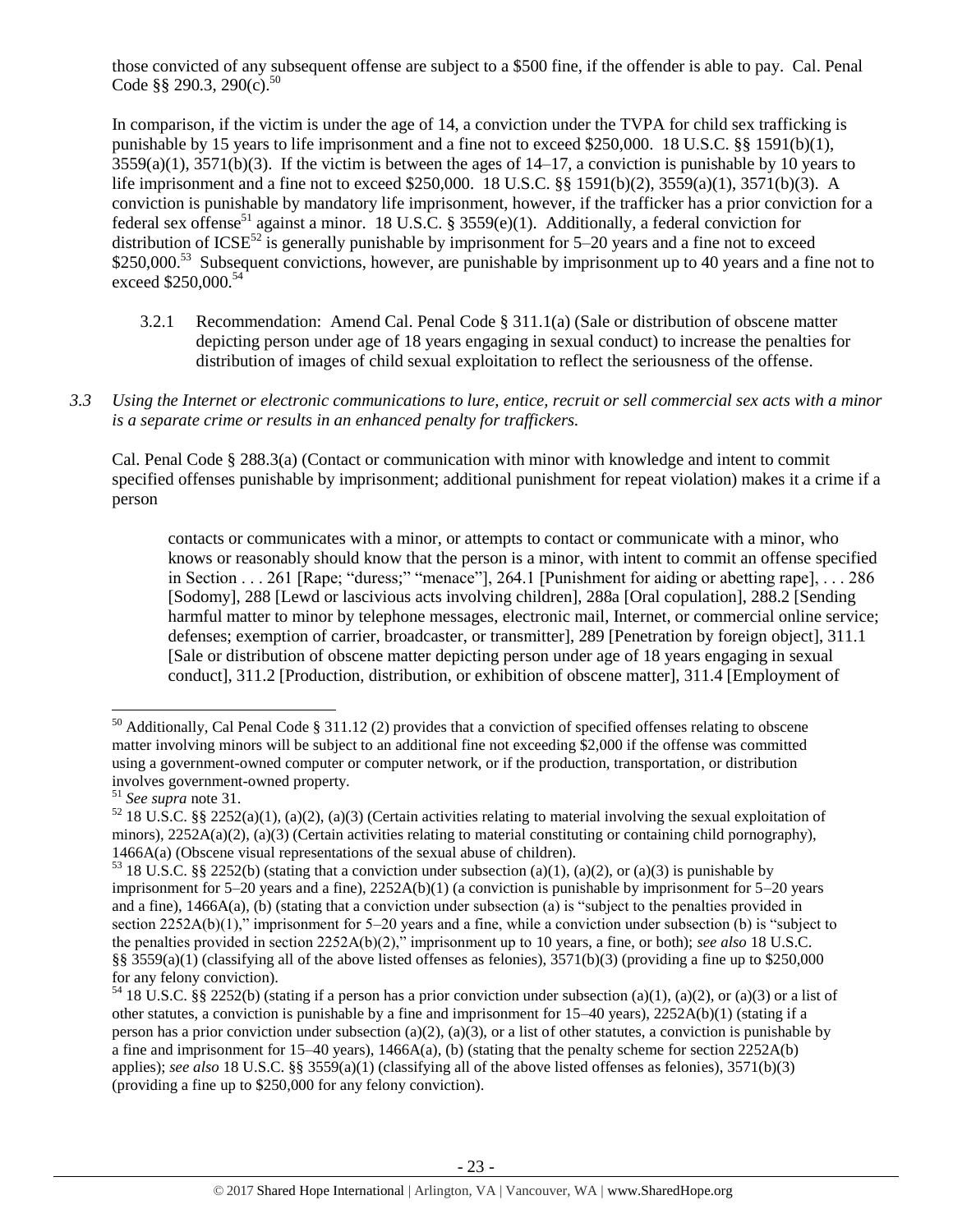those convicted of any subsequent offense are subject to a $500 fine, if the offender is able to pay. Cal. Penal Code §§ 290.3, 290(c).[50]

In comparison, if the victim is under the age of 14, a conviction under the TVPA for child sex trafficking is punishable by 15 years to life imprisonment and a fine not to exceed $250,000. 18 U.S.C. §§ 1591(b)(1), 3559(a)(1), 3571(b)(3). If the victim is between the ages of 14–17, a conviction is punishable by 10 years to life imprisonment and a fine not to exceed $250,000. 18 U.S.C. §§ 1591(b)(2), 3559(a)(1), 3571(b)(3). A conviction is punishable by mandatory life imprisonment, however, if the trafficker has a prior conviction for a federal sex offense[51] against a minor. 18 U.S.C. § 3559(e)(1). Additionally, a federal conviction for distribution of ICSE[52] is generally punishable by imprisonment for 5–20 years and a fine not to exceed $250,000.[53] Subsequent convictions, however, are punishable by imprisonment up to 40 years and a fine not to exceed $250,000.[54]

3.2.1 Recommendation: Amend Cal. Penal Code § 311.1(a) (Sale or distribution of obscene matter depicting person under age of 18 years engaging in sexual conduct) to increase the penalties for distribution of images of child sexual exploitation to reflect the seriousness of the offense.

*3.3 Using the Internet or electronic communications to lure, entice, recruit or sell commercial sex acts with a minor is a separate crime or results in an enhanced penalty for traffickers.*

Cal. Penal Code § 288.3(a) (Contact or communication with minor with knowledge and intent to commit specified offenses punishable by imprisonment; additional punishment for repeat violation) makes it a crime if a person

> contacts or communicates with a minor, or attempts to contact or communicate with a minor, who knows or reasonably should know that the person is a minor, with intent to commit an offense specified in Section . . . 261 [Rape; "duress;" "menace"], 264.1 [Punishment for aiding or abetting rape], . . . 286 [Sodomy], 288 [Lewd or lascivious acts involving children], 288a [Oral copulation], 288.2 [Sending harmful matter to minor by telephone messages, electronic mail, Internet, or commercial online service; defenses; exemption of carrier, broadcaster, or transmitter], 289 [Penetration by foreign object], 311.1 [Sale or distribution of obscene matter depicting person under age of 18 years engaging in sexual conduct], 311.2 [Production, distribution, or exhibition of obscene matter], 311.4 [Employment of

---

[50] Additionally, Cal Penal Code § 311.12 (2) provides that a conviction of specified offenses relating to obscene matter involving minors will be subject to an additional fine not exceeding $2,000 if the offense was committed using a government-owned computer or computer network, or if the production, transportation, or distribution involves government-owned property.

[51] *See supra* note 31.

[52] 18 U.S.C. §§ 2252(a)(1), (a)(2), (a)(3) (Certain activities relating to material involving the sexual exploitation of minors), 2252A(a)(2), (a)(3) (Certain activities relating to material constituting or containing child pornography), 1466A(a) (Obscene visual representations of the sexual abuse of children).

[53] 18 U.S.C. §§ 2252(b) (stating that a conviction under subsection (a)(1), (a)(2), or (a)(3) is punishable by imprisonment for 5–20 years and a fine), 2252A(b)(1) (a conviction is punishable by imprisonment for 5–20 years and a fine), 1466A(a), (b) (stating that a conviction under subsection (a) is "subject to the penalties provided in section 2252A(b)(1)," imprisonment for 5–20 years and a fine, while a conviction under subsection (b) is "subject to the penalties provided in section 2252A(b)(2)," imprisonment up to 10 years, a fine, or both); *see also* 18 U.S.C. §§ 3559(a)(1) (classifying all of the above listed offenses as felonies), 3571(b)(3) (providing a fine up to $250,000 for any felony conviction).

[54] 18 U.S.C. §§ 2252(b) (stating if a person has a prior conviction under subsection (a)(1), (a)(2), or (a)(3) or a list of other statutes, a conviction is punishable by a fine and imprisonment for 15–40 years), 2252A(b)(1) (stating if a person has a prior conviction under subsection (a)(2), (a)(3), or a list of other statutes, a conviction is punishable by a fine and imprisonment for 15–40 years), 1466A(a), (b) (stating that the penalty scheme for section 2252A(b) applies); *see also* 18 U.S.C. §§ 3559(a)(1) (classifying all of the above listed offenses as felonies), 3571(b)(3) (providing a fine up to $250,000 for any felony conviction).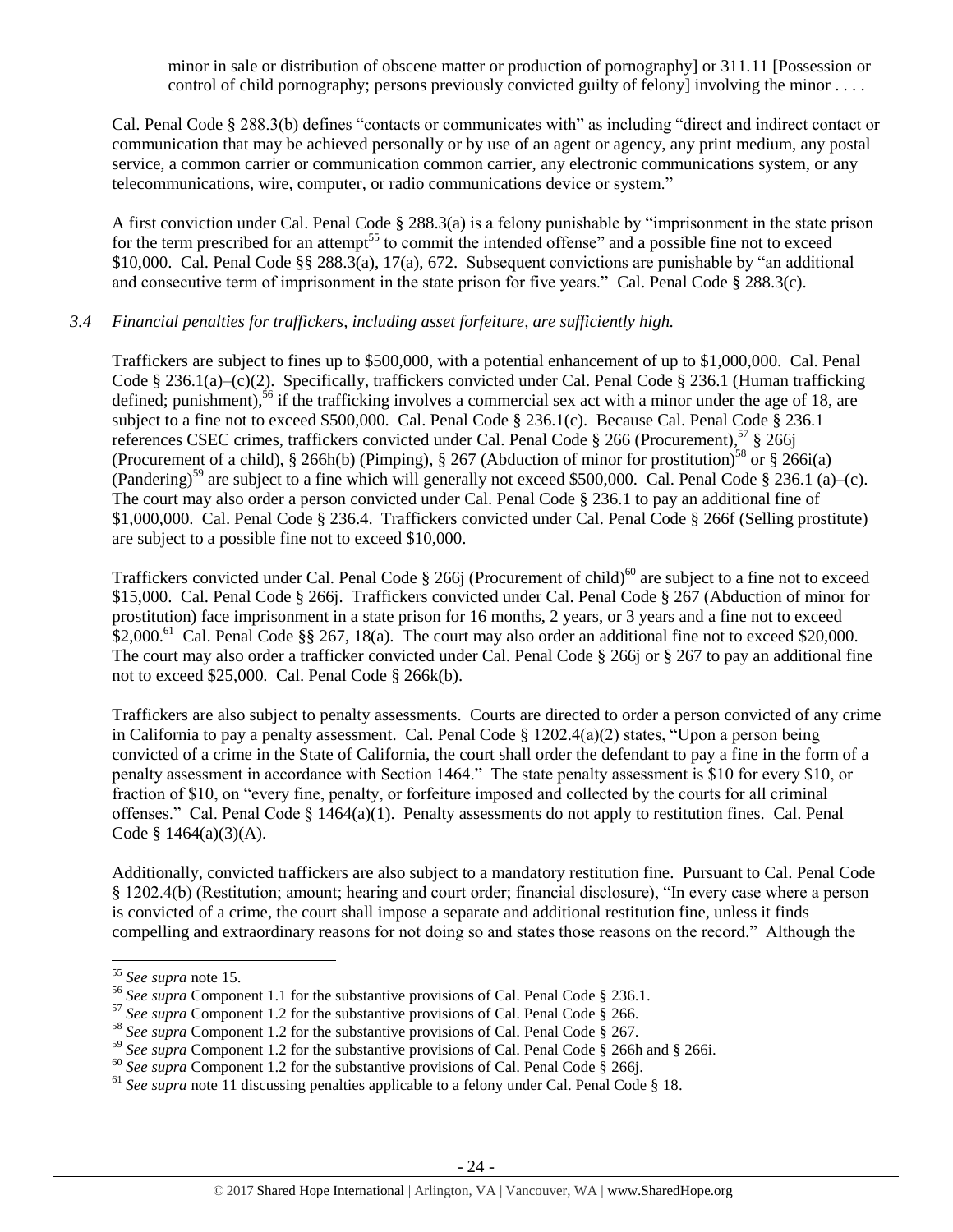minor in sale or distribution of obscene matter or production of pornography] or 311.11 [Possession or control of child pornography; persons previously convicted guilty of felony] involving the minor . . . .

Cal. Penal Code § 288.3(b) defines "contacts or communicates with" as including "direct and indirect contact or communication that may be achieved personally or by use of an agent or agency, any print medium, any postal service, a common carrier or communication common carrier, any electronic communications system, or any telecommunications, wire, computer, or radio communications device or system."

A first conviction under Cal. Penal Code § 288.3(a) is a felony punishable by "imprisonment in the state prison for the term prescribed for an attempt[55] to commit the intended offense" and a possible fine not to exceed $10,000. Cal. Penal Code §§ 288.3(a), 17(a), 672. Subsequent convictions are punishable by "an additional and consecutive term of imprisonment in the state prison for five years." Cal. Penal Code § 288.3(c).

*3.4 Financial penalties for traffickers, including asset forfeiture, are sufficiently high.*

Traffickers are subject to fines up to $500,000, with a potential enhancement of up to $1,000,000. Cal. Penal Code § 236.1(a)–(c)(2). Specifically, traffickers convicted under Cal. Penal Code § 236.1 (Human trafficking defined; punishment),[56] if the trafficking involves a commercial sex act with a minor under the age of 18, are subject to a fine not to exceed $500,000. Cal. Penal Code § 236.1(c). Because Cal. Penal Code § 236.1 references CSEC crimes, traffickers convicted under Cal. Penal Code § 266 (Procurement),[57] § 266j (Procurement of a child), § 266h(b) (Pimping), § 267 (Abduction of minor for prostitution)[58] or § 266i(a) (Pandering)[59] are subject to a fine which will generally not exceed $500,000. Cal. Penal Code § 236.1 (a)–(c). The court may also order a person convicted under Cal. Penal Code § 236.1 to pay an additional fine of $1,000,000. Cal. Penal Code § 236.4. Traffickers convicted under Cal. Penal Code § 266f (Selling prostitute) are subject to a possible fine not to exceed $10,000.

Traffickers convicted under Cal. Penal Code § 266j (Procurement of child)[60] are subject to a fine not to exceed $15,000. Cal. Penal Code § 266j. Traffickers convicted under Cal. Penal Code § 267 (Abduction of minor for prostitution) face imprisonment in a state prison for 16 months, 2 years, or 3 years and a fine not to exceed $2,000.[61] Cal. Penal Code §§ 267, 18(a). The court may also order an additional fine not to exceed $20,000. The court may also order a trafficker convicted under Cal. Penal Code § 266j or § 267 to pay an additional fine not to exceed $25,000. Cal. Penal Code § 266k(b).

Traffickers are also subject to penalty assessments. Courts are directed to order a person convicted of any crime in California to pay a penalty assessment. Cal. Penal Code § 1202.4(a)(2) states, "Upon a person being convicted of a crime in the State of California, the court shall order the defendant to pay a fine in the form of a penalty assessment in accordance with Section 1464." The state penalty assessment is $10 for every $10, or fraction of $10, on "every fine, penalty, or forfeiture imposed and collected by the courts for all criminal offenses." Cal. Penal Code § 1464(a)(1). Penalty assessments do not apply to restitution fines. Cal. Penal Code § 1464(a)(3)(A).

Additionally, convicted traffickers are also subject to a mandatory restitution fine. Pursuant to Cal. Penal Code § 1202.4(b) (Restitution; amount; hearing and court order; financial disclosure), "In every case where a person is convicted of a crime, the court shall impose a separate and additional restitution fine, unless it finds compelling and extraordinary reasons for not doing so and states those reasons on the record." Although the

---

[55] *See supra* note 15.
[56] *See supra* Component 1.1 for the substantive provisions of Cal. Penal Code § 236.1.
[57] *See supra* Component 1.2 for the substantive provisions of Cal. Penal Code § 266.
[58] *See supra* Component 1.2 for the substantive provisions of Cal. Penal Code § 267.
[59] *See supra* Component 1.2 for the substantive provisions of Cal. Penal Code § 266h and § 266i.
[60] *See supra* Component 1.2 for the substantive provisions of Cal. Penal Code § 266j.
[61] *See supra* note 11 discussing penalties applicable to a felony under Cal. Penal Code § 18.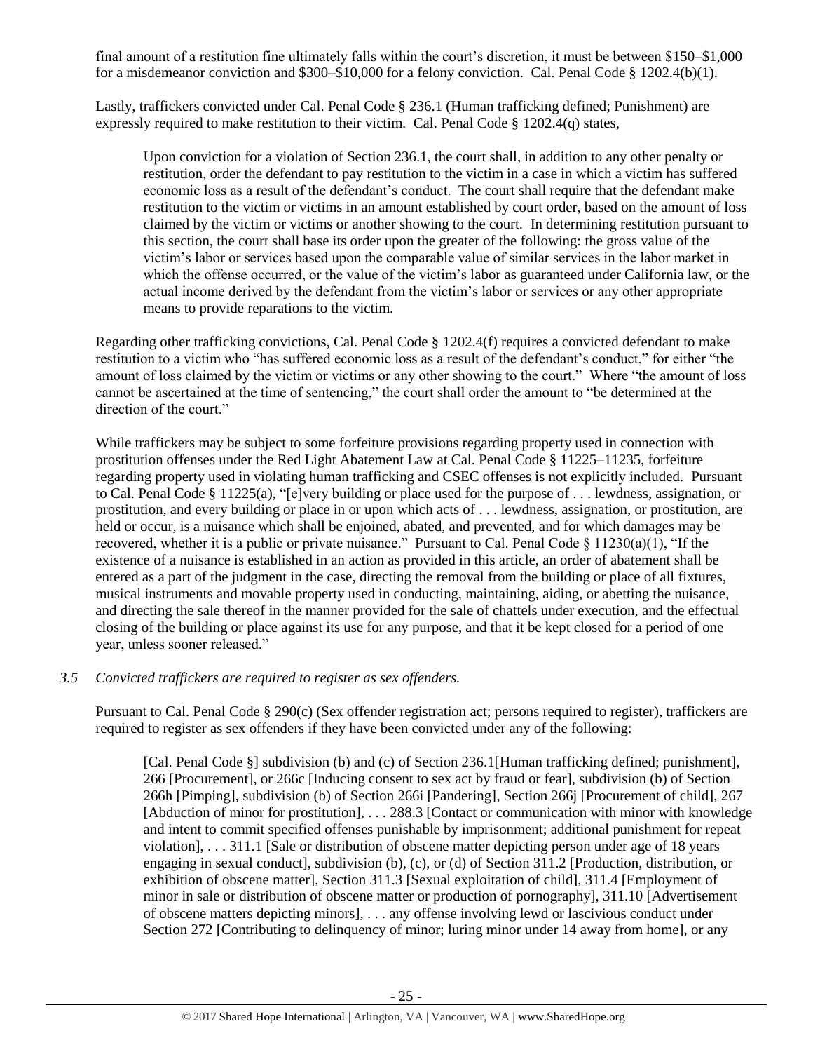final amount of a restitution fine ultimately falls within the court's discretion, it must be between $150–$1,000 for a misdemeanor conviction and $300–$10,000 for a felony conviction. Cal. Penal Code § 1202.4(b)(1).

Lastly, traffickers convicted under Cal. Penal Code § 236.1 (Human trafficking defined; Punishment) are expressly required to make restitution to their victim. Cal. Penal Code § 1202.4(q) states,

> Upon conviction for a violation of Section 236.1, the court shall, in addition to any other penalty or restitution, order the defendant to pay restitution to the victim in a case in which a victim has suffered economic loss as a result of the defendant's conduct. The court shall require that the defendant make restitution to the victim or victims in an amount established by court order, based on the amount of loss claimed by the victim or victims or another showing to the court. In determining restitution pursuant to this section, the court shall base its order upon the greater of the following: the gross value of the victim's labor or services based upon the comparable value of similar services in the labor market in which the offense occurred, or the value of the victim's labor as guaranteed under California law, or the actual income derived by the defendant from the victim's labor or services or any other appropriate means to provide reparations to the victim.

Regarding other trafficking convictions, Cal. Penal Code § 1202.4(f) requires a convicted defendant to make restitution to a victim who "has suffered economic loss as a result of the defendant's conduct," for either "the amount of loss claimed by the victim or victims or any other showing to the court." Where "the amount of loss cannot be ascertained at the time of sentencing," the court shall order the amount to "be determined at the direction of the court."

While traffickers may be subject to some forfeiture provisions regarding property used in connection with prostitution offenses under the Red Light Abatement Law at Cal. Penal Code § 11225–11235, forfeiture regarding property used in violating human trafficking and CSEC offenses is not explicitly included. Pursuant to Cal. Penal Code § 11225(a), "[e]very building or place used for the purpose of . . . lewdness, assignation, or prostitution, and every building or place in or upon which acts of . . . lewdness, assignation, or prostitution, are held or occur, is a nuisance which shall be enjoined, abated, and prevented, and for which damages may be recovered, whether it is a public or private nuisance." Pursuant to Cal. Penal Code § 11230(a)(1), "If the existence of a nuisance is established in an action as provided in this article, an order of abatement shall be entered as a part of the judgment in the case, directing the removal from the building or place of all fixtures, musical instruments and movable property used in conducting, maintaining, aiding, or abetting the nuisance, and directing the sale thereof in the manner provided for the sale of chattels under execution, and the effectual closing of the building or place against its use for any purpose, and that it be kept closed for a period of one year, unless sooner released."

*3.5 Convicted traffickers are required to register as sex offenders.*

Pursuant to Cal. Penal Code § 290(c) (Sex offender registration act; persons required to register), traffickers are required to register as sex offenders if they have been convicted under any of the following:

> [Cal. Penal Code §] subdivision (b) and (c) of Section 236.1[Human trafficking defined; punishment], 266 [Procurement], or 266c [Inducing consent to sex act by fraud or fear], subdivision (b) of Section 266h [Pimping], subdivision (b) of Section 266i [Pandering], Section 266j [Procurement of child], 267 [Abduction of minor for prostitution], . . . 288.3 [Contact or communication with minor with knowledge and intent to commit specified offenses punishable by imprisonment; additional punishment for repeat violation], . . . 311.1 [Sale or distribution of obscene matter depicting person under age of 18 years engaging in sexual conduct], subdivision (b), (c), or (d) of Section 311.2 [Production, distribution, or exhibition of obscene matter], Section 311.3 [Sexual exploitation of child], 311.4 [Employment of minor in sale or distribution of obscene matter or production of pornography], 311.10 [Advertisement of obscene matters depicting minors], . . . any offense involving lewd or lascivious conduct under Section 272 [Contributing to delinquency of minor; luring minor under 14 away from home], or any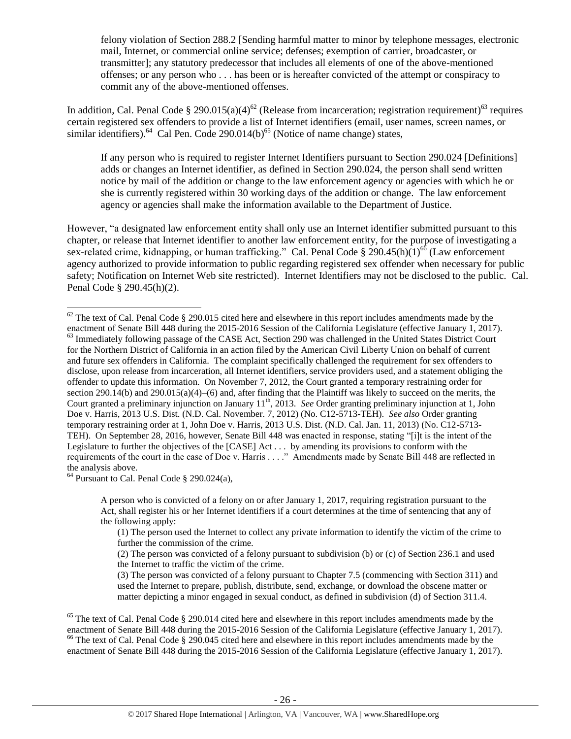> felony violation of Section 288.2 [Sending harmful matter to minor by telephone messages, electronic mail, Internet, or commercial online service; defenses; exemption of carrier, broadcaster, or transmitter]; any statutory predecessor that includes all elements of one of the above-mentioned offenses; or any person who . . . has been or is hereafter convicted of the attempt or conspiracy to commit any of the above-mentioned offenses.

In addition, Cal. Penal Code § 290.015(a)(4)[62] (Release from incarceration; registration requirement)[63] requires certain registered sex offenders to provide a list of Internet identifiers (email, user names, screen names, or similar identifiers).[64] Cal Pen. Code 290.014(b)[65] (Notice of name change) states,

> If any person who is required to register Internet Identifiers pursuant to Section 290.024 [Definitions] adds or changes an Internet identifier, as defined in Section 290.024, the person shall send written notice by mail of the addition or change to the law enforcement agency or agencies with which he or she is currently registered within 30 working days of the addition or change. The law enforcement agency or agencies shall make the information available to the Department of Justice.

However, "a designated law enforcement entity shall only use an Internet identifier submitted pursuant to this chapter, or release that Internet identifier to another law enforcement entity, for the purpose of investigating a sex-related crime, kidnapping, or human trafficking." Cal. Penal Code § 290.45(h)(1)[66] (Law enforcement agency authorized to provide information to public regarding registered sex offender when necessary for public safety; Notification on Internet Web site restricted). Internet Identifiers may not be disclosed to the public. Cal. Penal Code § 290.45(h)(2).

---

[62] The text of Cal. Penal Code § 290.015 cited here and elsewhere in this report includes amendments made by the enactment of Senate Bill 448 during the 2015-2016 Session of the California Legislature (effective January 1, 2017).

[63] Immediately following passage of the CASE Act, Section 290 was challenged in the United States District Court for the Northern District of California in an action filed by the American Civil Liberty Union on behalf of current and future sex offenders in California. The complaint specifically challenged the requirement for sex offenders to disclose, upon release from incarceration, all Internet identifiers, service providers used, and a statement obliging the offender to update this information. On November 7, 2012, the Court granted a temporary restraining order for section 290.14(b) and 290.015(a)(4)–(6) and, after finding that the Plaintiff was likely to succeed on the merits, the Court granted a preliminary injunction on January 11th, 2013. *See* Order granting preliminary injunction at 1, John Doe v. Harris, 2013 U.S. Dist. (N.D. Cal. November. 7, 2012) (No. C12-5713-TEH). *See also* Order granting temporary restraining order at 1, John Doe v. Harris, 2013 U.S. Dist. (N.D. Cal. Jan. 11, 2013) (No. C12-5713-TEH). On September 28, 2016, however, Senate Bill 448 was enacted in response, stating "[i]t is the intent of the Legislature to further the objectives of the [CASE] Act . . . by amending its provisions to conform with the requirements of the court in the case of Doe v. Harris . . . ." Amendments made by Senate Bill 448 are reflected in the analysis above.

[64] Pursuant to Cal. Penal Code § 290.024(a),

> A person who is convicted of a felony on or after January 1, 2017, requiring registration pursuant to the Act, shall register his or her Internet identifiers if a court determines at the time of sentencing that any of the following apply:
>
> (1) The person used the Internet to collect any private information to identify the victim of the crime to further the commission of the crime.
>
> (2) The person was convicted of a felony pursuant to subdivision (b) or (c) of Section 236.1 and used the Internet to traffic the victim of the crime.
>
> (3) The person was convicted of a felony pursuant to Chapter 7.5 (commencing with Section 311) and used the Internet to prepare, publish, distribute, send, exchange, or download the obscene matter or matter depicting a minor engaged in sexual conduct, as defined in subdivision (d) of Section 311.4.

[65] The text of Cal. Penal Code § 290.014 cited here and elsewhere in this report includes amendments made by the enactment of Senate Bill 448 during the 2015-2016 Session of the California Legislature (effective January 1, 2017).

[66] The text of Cal. Penal Code § 290.045 cited here and elsewhere in this report includes amendments made by the enactment of Senate Bill 448 during the 2015-2016 Session of the California Legislature (effective January 1, 2017).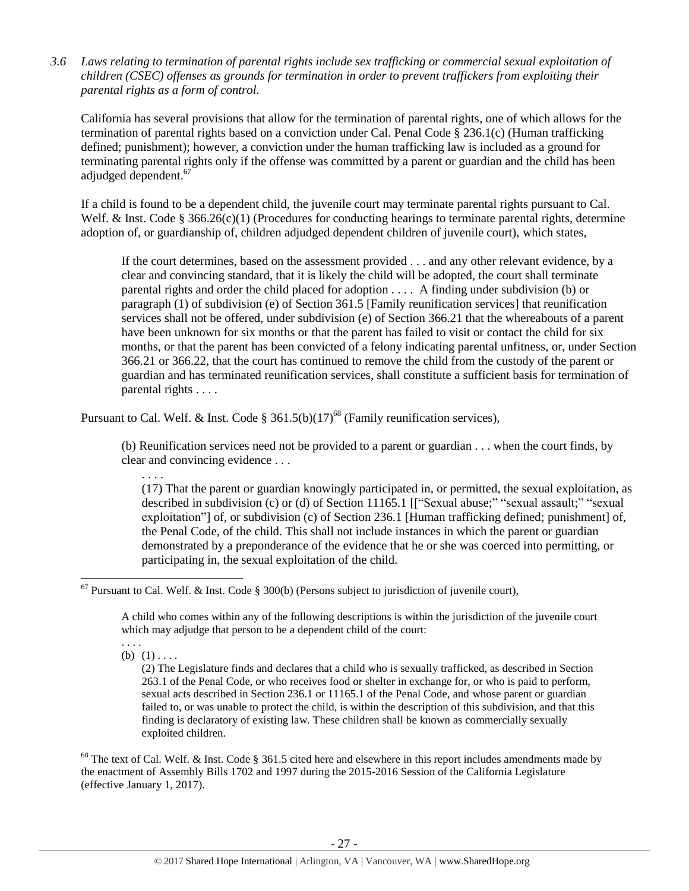3.6 *Laws relating to termination of parental rights include sex trafficking or commercial sexual exploitation of children (CSEC) offenses as grounds for termination in order to prevent traffickers from exploiting their parental rights as a form of control.*

California has several provisions that allow for the termination of parental rights, one of which allows for the termination of parental rights based on a conviction under Cal. Penal Code § 236.1(c) (Human trafficking defined; punishment); however, a conviction under the human trafficking law is included as a ground for terminating parental rights only if the offense was committed by a parent or guardian and the child has been adjudged dependent.[67]

If a child is found to be a dependent child, the juvenile court may terminate parental rights pursuant to Cal. Welf. & Inst. Code § 366.26(c)(1) (Procedures for conducting hearings to terminate parental rights, determine adoption of, or guardianship of, children adjudged dependent children of juvenile court), which states,

> If the court determines, based on the assessment provided . . . and any other relevant evidence, by a clear and convincing standard, that it is likely the child will be adopted, the court shall terminate parental rights and order the child placed for adoption . . . . A finding under subdivision (b) or paragraph (1) of subdivision (e) of Section 361.5 [Family reunification services] that reunification services shall not be offered, under subdivision (e) of Section 366.21 that the whereabouts of a parent have been unknown for six months or that the parent has failed to visit or contact the child for six months, or that the parent has been convicted of a felony indicating parental unfitness, or, under Section 366.21 or 366.22, that the court has continued to remove the child from the custody of the parent or guardian and has terminated reunification services, shall constitute a sufficient basis for termination of parental rights . . . .

Pursuant to Cal. Welf. & Inst. Code § 361.5(b)(17)[68] (Family reunification services),

> (b) Reunification services need not be provided to a parent or guardian . . . when the court finds, by clear and convincing evidence . . .
>
> . . . .
>
> (17) That the parent or guardian knowingly participated in, or permitted, the sexual exploitation, as described in subdivision (c) or (d) of Section 11165.1 [["Sexual abuse;" "sexual assault;" "sexual exploitation"] of, or subdivision (c) of Section 236.1 [Human trafficking defined; punishment] of, the Penal Code, of the child. This shall not include instances in which the parent or guardian demonstrated by a preponderance of the evidence that he or she was coerced into permitting, or participating in, the sexual exploitation of the child.

---

[67] Pursuant to Cal. Welf. & Inst. Code § 300(b) (Persons subject to jurisdiction of juvenile court),

> A child who comes within any of the following descriptions is within the jurisdiction of the juvenile court which may adjudge that person to be a dependent child of the court:
>
> . . . .
>
> (b) (1) . . . .
>
> (2) The Legislature finds and declares that a child who is sexually trafficked, as described in Section 263.1 of the Penal Code, or who receives food or shelter in exchange for, or who is paid to perform, sexual acts described in Section 236.1 or 11165.1 of the Penal Code, and whose parent or guardian failed to, or was unable to protect the child, is within the description of this subdivision, and that this finding is declaratory of existing law. These children shall be known as commercially sexually exploited children.

[68] The text of Cal. Welf. & Inst. Code § 361.5 cited here and elsewhere in this report includes amendments made by the enactment of Assembly Bills 1702 and 1997 during the 2015-2016 Session of the California Legislature (effective January 1, 2017).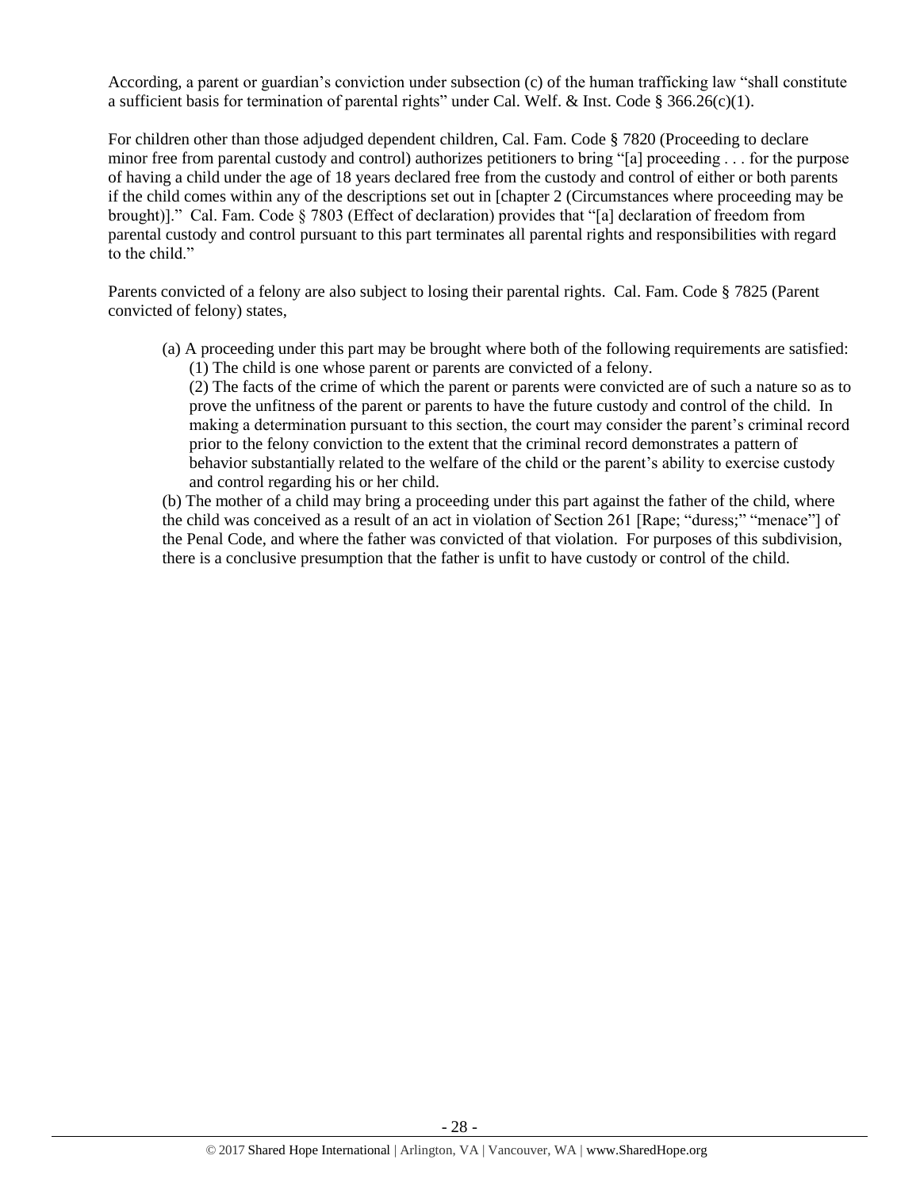According, a parent or guardian's conviction under subsection (c) of the human trafficking law "shall constitute a sufficient basis for termination of parental rights" under Cal. Welf. & Inst. Code § 366.26(c)(1).

For children other than those adjudged dependent children, Cal. Fam. Code § 7820 (Proceeding to declare minor free from parental custody and control) authorizes petitioners to bring "[a] proceeding . . . for the purpose of having a child under the age of 18 years declared free from the custody and control of either or both parents if the child comes within any of the descriptions set out in [chapter 2 (Circumstances where proceeding may be brought)]." Cal. Fam. Code § 7803 (Effect of declaration) provides that "[a] declaration of freedom from parental custody and control pursuant to this part terminates all parental rights and responsibilities with regard to the child."

Parents convicted of a felony are also subject to losing their parental rights. Cal. Fam. Code § 7825 (Parent convicted of felony) states,

> (a) A proceeding under this part may be brought where both of the following requirements are satisfied:
>
> (1) The child is one whose parent or parents are convicted of a felony.
>
> (2) The facts of the crime of which the parent or parents were convicted are of such a nature so as to prove the unfitness of the parent or parents to have the future custody and control of the child. In making a determination pursuant to this section, the court may consider the parent's criminal record prior to the felony conviction to the extent that the criminal record demonstrates a pattern of behavior substantially related to the welfare of the child or the parent's ability to exercise custody and control regarding his or her child.
>
> (b) The mother of a child may bring a proceeding under this part against the father of the child, where the child was conceived as a result of an act in violation of Section 261 [Rape; "duress;" "menace"] of the Penal Code, and where the father was convicted of that violation. For purposes of this subdivision, there is a conclusive presumption that the father is unfit to have custody or control of the child.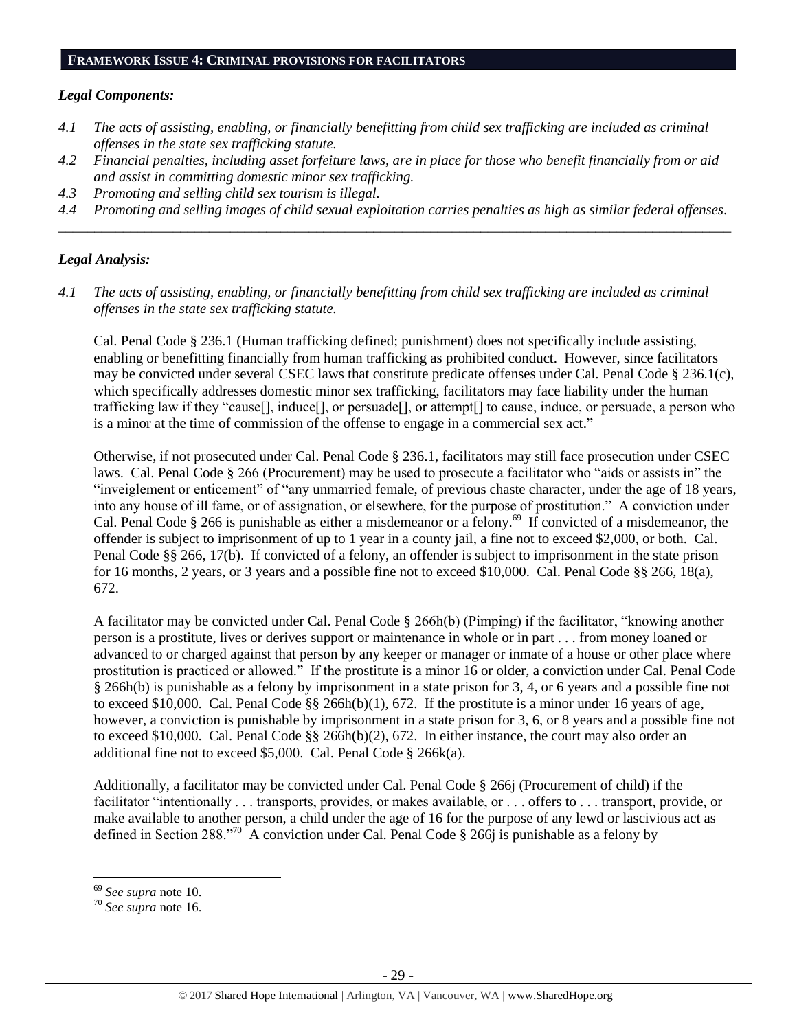## FRAMEWORK ISSUE 4: CRIMINAL PROVISIONS FOR FACILITATORS

### *Legal Components:*

*4.1 The acts of assisting, enabling, or financially benefitting from child sex trafficking are included as criminal offenses in the state sex trafficking statute.*

*4.2 Financial penalties, including asset forfeiture laws, are in place for those who benefit financially from or aid and assist in committing domestic minor sex trafficking.*

*4.3 Promoting and selling child sex tourism is illegal.*

*4.4 Promoting and selling images of child sexual exploitation carries penalties as high as similar federal offenses.*

---

### *Legal Analysis:*

*4.1 The acts of assisting, enabling, or financially benefitting from child sex trafficking are included as criminal offenses in the state sex trafficking statute.*

Cal. Penal Code § 236.1 (Human trafficking defined; punishment) does not specifically include assisting, enabling or benefitting financially from human trafficking as prohibited conduct. However, since facilitators may be convicted under several CSEC laws that constitute predicate offenses under Cal. Penal Code § 236.1(c), which specifically addresses domestic minor sex trafficking, facilitators may face liability under the human trafficking law if they "cause[], induce[], or persuade[], or attempt[] to cause, induce, or persuade, a person who is a minor at the time of commission of the offense to engage in a commercial sex act."

Otherwise, if not prosecuted under Cal. Penal Code § 236.1, facilitators may still face prosecution under CSEC laws. Cal. Penal Code § 266 (Procurement) may be used to prosecute a facilitator who "aids or assists in" the "inveiglement or enticement" of "any unmarried female, of previous chaste character, under the age of 18 years, into any house of ill fame, or of assignation, or elsewhere, for the purpose of prostitution." A conviction under Cal. Penal Code § 266 is punishable as either a misdemeanor or a felony.[69] If convicted of a misdemeanor, the offender is subject to imprisonment of up to 1 year in a county jail, a fine not to exceed $2,000, or both. Cal. Penal Code §§ 266, 17(b). If convicted of a felony, an offender is subject to imprisonment in the state prison for 16 months, 2 years, or 3 years and a possible fine not to exceed $10,000. Cal. Penal Code §§ 266, 18(a), 672.

A facilitator may be convicted under Cal. Penal Code § 266h(b) (Pimping) if the facilitator, "knowing another person is a prostitute, lives or derives support or maintenance in whole or in part . . . from money loaned or advanced to or charged against that person by any keeper or manager or inmate of a house or other place where prostitution is practiced or allowed." If the prostitute is a minor 16 or older, a conviction under Cal. Penal Code § 266h(b) is punishable as a felony by imprisonment in a state prison for 3, 4, or 6 years and a possible fine not to exceed $10,000. Cal. Penal Code §§ 266h(b)(1), 672. If the prostitute is a minor under 16 years of age, however, a conviction is punishable by imprisonment in a state prison for 3, 6, or 8 years and a possible fine not to exceed $10,000. Cal. Penal Code §§ 266h(b)(2), 672. In either instance, the court may also order an additional fine not to exceed $5,000. Cal. Penal Code § 266k(a).

Additionally, a facilitator may be convicted under Cal. Penal Code § 266j (Procurement of child) if the facilitator "intentionally . . . transports, provides, or makes available, or . . . offers to . . . transport, provide, or make available to another person, a child under the age of 16 for the purpose of any lewd or lascivious act as defined in Section 288."[70] A conviction under Cal. Penal Code § 266j is punishable as a felony by

---

[69] *See supra* note 10.

[70] *See supra* note 16.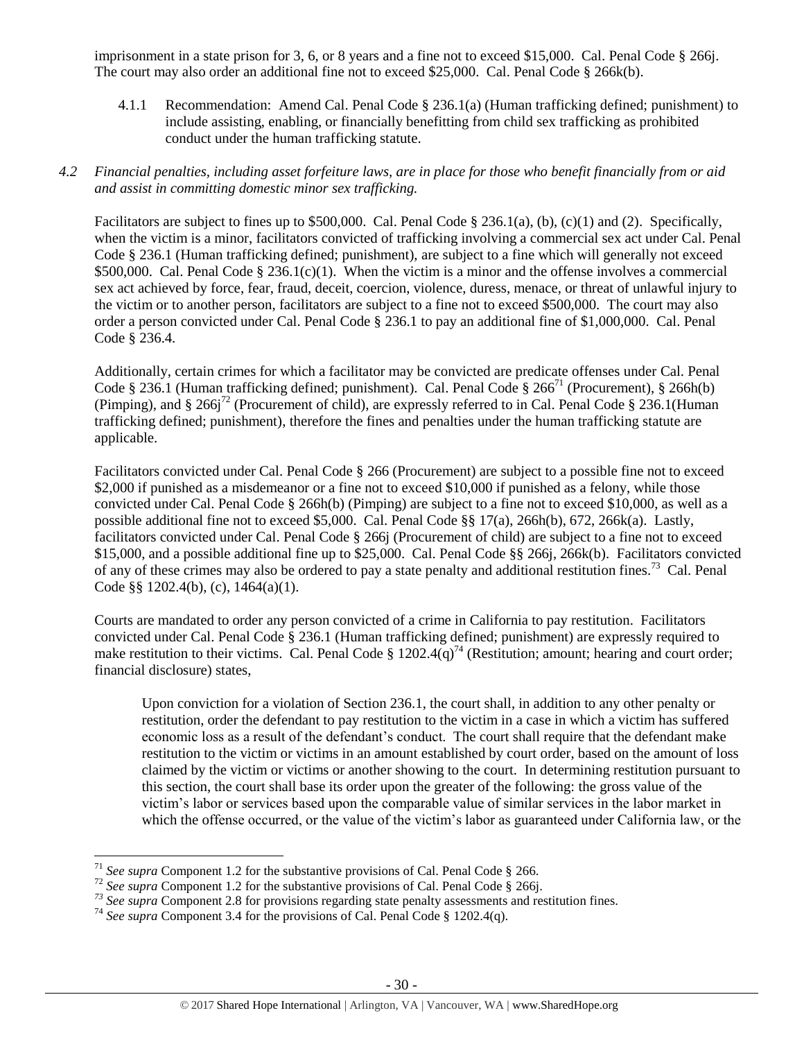imprisonment in a state prison for 3, 6, or 8 years and a fine not to exceed $15,000. Cal. Penal Code § 266j. The court may also order an additional fine not to exceed $25,000. Cal. Penal Code § 266k(b).

4.1.1 Recommendation: Amend Cal. Penal Code § 236.1(a) (Human trafficking defined; punishment) to include assisting, enabling, or financially benefitting from child sex trafficking as prohibited conduct under the human trafficking statute.

*4.2 Financial penalties, including asset forfeiture laws, are in place for those who benefit financially from or aid and assist in committing domestic minor sex trafficking.*

Facilitators are subject to fines up to $500,000. Cal. Penal Code § 236.1(a), (b), (c)(1) and (2). Specifically, when the victim is a minor, facilitators convicted of trafficking involving a commercial sex act under Cal. Penal Code § 236.1 (Human trafficking defined; punishment), are subject to a fine which will generally not exceed $500,000. Cal. Penal Code § 236.1(c)(1). When the victim is a minor and the offense involves a commercial sex act achieved by force, fear, fraud, deceit, coercion, violence, duress, menace, or threat of unlawful injury to the victim or to another person, facilitators are subject to a fine not to exceed $500,000. The court may also order a person convicted under Cal. Penal Code § 236.1 to pay an additional fine of $1,000,000. Cal. Penal Code § 236.4.

Additionally, certain crimes for which a facilitator may be convicted are predicate offenses under Cal. Penal Code § 236.1 (Human trafficking defined; punishment). Cal. Penal Code § 266[71] (Procurement), § 266h(b) (Pimping), and § 266j[72] (Procurement of child), are expressly referred to in Cal. Penal Code § 236.1(Human trafficking defined; punishment), therefore the fines and penalties under the human trafficking statute are applicable.

Facilitators convicted under Cal. Penal Code § 266 (Procurement) are subject to a possible fine not to exceed $2,000 if punished as a misdemeanor or a fine not to exceed $10,000 if punished as a felony, while those convicted under Cal. Penal Code § 266h(b) (Pimping) are subject to a fine not to exceed $10,000, as well as a possible additional fine not to exceed $5,000. Cal. Penal Code §§ 17(a), 266h(b), 672, 266k(a). Lastly, facilitators convicted under Cal. Penal Code § 266j (Procurement of child) are subject to a fine not to exceed $15,000, and a possible additional fine up to $25,000. Cal. Penal Code §§ 266j, 266k(b). Facilitators convicted of any of these crimes may also be ordered to pay a state penalty and additional restitution fines.[73] Cal. Penal Code §§ 1202.4(b), (c), 1464(a)(1).

Courts are mandated to order any person convicted of a crime in California to pay restitution. Facilitators convicted under Cal. Penal Code § 236.1 (Human trafficking defined; punishment) are expressly required to make restitution to their victims. Cal. Penal Code § 1202.4(q)[74] (Restitution; amount; hearing and court order; financial disclosure) states,

> Upon conviction for a violation of Section 236.1, the court shall, in addition to any other penalty or restitution, order the defendant to pay restitution to the victim in a case in which a victim has suffered economic loss as a result of the defendant's conduct. The court shall require that the defendant make restitution to the victim or victims in an amount established by court order, based on the amount of loss claimed by the victim or victims or another showing to the court. In determining restitution pursuant to this section, the court shall base its order upon the greater of the following: the gross value of the victim's labor or services based upon the comparable value of similar services in the labor market in which the offense occurred, or the value of the victim's labor as guaranteed under California law, or the

---

[71] *See supra* Component 1.2 for the substantive provisions of Cal. Penal Code § 266.

[72] *See supra* Component 1.2 for the substantive provisions of Cal. Penal Code § 266j.

[73] *See supra* Component 2.8 for provisions regarding state penalty assessments and restitution fines.

[74] *See supra* Component 3.4 for the provisions of Cal. Penal Code § 1202.4(q).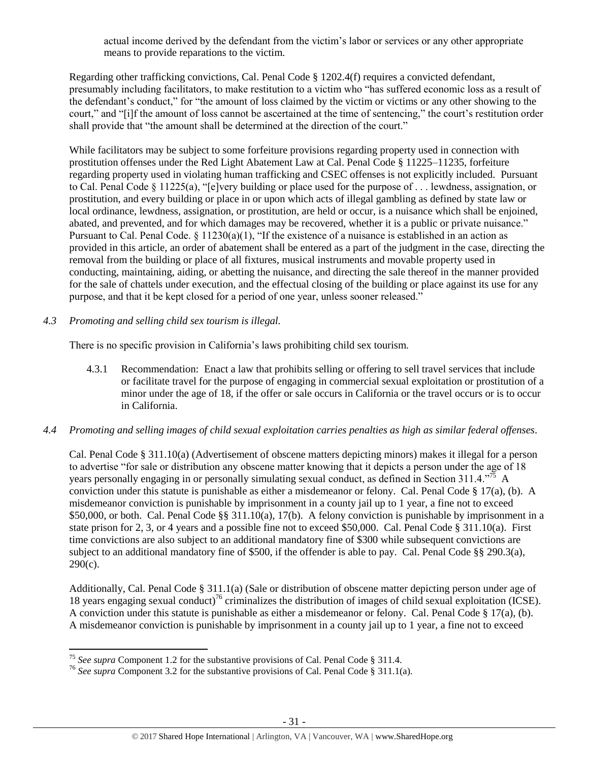actual income derived by the defendant from the victim's labor or services or any other appropriate means to provide reparations to the victim.

Regarding other trafficking convictions, Cal. Penal Code § 1202.4(f) requires a convicted defendant, presumably including facilitators, to make restitution to a victim who "has suffered economic loss as a result of the defendant's conduct," for "the amount of loss claimed by the victim or victims or any other showing to the court," and "[i]f the amount of loss cannot be ascertained at the time of sentencing," the court's restitution order shall provide that "the amount shall be determined at the direction of the court."

While facilitators may be subject to some forfeiture provisions regarding property used in connection with prostitution offenses under the Red Light Abatement Law at Cal. Penal Code § 11225–11235, forfeiture regarding property used in violating human trafficking and CSEC offenses is not explicitly included. Pursuant to Cal. Penal Code § 11225(a), "[e]very building or place used for the purpose of . . . lewdness, assignation, or prostitution, and every building or place in or upon which acts of illegal gambling as defined by state law or local ordinance, lewdness, assignation, or prostitution, are held or occur, is a nuisance which shall be enjoined, abated, and prevented, and for which damages may be recovered, whether it is a public or private nuisance." Pursuant to Cal. Penal Code. § 11230(a)(1), "If the existence of a nuisance is established in an action as provided in this article, an order of abatement shall be entered as a part of the judgment in the case, directing the removal from the building or place of all fixtures, musical instruments and movable property used in conducting, maintaining, aiding, or abetting the nuisance, and directing the sale thereof in the manner provided for the sale of chattels under execution, and the effectual closing of the building or place against its use for any purpose, and that it be kept closed for a period of one year, unless sooner released."

*4.3 Promoting and selling child sex tourism is illegal.*

There is no specific provision in California's laws prohibiting child sex tourism.

4.3.1 Recommendation: Enact a law that prohibits selling or offering to sell travel services that include or facilitate travel for the purpose of engaging in commercial sexual exploitation or prostitution of a minor under the age of 18, if the offer or sale occurs in California or the travel occurs or is to occur in California.

*4.4 Promoting and selling images of child sexual exploitation carries penalties as high as similar federal offenses.*

Cal. Penal Code § 311.10(a) (Advertisement of obscene matters depicting minors) makes it illegal for a person to advertise "for sale or distribution any obscene matter knowing that it depicts a person under the age of 18 years personally engaging in or personally simulating sexual conduct, as defined in Section 311.4."[75] A conviction under this statute is punishable as either a misdemeanor or felony. Cal. Penal Code § 17(a), (b). A misdemeanor conviction is punishable by imprisonment in a county jail up to 1 year, a fine not to exceed \$50,000, or both. Cal. Penal Code §§ 311.10(a), 17(b). A felony conviction is punishable by imprisonment in a state prison for 2, 3, or 4 years and a possible fine not to exceed \$50,000. Cal. Penal Code § 311.10(a). First time convictions are also subject to an additional mandatory fine of \$300 while subsequent convictions are subject to an additional mandatory fine of \$500, if the offender is able to pay. Cal. Penal Code §§ 290.3(a), 290(c).

Additionally, Cal. Penal Code § 311.1(a) (Sale or distribution of obscene matter depicting person under age of 18 years engaging sexual conduct)[76] criminalizes the distribution of images of child sexual exploitation (ICSE). A conviction under this statute is punishable as either a misdemeanor or felony. Cal. Penal Code § 17(a), (b). A misdemeanor conviction is punishable by imprisonment in a county jail up to 1 year, a fine not to exceed

[75] *See supra* Component 1.2 for the substantive provisions of Cal. Penal Code § 311.4.

[76] *See supra* Component 3.2 for the substantive provisions of Cal. Penal Code § 311.1(a).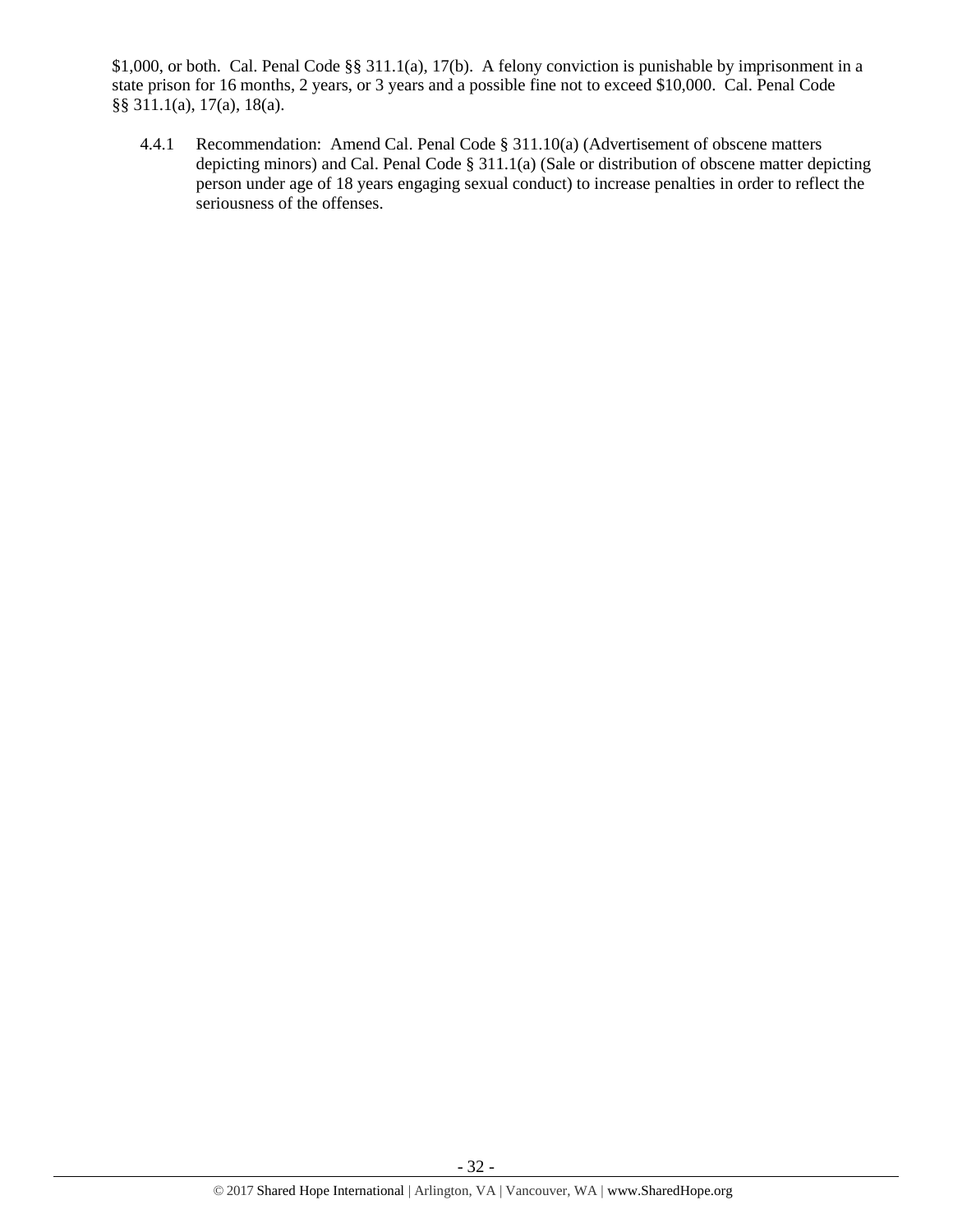$1,000, or both. Cal. Penal Code §§ 311.1(a), 17(b). A felony conviction is punishable by imprisonment in a state prison for 16 months, 2 years, or 3 years and a possible fine not to exceed $10,000. Cal. Penal Code §§ 311.1(a), 17(a), 18(a).

4.4.1 Recommendation: Amend Cal. Penal Code § 311.10(a) (Advertisement of obscene matters depicting minors) and Cal. Penal Code § 311.1(a) (Sale or distribution of obscene matter depicting person under age of 18 years engaging sexual conduct) to increase penalties in order to reflect the seriousness of the offenses.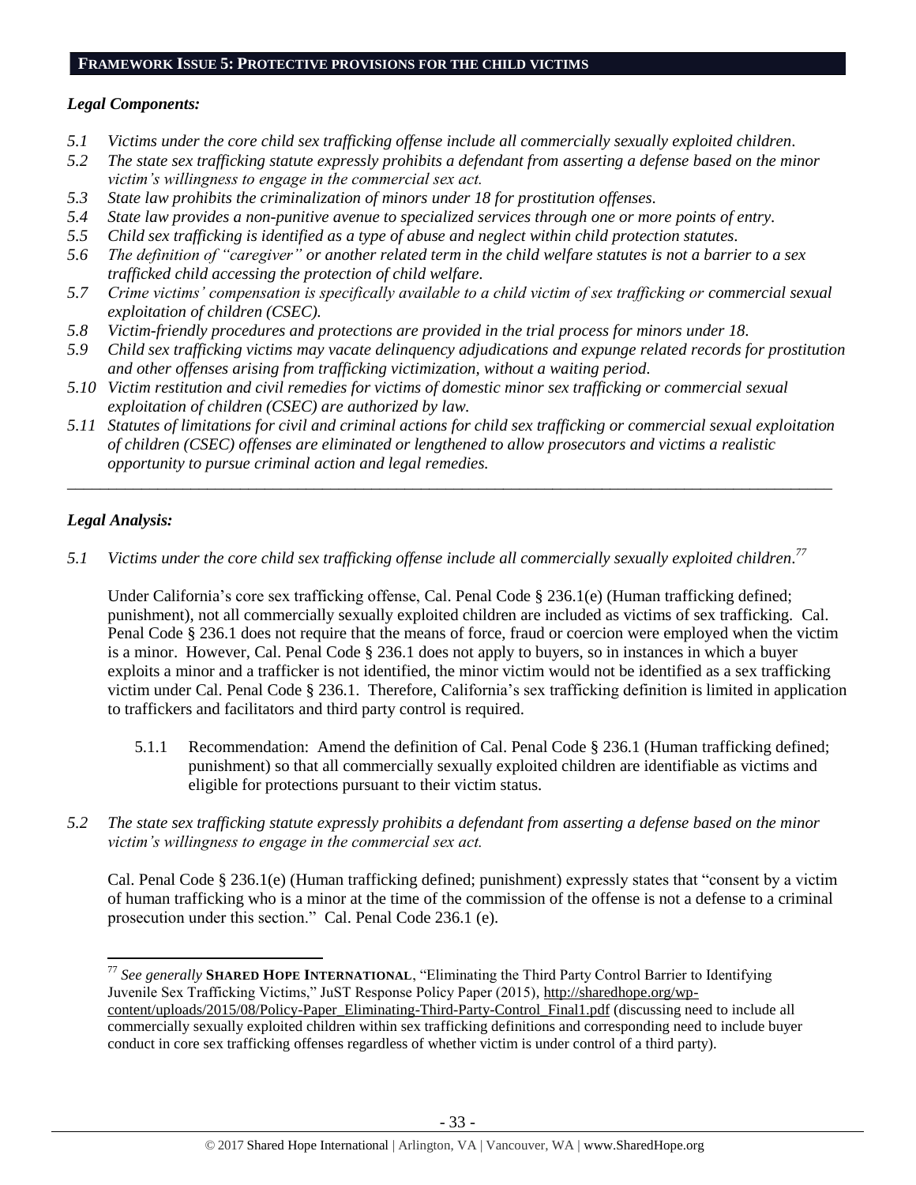## FRAMEWORK ISSUE 5: PROTECTIVE PROVISIONS FOR THE CHILD VICTIMS

### *Legal Components:*

*5.1 Victims under the core child sex trafficking offense include all commercially sexually exploited children.*

*5.2 The state sex trafficking statute expressly prohibits a defendant from asserting a defense based on the minor victim's willingness to engage in the commercial sex act.*

*5.3 State law prohibits the criminalization of minors under 18 for prostitution offenses.*

*5.4 State law provides a non-punitive avenue to specialized services through one or more points of entry.*

*5.5 Child sex trafficking is identified as a type of abuse and neglect within child protection statutes.*

*5.6 The definition of "caregiver" or another related term in the child welfare statutes is not a barrier to a sex trafficked child accessing the protection of child welfare.*

*5.7 Crime victims' compensation is specifically available to a child victim of sex trafficking or commercial sexual exploitation of children (CSEC).*

*5.8 Victim-friendly procedures and protections are provided in the trial process for minors under 18.*

*5.9 Child sex trafficking victims may vacate delinquency adjudications and expunge related records for prostitution and other offenses arising from trafficking victimization, without a waiting period.*

*5.10 Victim restitution and civil remedies for victims of domestic minor sex trafficking or commercial sexual exploitation of children (CSEC) are authorized by law.*

*5.11 Statutes of limitations for civil and criminal actions for child sex trafficking or commercial sexual exploitation of children (CSEC) offenses are eliminated or lengthened to allow prosecutors and victims a realistic opportunity to pursue criminal action and legal remedies.*

---

### *Legal Analysis:*

*5.1 Victims under the core child sex trafficking offense include all commercially sexually exploited children.*[77]

Under California's core sex trafficking offense, Cal. Penal Code § 236.1(e) (Human trafficking defined; punishment), not all commercially sexually exploited children are included as victims of sex trafficking. Cal. Penal Code § 236.1 does not require that the means of force, fraud or coercion were employed when the victim is a minor. However, Cal. Penal Code § 236.1 does not apply to buyers, so in instances in which a buyer exploits a minor and a trafficker is not identified, the minor victim would not be identified as a sex trafficking victim under Cal. Penal Code § 236.1. Therefore, California's sex trafficking definition is limited in application to traffickers and facilitators and third party control is required.

5.1.1 Recommendation: Amend the definition of Cal. Penal Code § 236.1 (Human trafficking defined; punishment) so that all commercially sexually exploited children are identifiable as victims and eligible for protections pursuant to their victim status.

*5.2 The state sex trafficking statute expressly prohibits a defendant from asserting a defense based on the minor victim's willingness to engage in the commercial sex act.*

Cal. Penal Code § 236.1(e) (Human trafficking defined; punishment) expressly states that "consent by a victim of human trafficking who is a minor at the time of the commission of the offense is not a defense to a criminal prosecution under this section." Cal. Penal Code 236.1 (e).

---

[77] *See generally* **SHARED HOPE INTERNATIONAL**, "Eliminating the Third Party Control Barrier to Identifying Juvenile Sex Trafficking Victims," JuST Response Policy Paper (2015), http://sharedhope.org/wp-content/uploads/2015/08/Policy-Paper_Eliminating-Third-Party-Control_Final1.pdf (discussing need to include all commercially sexually exploited children within sex trafficking definitions and corresponding need to include buyer conduct in core sex trafficking offenses regardless of whether victim is under control of a third party).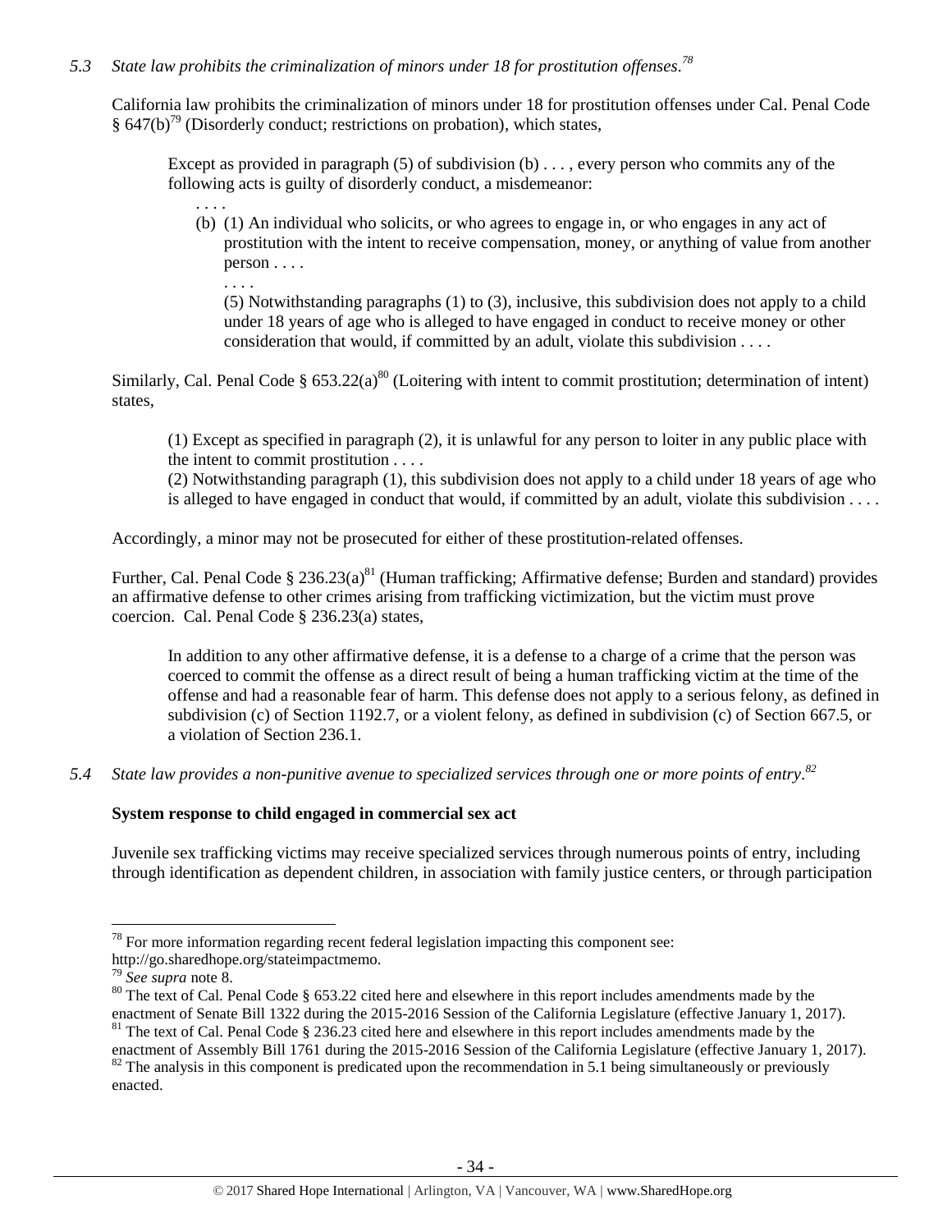*5.3 State law prohibits the criminalization of minors under 18 for prostitution offenses.[78]*

California law prohibits the criminalization of minors under 18 for prostitution offenses under Cal. Penal Code § 647(b)[79] (Disorderly conduct; restrictions on probation), which states,

> Except as provided in paragraph (5) of subdivision (b) . . . , every person who commits any of the following acts is guilty of disorderly conduct, a misdemeanor:
>
> . . . .
>
> (b) (1) An individual who solicits, or who agrees to engage in, or who engages in any act of prostitution with the intent to receive compensation, money, or anything of value from another person . . . .
>
> . . . .
>
> (5) Notwithstanding paragraphs (1) to (3), inclusive, this subdivision does not apply to a child under 18 years of age who is alleged to have engaged in conduct to receive money or other consideration that would, if committed by an adult, violate this subdivision . . . .

Similarly, Cal. Penal Code § 653.22(a)[80] (Loitering with intent to commit prostitution; determination of intent) states,

> (1) Except as specified in paragraph (2), it is unlawful for any person to loiter in any public place with the intent to commit prostitution . . . .
>
> (2) Notwithstanding paragraph (1), this subdivision does not apply to a child under 18 years of age who is alleged to have engaged in conduct that would, if committed by an adult, violate this subdivision . . . .

Accordingly, a minor may not be prosecuted for either of these prostitution-related offenses.

Further, Cal. Penal Code § 236.23(a)[81] (Human trafficking; Affirmative defense; Burden and standard) provides an affirmative defense to other crimes arising from trafficking victimization, but the victim must prove coercion. Cal. Penal Code § 236.23(a) states,

> In addition to any other affirmative defense, it is a defense to a charge of a crime that the person was coerced to commit the offense as a direct result of being a human trafficking victim at the time of the offense and had a reasonable fear of harm. This defense does not apply to a serious felony, as defined in subdivision (c) of Section 1192.7, or a violent felony, as defined in subdivision (c) of Section 667.5, or a violation of Section 236.1.

*5.4 State law provides a non-punitive avenue to specialized services through one or more points of entry.[82]*

**System response to child engaged in commercial sex act**

Juvenile sex trafficking victims may receive specialized services through numerous points of entry, including through identification as dependent children, in association with family justice centers, or through participation

---

[78] For more information regarding recent federal legislation impacting this component see: http://go.sharedhope.org/stateimpactmemo.

[79] *See supra* note 8.

[80] The text of Cal. Penal Code § 653.22 cited here and elsewhere in this report includes amendments made by the enactment of Senate Bill 1322 during the 2015-2016 Session of the California Legislature (effective January 1, 2017).

[81] The text of Cal. Penal Code § 236.23 cited here and elsewhere in this report includes amendments made by the enactment of Assembly Bill 1761 during the 2015-2016 Session of the California Legislature (effective January 1, 2017).

[82] The analysis in this component is predicated upon the recommendation in 5.1 being simultaneously or previously enacted.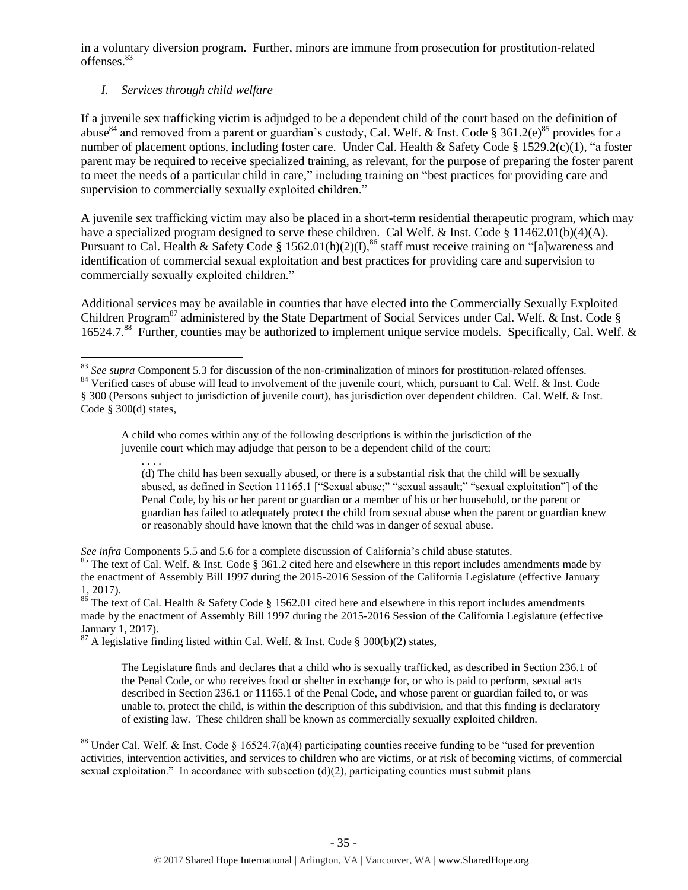in a voluntary diversion program. Further, minors are immune from prosecution for prostitution-related offenses.[83]

### *I. Services through child welfare*

If a juvenile sex trafficking victim is adjudged to be a dependent child of the court based on the definition of abuse[84] and removed from a parent or guardian's custody, Cal. Welf. & Inst. Code § 361.2(e)[85] provides for a number of placement options, including foster care. Under Cal. Health & Safety Code § 1529.2(c)(1), "a foster parent may be required to receive specialized training, as relevant, for the purpose of preparing the foster parent to meet the needs of a particular child in care," including training on "best practices for providing care and supervision to commercially sexually exploited children."

A juvenile sex trafficking victim may also be placed in a short-term residential therapeutic program, which may have a specialized program designed to serve these children. Cal Welf. & Inst. Code § 11462.01(b)(4)(A). Pursuant to Cal. Health & Safety Code § 1562.01(h)(2)(I),[86] staff must receive training on "[a]wareness and identification of commercial sexual exploitation and best practices for providing care and supervision to commercially sexually exploited children."

Additional services may be available in counties that have elected into the Commercially Sexually Exploited Children Program[87] administered by the State Department of Social Services under Cal. Welf. & Inst. Code § 16524.7.[88] Further, counties may be authorized to implement unique service models. Specifically, Cal. Welf. &

---

[83] *See supra* Component 5.3 for discussion of the non-criminalization of minors for prostitution-related offenses.

[84] Verified cases of abuse will lead to involvement of the juvenile court, which, pursuant to Cal. Welf. & Inst. Code § 300 (Persons subject to jurisdiction of juvenile court), has jurisdiction over dependent children. Cal. Welf. & Inst. Code § 300(d) states,

> A child who comes within any of the following descriptions is within the jurisdiction of the juvenile court which may adjudge that person to be a dependent child of the court:
>
> . . . .
>
> (d) The child has been sexually abused, or there is a substantial risk that the child will be sexually abused, as defined in Section 11165.1 ["Sexual abuse;" "sexual assault;" "sexual exploitation"] of the Penal Code, by his or her parent or guardian or a member of his or her household, or the parent or guardian has failed to adequately protect the child from sexual abuse when the parent or guardian knew or reasonably should have known that the child was in danger of sexual abuse.

*See infra* Components 5.5 and 5.6 for a complete discussion of California's child abuse statutes.

[85] The text of Cal. Welf. & Inst. Code § 361.2 cited here and elsewhere in this report includes amendments made by the enactment of Assembly Bill 1997 during the 2015-2016 Session of the California Legislature (effective January 1, 2017).

[86] The text of Cal. Health & Safety Code § 1562.01 cited here and elsewhere in this report includes amendments made by the enactment of Assembly Bill 1997 during the 2015-2016 Session of the California Legislature (effective January 1, 2017).

[87] A legislative finding listed within Cal. Welf. & Inst. Code § 300(b)(2) states,

> The Legislature finds and declares that a child who is sexually trafficked, as described in Section 236.1 of the Penal Code, or who receives food or shelter in exchange for, or who is paid to perform, sexual acts described in Section 236.1 or 11165.1 of the Penal Code, and whose parent or guardian failed to, or was unable to, protect the child, is within the description of this subdivision, and that this finding is declaratory of existing law. These children shall be known as commercially sexually exploited children.

[88] Under Cal. Welf. & Inst. Code § 16524.7(a)(4) participating counties receive funding to be "used for prevention activities, intervention activities, and services to children who are victims, or at risk of becoming victims, of commercial sexual exploitation." In accordance with subsection (d)(2), participating counties must submit plans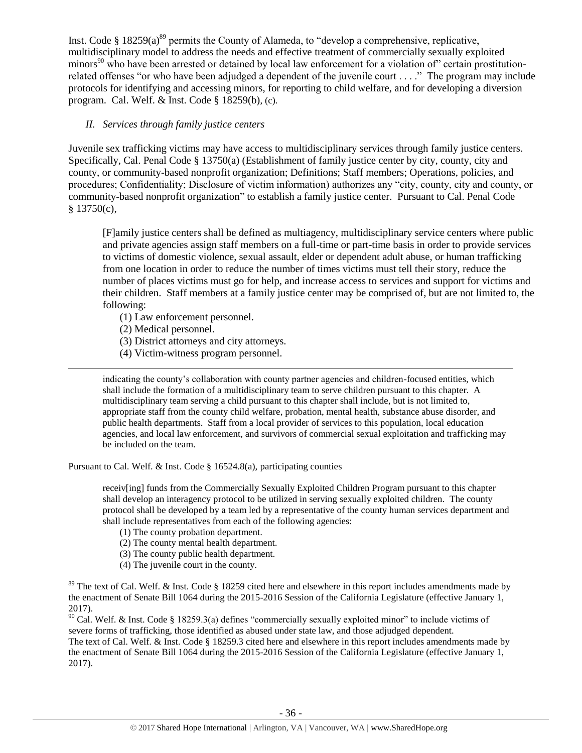Inst. Code § 18259(a)[89] permits the County of Alameda, to "develop a comprehensive, replicative, multidisciplinary model to address the needs and effective treatment of commercially sexually exploited minors[90] who have been arrested or detained by local law enforcement for a violation of" certain prostitution-related offenses "or who have been adjudged a dependent of the juvenile court . . . ." The program may include protocols for identifying and accessing minors, for reporting to child welfare, and for developing a diversion program. Cal. Welf. & Inst. Code § 18259(b), (c).

*II. Services through family justice centers*

Juvenile sex trafficking victims may have access to multidisciplinary services through family justice centers. Specifically, Cal. Penal Code § 13750(a) (Establishment of family justice center by city, county, city and county, or community-based nonprofit organization; Definitions; Staff members; Operations, policies, and procedures; Confidentiality; Disclosure of victim information) authorizes any "city, county, city and county, or community-based nonprofit organization" to establish a family justice center. Pursuant to Cal. Penal Code § 13750(c),

> [F]amily justice centers shall be defined as multiagency, multidisciplinary service centers where public and private agencies assign staff members on a full-time or part-time basis in order to provide services to victims of domestic violence, sexual assault, elder or dependent adult abuse, or human trafficking from one location in order to reduce the number of times victims must tell their story, reduce the number of places victims must go for help, and increase access to services and support for victims and their children. Staff members at a family justice center may be comprised of, but are not limited to, the following:
>
> (1) Law enforcement personnel.
> (2) Medical personnel.
> (3) District attorneys and city attorneys.
> (4) Victim-witness program personnel.

---

> indicating the county's collaboration with county partner agencies and children-focused entities, which shall include the formation of a multidisciplinary team to serve children pursuant to this chapter. A multidisciplinary team serving a child pursuant to this chapter shall include, but is not limited to, appropriate staff from the county child welfare, probation, mental health, substance abuse disorder, and public health departments. Staff from a local provider of services to this population, local education agencies, and local law enforcement, and survivors of commercial sexual exploitation and trafficking may be included on the team.

Pursuant to Cal. Welf. & Inst. Code § 16524.8(a), participating counties

> receiv[ing] funds from the Commercially Sexually Exploited Children Program pursuant to this chapter shall develop an interagency protocol to be utilized in serving sexually exploited children. The county protocol shall be developed by a team led by a representative of the county human services department and shall include representatives from each of the following agencies:
>
> (1) The county probation department.
> (2) The county mental health department.
> (3) The county public health department.
> (4) The juvenile court in the county.

[89] The text of Cal. Welf. & Inst. Code § 18259 cited here and elsewhere in this report includes amendments made by the enactment of Senate Bill 1064 during the 2015-2016 Session of the California Legislature (effective January 1, 2017).

[90] Cal. Welf. & Inst. Code § 18259.3(a) defines "commercially sexually exploited minor" to include victims of severe forms of trafficking, those identified as abused under state law, and those adjudged dependent. The text of Cal. Welf. & Inst. Code § 18259.3 cited here and elsewhere in this report includes amendments made by the enactment of Senate Bill 1064 during the 2015-2016 Session of the California Legislature (effective January 1, 2017).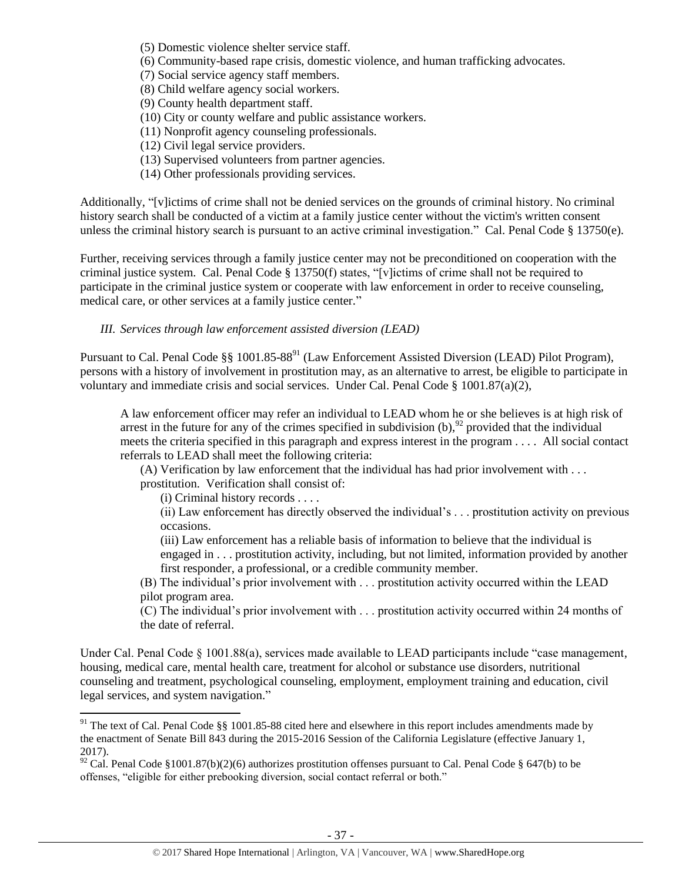(5) Domestic violence shelter service staff.
(6) Community-based rape crisis, domestic violence, and human trafficking advocates.
(7) Social service agency staff members.
(8) Child welfare agency social workers.
(9) County health department staff.
(10) City or county welfare and public assistance workers.
(11) Nonprofit agency counseling professionals.
(12) Civil legal service providers.
(13) Supervised volunteers from partner agencies.
(14) Other professionals providing services.

Additionally, "[v]ictims of crime shall not be denied services on the grounds of criminal history. No criminal history search shall be conducted of a victim at a family justice center without the victim's written consent unless the criminal history search is pursuant to an active criminal investigation." Cal. Penal Code § 13750(e).

Further, receiving services through a family justice center may not be preconditioned on cooperation with the criminal justice system. Cal. Penal Code § 13750(f) states, "[v]ictims of crime shall not be required to participate in the criminal justice system or cooperate with law enforcement in order to receive counseling, medical care, or other services at a family justice center."

*III. Services through law enforcement assisted diversion (LEAD)*

Pursuant to Cal. Penal Code §§ 1001.85-88[91] (Law Enforcement Assisted Diversion (LEAD) Pilot Program), persons with a history of involvement in prostitution may, as an alternative to arrest, be eligible to participate in voluntary and immediate crisis and social services. Under Cal. Penal Code § 1001.87(a)(2),

> A law enforcement officer may refer an individual to LEAD whom he or she believes is at high risk of arrest in the future for any of the crimes specified in subdivision (b),[92] provided that the individual meets the criteria specified in this paragraph and express interest in the program . . . . All social contact referrals to LEAD shall meet the following criteria:
>
> (A) Verification by law enforcement that the individual has had prior involvement with . . . prostitution. Verification shall consist of:
>
> (i) Criminal history records . . . .
>
> (ii) Law enforcement has directly observed the individual's . . . prostitution activity on previous occasions.
>
> (iii) Law enforcement has a reliable basis of information to believe that the individual is engaged in . . . prostitution activity, including, but not limited, information provided by another first responder, a professional, or a credible community member.
>
> (B) The individual's prior involvement with . . . prostitution activity occurred within the LEAD pilot program area.
>
> (C) The individual's prior involvement with . . . prostitution activity occurred within 24 months of the date of referral.

Under Cal. Penal Code § 1001.88(a), services made available to LEAD participants include "case management, housing, medical care, mental health care, treatment for alcohol or substance use disorders, nutritional counseling and treatment, psychological counseling, employment, employment training and education, civil legal services, and system navigation."

---

[91] The text of Cal. Penal Code §§ 1001.85-88 cited here and elsewhere in this report includes amendments made by the enactment of Senate Bill 843 during the 2015-2016 Session of the California Legislature (effective January 1, 2017).

[92] Cal. Penal Code §1001.87(b)(2)(6) authorizes prostitution offenses pursuant to Cal. Penal Code § 647(b) to be offenses, "eligible for either prebooking diversion, social contact referral or both."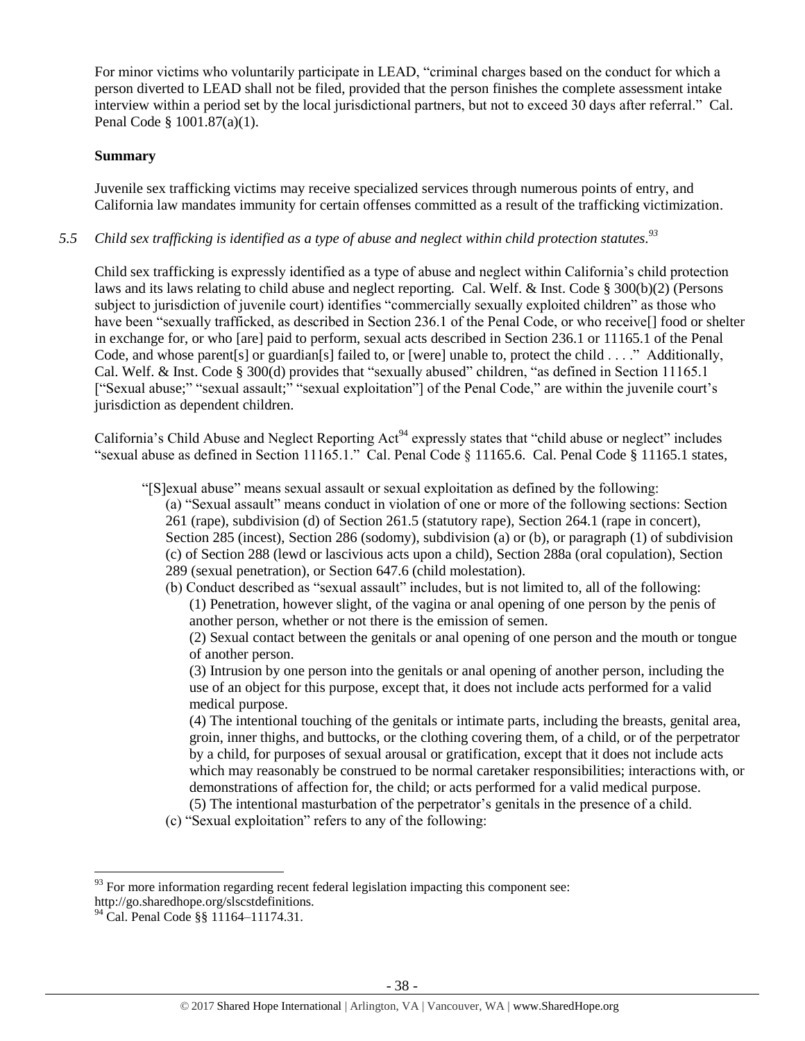For minor victims who voluntarily participate in LEAD, "criminal charges based on the conduct for which a person diverted to LEAD shall not be filed, provided that the person finishes the complete assessment intake interview within a period set by the local jurisdictional partners, but not to exceed 30 days after referral." Cal. Penal Code § 1001.87(a)(1).

**Summary**

Juvenile sex trafficking victims may receive specialized services through numerous points of entry, and California law mandates immunity for certain offenses committed as a result of the trafficking victimization.

*5.5 Child sex trafficking is identified as a type of abuse and neglect within child protection statutes.*[93]

Child sex trafficking is expressly identified as a type of abuse and neglect within California's child protection laws and its laws relating to child abuse and neglect reporting. Cal. Welf. & Inst. Code § 300(b)(2) (Persons subject to jurisdiction of juvenile court) identifies "commercially sexually exploited children" as those who have been "sexually trafficked, as described in Section 236.1 of the Penal Code, or who receive[] food or shelter in exchange for, or who [are] paid to perform, sexual acts described in Section 236.1 or 11165.1 of the Penal Code, and whose parent[s] or guardian[s] failed to, or [were] unable to, protect the child . . . ." Additionally, Cal. Welf. & Inst. Code § 300(d) provides that "sexually abused" children, "as defined in Section 11165.1 ["Sexual abuse;" "sexual assault;" "sexual exploitation"] of the Penal Code," are within the juvenile court's jurisdiction as dependent children.

California's Child Abuse and Neglect Reporting Act[94] expressly states that "child abuse or neglect" includes "sexual abuse as defined in Section 11165.1." Cal. Penal Code § 11165.6. Cal. Penal Code § 11165.1 states,

> "[S]exual abuse" means sexual assault or sexual exploitation as defined by the following:
>
> (a) "Sexual assault" means conduct in violation of one or more of the following sections: Section 261 (rape), subdivision (d) of Section 261.5 (statutory rape), Section 264.1 (rape in concert), Section 285 (incest), Section 286 (sodomy), subdivision (a) or (b), or paragraph (1) of subdivision (c) of Section 288 (lewd or lascivious acts upon a child), Section 288a (oral copulation), Section 289 (sexual penetration), or Section 647.6 (child molestation).
>
> (b) Conduct described as "sexual assault" includes, but is not limited to, all of the following:
>
> (1) Penetration, however slight, of the vagina or anal opening of one person by the penis of another person, whether or not there is the emission of semen.
>
> (2) Sexual contact between the genitals or anal opening of one person and the mouth or tongue of another person.
>
> (3) Intrusion by one person into the genitals or anal opening of another person, including the use of an object for this purpose, except that, it does not include acts performed for a valid medical purpose.
>
> (4) The intentional touching of the genitals or intimate parts, including the breasts, genital area, groin, inner thighs, and buttocks, or the clothing covering them, of a child, or of the perpetrator by a child, for purposes of sexual arousal or gratification, except that it does not include acts which may reasonably be construed to be normal caretaker responsibilities; interactions with, or demonstrations of affection for, the child; or acts performed for a valid medical purpose.
>
> (5) The intentional masturbation of the perpetrator's genitals in the presence of a child.
>
> (c) "Sexual exploitation" refers to any of the following:

---

[93] For more information regarding recent federal legislation impacting this component see: http://go.sharedhope.org/slscstdefinitions.

[94] Cal. Penal Code §§ 11164–11174.31.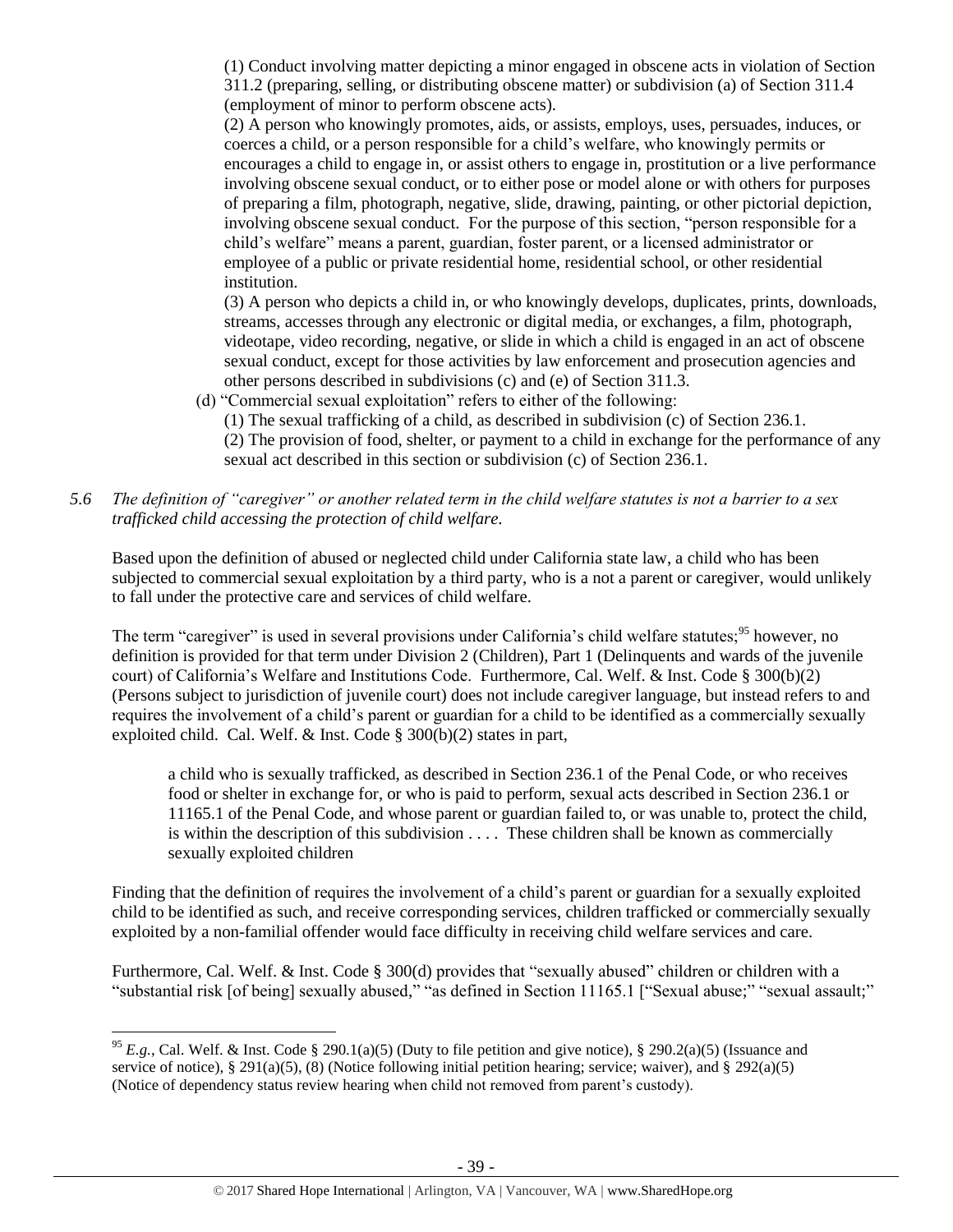(1) Conduct involving matter depicting a minor engaged in obscene acts in violation of Section 311.2 (preparing, selling, or distributing obscene matter) or subdivision (a) of Section 311.4 (employment of minor to perform obscene acts).

(2) A person who knowingly promotes, aids, or assists, employs, uses, persuades, induces, or coerces a child, or a person responsible for a child's welfare, who knowingly permits or encourages a child to engage in, or assist others to engage in, prostitution or a live performance involving obscene sexual conduct, or to either pose or model alone or with others for purposes of preparing a film, photograph, negative, slide, drawing, painting, or other pictorial depiction, involving obscene sexual conduct. For the purpose of this section, "person responsible for a child's welfare" means a parent, guardian, foster parent, or a licensed administrator or employee of a public or private residential home, residential school, or other residential institution.

(3) A person who depicts a child in, or who knowingly develops, duplicates, prints, downloads, streams, accesses through any electronic or digital media, or exchanges, a film, photograph, videotape, video recording, negative, or slide in which a child is engaged in an act of obscene sexual conduct, except for those activities by law enforcement and prosecution agencies and other persons described in subdivisions (c) and (e) of Section 311.3.

(d) "Commercial sexual exploitation" refers to either of the following:

(1) The sexual trafficking of a child, as described in subdivision (c) of Section 236.1.

(2) The provision of food, shelter, or payment to a child in exchange for the performance of any sexual act described in this section or subdivision (c) of Section 236.1.

*5.6 The definition of "caregiver" or another related term in the child welfare statutes is not a barrier to a sex trafficked child accessing the protection of child welfare.*

Based upon the definition of abused or neglected child under California state law, a child who has been subjected to commercial sexual exploitation by a third party, who is a not a parent or caregiver, would unlikely to fall under the protective care and services of child welfare.

The term "caregiver" is used in several provisions under California's child welfare statutes;[95] however, no definition is provided for that term under Division 2 (Children), Part 1 (Delinquents and wards of the juvenile court) of California's Welfare and Institutions Code. Furthermore, Cal. Welf. & Inst. Code § 300(b)(2) (Persons subject to jurisdiction of juvenile court) does not include caregiver language, but instead refers to and requires the involvement of a child's parent or guardian for a child to be identified as a commercially sexually exploited child. Cal. Welf. & Inst. Code § 300(b)(2) states in part,

> a child who is sexually trafficked, as described in Section 236.1 of the Penal Code, or who receives food or shelter in exchange for, or who is paid to perform, sexual acts described in Section 236.1 or 11165.1 of the Penal Code, and whose parent or guardian failed to, or was unable to, protect the child, is within the description of this subdivision . . . . These children shall be known as commercially sexually exploited children

Finding that the definition of requires the involvement of a child's parent or guardian for a sexually exploited child to be identified as such, and receive corresponding services, children trafficked or commercially sexually exploited by a non-familial offender would face difficulty in receiving child welfare services and care.

Furthermore, Cal. Welf. & Inst. Code § 300(d) provides that "sexually abused" children or children with a "substantial risk [of being] sexually abused," "as defined in Section 11165.1 ["Sexual abuse;" "sexual assault;"

---

[95] *E.g.*, Cal. Welf. & Inst. Code § 290.1(a)(5) (Duty to file petition and give notice), § 290.2(a)(5) (Issuance and service of notice), § 291(a)(5), (8) (Notice following initial petition hearing; service; waiver), and § 292(a)(5) (Notice of dependency status review hearing when child not removed from parent's custody).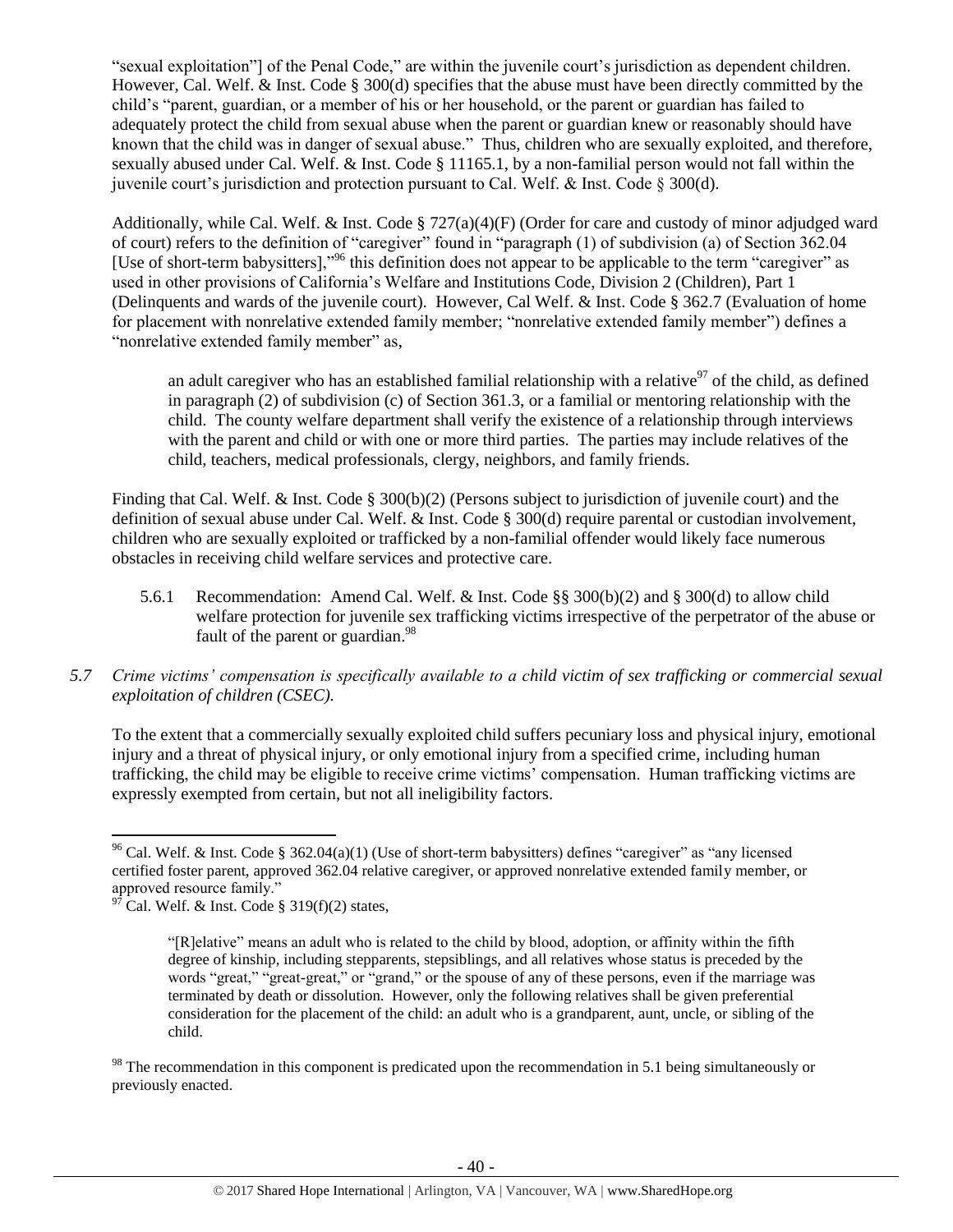"sexual exploitation"] of the Penal Code," are within the juvenile court's jurisdiction as dependent children. However, Cal. Welf. & Inst. Code § 300(d) specifies that the abuse must have been directly committed by the child's "parent, guardian, or a member of his or her household, or the parent or guardian has failed to adequately protect the child from sexual abuse when the parent or guardian knew or reasonably should have known that the child was in danger of sexual abuse." Thus, children who are sexually exploited, and therefore, sexually abused under Cal. Welf. & Inst. Code § 11165.1, by a non-familial person would not fall within the juvenile court's jurisdiction and protection pursuant to Cal. Welf. & Inst. Code § 300(d).

Additionally, while Cal. Welf. & Inst. Code § 727(a)(4)(F) (Order for care and custody of minor adjudged ward of court) refers to the definition of "caregiver" found in "paragraph (1) of subdivision (a) of Section 362.04 [Use of short-term babysitters],"[96] this definition does not appear to be applicable to the term "caregiver" as used in other provisions of California's Welfare and Institutions Code, Division 2 (Children), Part 1 (Delinquents and wards of the juvenile court). However, Cal Welf. & Inst. Code § 362.7 (Evaluation of home for placement with nonrelative extended family member; "nonrelative extended family member") defines a "nonrelative extended family member" as,

> an adult caregiver who has an established familial relationship with a relative[97] of the child, as defined in paragraph (2) of subdivision (c) of Section 361.3, or a familial or mentoring relationship with the child. The county welfare department shall verify the existence of a relationship through interviews with the parent and child or with one or more third parties. The parties may include relatives of the child, teachers, medical professionals, clergy, neighbors, and family friends.

Finding that Cal. Welf. & Inst. Code § 300(b)(2) (Persons subject to jurisdiction of juvenile court) and the definition of sexual abuse under Cal. Welf. & Inst. Code § 300(d) require parental or custodian involvement, children who are sexually exploited or trafficked by a non-familial offender would likely face numerous obstacles in receiving child welfare services and protective care.

5.6.1 Recommendation: Amend Cal. Welf. & Inst. Code §§ 300(b)(2) and § 300(d) to allow child welfare protection for juvenile sex trafficking victims irrespective of the perpetrator of the abuse or fault of the parent or guardian.[98]

*5.7 Crime victims' compensation is specifically available to a child victim of sex trafficking or commercial sexual exploitation of children (CSEC).*

To the extent that a commercially sexually exploited child suffers pecuniary loss and physical injury, emotional injury and a threat of physical injury, or only emotional injury from a specified crime, including human trafficking, the child may be eligible to receive crime victims' compensation. Human trafficking victims are expressly exempted from certain, but not all ineligibility factors.

---

[96] Cal. Welf. & Inst. Code § 362.04(a)(1) (Use of short-term babysitters) defines "caregiver" as "any licensed certified foster parent, approved 362.04 relative caregiver, or approved nonrelative extended family member, or approved resource family."

[97] Cal. Welf. & Inst. Code § 319(f)(2) states,

> "[R]elative" means an adult who is related to the child by blood, adoption, or affinity within the fifth degree of kinship, including stepparents, stepsiblings, and all relatives whose status is preceded by the words "great," "great-great," or "grand," or the spouse of any of these persons, even if the marriage was terminated by death or dissolution. However, only the following relatives shall be given preferential consideration for the placement of the child: an adult who is a grandparent, aunt, uncle, or sibling of the child.

[98] The recommendation in this component is predicated upon the recommendation in 5.1 being simultaneously or previously enacted.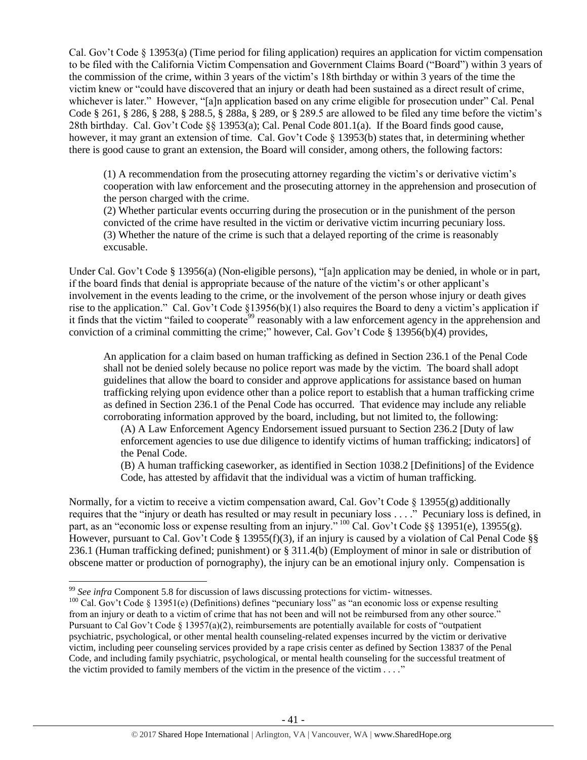Cal. Gov't Code § 13953(a) (Time period for filing application) requires an application for victim compensation to be filed with the California Victim Compensation and Government Claims Board ("Board") within 3 years of the commission of the crime, within 3 years of the victim's 18th birthday or within 3 years of the time the victim knew or "could have discovered that an injury or death had been sustained as a direct result of crime, whichever is later." However, "[a]n application based on any crime eligible for prosecution under" Cal. Penal Code § 261, § 286, § 288, § 288.5, § 288a, § 289, or § 289.5 are allowed to be filed any time before the victim's 28th birthday. Cal. Gov't Code §§ 13953(a); Cal. Penal Code 801.1(a). If the Board finds good cause, however, it may grant an extension of time. Cal. Gov't Code § 13953(b) states that, in determining whether there is good cause to grant an extension, the Board will consider, among others, the following factors:

> (1) A recommendation from the prosecuting attorney regarding the victim's or derivative victim's cooperation with law enforcement and the prosecuting attorney in the apprehension and prosecution of the person charged with the crime.
> (2) Whether particular events occurring during the prosecution or in the punishment of the person convicted of the crime have resulted in the victim or derivative victim incurring pecuniary loss.
> (3) Whether the nature of the crime is such that a delayed reporting of the crime is reasonably excusable.

Under Cal. Gov't Code § 13956(a) (Non-eligible persons), "[a]n application may be denied, in whole or in part, if the board finds that denial is appropriate because of the nature of the victim's or other applicant's involvement in the events leading to the crime, or the involvement of the person whose injury or death gives rise to the application." Cal. Gov't Code §13956(b)(1) also requires the Board to deny a victim's application if it finds that the victim "failed to cooperate[99] reasonably with a law enforcement agency in the apprehension and conviction of a criminal committing the crime;" however, Cal. Gov't Code § 13956(b)(4) provides,

> An application for a claim based on human trafficking as defined in Section 236.1 of the Penal Code shall not be denied solely because no police report was made by the victim. The board shall adopt guidelines that allow the board to consider and approve applications for assistance based on human trafficking relying upon evidence other than a police report to establish that a human trafficking crime as defined in Section 236.1 of the Penal Code has occurred. That evidence may include any reliable corroborating information approved by the board, including, but not limited to, the following:
>
> (A) A Law Enforcement Agency Endorsement issued pursuant to Section 236.2 [Duty of law enforcement agencies to use due diligence to identify victims of human trafficking; indicators] of the Penal Code.
>
> (B) A human trafficking caseworker, as identified in Section 1038.2 [Definitions] of the Evidence Code, has attested by affidavit that the individual was a victim of human trafficking.

Normally, for a victim to receive a victim compensation award, Cal. Gov't Code § 13955(g) additionally requires that the "injury or death has resulted or may result in pecuniary loss . . . ." Pecuniary loss is defined, in part, as an "economic loss or expense resulting from an injury."[100] Cal. Gov't Code §§ 13951(e), 13955(g). However, pursuant to Cal. Gov't Code § 13955(f)(3), if an injury is caused by a violation of Cal Penal Code §§ 236.1 (Human trafficking defined; punishment) or § 311.4(b) (Employment of minor in sale or distribution of obscene matter or production of pornography), the injury can be an emotional injury only. Compensation is

---

[99] *See infra* Component 5.8 for discussion of laws discussing protections for victim- witnesses.

[100] Cal. Gov't Code § 13951(e) (Definitions) defines "pecuniary loss" as "an economic loss or expense resulting from an injury or death to a victim of crime that has not been and will not be reimbursed from any other source." Pursuant to Cal Gov't Code § 13957(a)(2), reimbursements are potentially available for costs of "outpatient psychiatric, psychological, or other mental health counseling-related expenses incurred by the victim or derivative victim, including peer counseling services provided by a rape crisis center as defined by Section 13837 of the Penal Code, and including family psychiatric, psychological, or mental health counseling for the successful treatment of the victim provided to family members of the victim in the presence of the victim . . . ."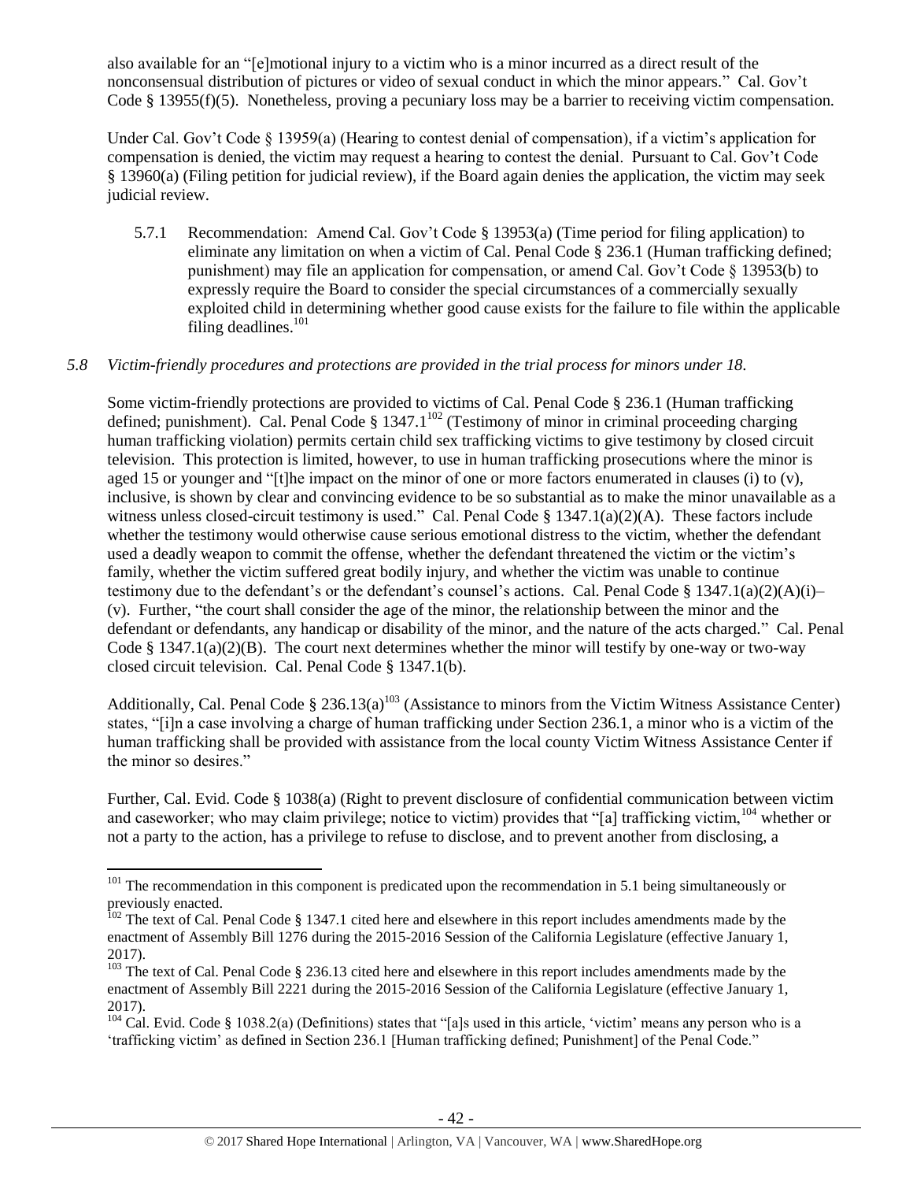also available for an "[e]motional injury to a victim who is a minor incurred as a direct result of the nonconsensual distribution of pictures or video of sexual conduct in which the minor appears." Cal. Gov't Code § 13955(f)(5). Nonetheless, proving a pecuniary loss may be a barrier to receiving victim compensation.

Under Cal. Gov't Code § 13959(a) (Hearing to contest denial of compensation), if a victim's application for compensation is denied, the victim may request a hearing to contest the denial. Pursuant to Cal. Gov't Code § 13960(a) (Filing petition for judicial review), if the Board again denies the application, the victim may seek judicial review.

5.7.1 Recommendation: Amend Cal. Gov't Code § 13953(a) (Time period for filing application) to eliminate any limitation on when a victim of Cal. Penal Code § 236.1 (Human trafficking defined; punishment) may file an application for compensation, or amend Cal. Gov't Code § 13953(b) to expressly require the Board to consider the special circumstances of a commercially sexually exploited child in determining whether good cause exists for the failure to file within the applicable filing deadlines.[101]

*5.8 Victim-friendly procedures and protections are provided in the trial process for minors under 18.*

Some victim-friendly protections are provided to victims of Cal. Penal Code § 236.1 (Human trafficking defined; punishment). Cal. Penal Code § 1347.1[102] (Testimony of minor in criminal proceeding charging human trafficking violation) permits certain child sex trafficking victims to give testimony by closed circuit television. This protection is limited, however, to use in human trafficking prosecutions where the minor is aged 15 or younger and "[t]he impact on the minor of one or more factors enumerated in clauses (i) to (v), inclusive, is shown by clear and convincing evidence to be so substantial as to make the minor unavailable as a witness unless closed-circuit testimony is used." Cal. Penal Code § 1347.1(a)(2)(A). These factors include whether the testimony would otherwise cause serious emotional distress to the victim, whether the defendant used a deadly weapon to commit the offense, whether the defendant threatened the victim or the victim's family, whether the victim suffered great bodily injury, and whether the victim was unable to continue testimony due to the defendant's or the defendant's counsel's actions. Cal. Penal Code § 1347.1(a)(2)(A)(i)–(v). Further, "the court shall consider the age of the minor, the relationship between the minor and the defendant or defendants, any handicap or disability of the minor, and the nature of the acts charged." Cal. Penal Code § 1347.1(a)(2)(B). The court next determines whether the minor will testify by one-way or two-way closed circuit television. Cal. Penal Code § 1347.1(b).

Additionally, Cal. Penal Code § 236.13(a)[103] (Assistance to minors from the Victim Witness Assistance Center) states, "[i]n a case involving a charge of human trafficking under Section 236.1, a minor who is a victim of the human trafficking shall be provided with assistance from the local county Victim Witness Assistance Center if the minor so desires."

Further, Cal. Evid. Code § 1038(a) (Right to prevent disclosure of confidential communication between victim and caseworker; who may claim privilege; notice to victim) provides that "[a] trafficking victim,[104] whether or not a party to the action, has a privilege to refuse to disclose, and to prevent another from disclosing, a

---

[101] The recommendation in this component is predicated upon the recommendation in 5.1 being simultaneously or previously enacted.

[102] The text of Cal. Penal Code § 1347.1 cited here and elsewhere in this report includes amendments made by the enactment of Assembly Bill 1276 during the 2015-2016 Session of the California Legislature (effective January 1, 2017).

[103] The text of Cal. Penal Code § 236.13 cited here and elsewhere in this report includes amendments made by the enactment of Assembly Bill 2221 during the 2015-2016 Session of the California Legislature (effective January 1, 2017).

[104] Cal. Evid. Code § 1038.2(a) (Definitions) states that "[a]s used in this article, 'victim' means any person who is a 'trafficking victim' as defined in Section 236.1 [Human trafficking defined; Punishment] of the Penal Code."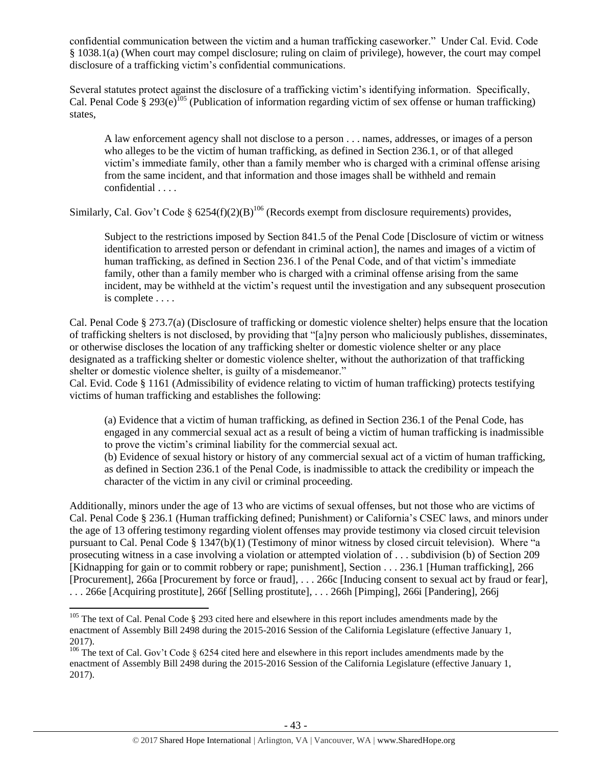confidential communication between the victim and a human trafficking caseworker." Under Cal. Evid. Code § 1038.1(a) (When court may compel disclosure; ruling on claim of privilege), however, the court may compel disclosure of a trafficking victim's confidential communications.

Several statutes protect against the disclosure of a trafficking victim's identifying information. Specifically, Cal. Penal Code § 293(e)[105] (Publication of information regarding victim of sex offense or human trafficking) states,

> A law enforcement agency shall not disclose to a person . . . names, addresses, or images of a person who alleges to be the victim of human trafficking, as defined in Section 236.1, or of that alleged victim's immediate family, other than a family member who is charged with a criminal offense arising from the same incident, and that information and those images shall be withheld and remain confidential . . . .

Similarly, Cal. Gov't Code § 6254(f)(2)(B)[106] (Records exempt from disclosure requirements) provides,

> Subject to the restrictions imposed by Section 841.5 of the Penal Code [Disclosure of victim or witness identification to arrested person or defendant in criminal action], the names and images of a victim of human trafficking, as defined in Section 236.1 of the Penal Code, and of that victim's immediate family, other than a family member who is charged with a criminal offense arising from the same incident, may be withheld at the victim's request until the investigation and any subsequent prosecution is complete . . . .

Cal. Penal Code § 273.7(a) (Disclosure of trafficking or domestic violence shelter) helps ensure that the location of trafficking shelters is not disclosed, by providing that "[a]ny person who maliciously publishes, disseminates, or otherwise discloses the location of any trafficking shelter or domestic violence shelter or any place designated as a trafficking shelter or domestic violence shelter, without the authorization of that trafficking shelter or domestic violence shelter, is guilty of a misdemeanor."

Cal. Evid. Code § 1161 (Admissibility of evidence relating to victim of human trafficking) protects testifying victims of human trafficking and establishes the following:

> (a) Evidence that a victim of human trafficking, as defined in Section 236.1 of the Penal Code, has engaged in any commercial sexual act as a result of being a victim of human trafficking is inadmissible to prove the victim's criminal liability for the commercial sexual act.
>
> (b) Evidence of sexual history or history of any commercial sexual act of a victim of human trafficking, as defined in Section 236.1 of the Penal Code, is inadmissible to attack the credibility or impeach the character of the victim in any civil or criminal proceeding.

Additionally, minors under the age of 13 who are victims of sexual offenses, but not those who are victims of Cal. Penal Code § 236.1 (Human trafficking defined; Punishment) or California's CSEC laws, and minors under the age of 13 offering testimony regarding violent offenses may provide testimony via closed circuit television pursuant to Cal. Penal Code § 1347(b)(1) (Testimony of minor witness by closed circuit television). Where "a prosecuting witness in a case involving a violation or attempted violation of . . . subdivision (b) of Section 209 [Kidnapping for gain or to commit robbery or rape; punishment], Section . . . 236.1 [Human trafficking], 266 [Procurement], 266a [Procurement by force or fraud], . . . 266c [Inducing consent to sexual act by fraud or fear], . . . 266e [Acquiring prostitute], 266f [Selling prostitute], . . . 266h [Pimping], 266i [Pandering], 266j

---

[105] The text of Cal. Penal Code § 293 cited here and elsewhere in this report includes amendments made by the enactment of Assembly Bill 2498 during the 2015-2016 Session of the California Legislature (effective January 1, 2017).

[106] The text of Cal. Gov't Code § 6254 cited here and elsewhere in this report includes amendments made by the enactment of Assembly Bill 2498 during the 2015-2016 Session of the California Legislature (effective January 1, 2017).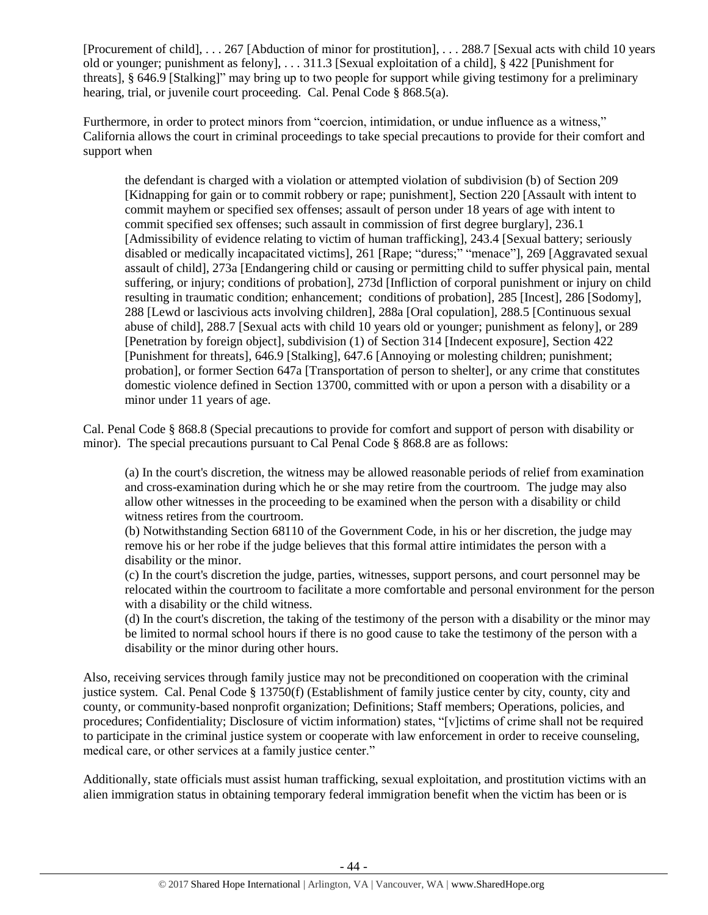[Procurement of child], . . . 267 [Abduction of minor for prostitution], . . . 288.7 [Sexual acts with child 10 years old or younger; punishment as felony], . . . 311.3 [Sexual exploitation of a child], § 422 [Punishment for threats], § 646.9 [Stalking]" may bring up to two people for support while giving testimony for a preliminary hearing, trial, or juvenile court proceeding. Cal. Penal Code § 868.5(a).

Furthermore, in order to protect minors from "coercion, intimidation, or undue influence as a witness," California allows the court in criminal proceedings to take special precautions to provide for their comfort and support when

> the defendant is charged with a violation or attempted violation of subdivision (b) of Section 209 [Kidnapping for gain or to commit robbery or rape; punishment], Section 220 [Assault with intent to commit mayhem or specified sex offenses; assault of person under 18 years of age with intent to commit specified sex offenses; such assault in commission of first degree burglary], 236.1 [Admissibility of evidence relating to victim of human trafficking], 243.4 [Sexual battery; seriously disabled or medically incapacitated victims], 261 [Rape; "duress;" "menace"], 269 [Aggravated sexual assault of child], 273a [Endangering child or causing or permitting child to suffer physical pain, mental suffering, or injury; conditions of probation], 273d [Infliction of corporal punishment or injury on child resulting in traumatic condition; enhancement; conditions of probation], 285 [Incest], 286 [Sodomy], 288 [Lewd or lascivious acts involving children], 288a [Oral copulation], 288.5 [Continuous sexual abuse of child], 288.7 [Sexual acts with child 10 years old or younger; punishment as felony], or 289 [Penetration by foreign object], subdivision (1) of Section 314 [Indecent exposure], Section 422 [Punishment for threats], 646.9 [Stalking], 647.6 [Annoying or molesting children; punishment; probation], or former Section 647a [Transportation of person to shelter], or any crime that constitutes domestic violence defined in Section 13700, committed with or upon a person with a disability or a minor under 11 years of age.

Cal. Penal Code § 868.8 (Special precautions to provide for comfort and support of person with disability or minor). The special precautions pursuant to Cal Penal Code § 868.8 are as follows:

> (a) In the court's discretion, the witness may be allowed reasonable periods of relief from examination and cross-examination during which he or she may retire from the courtroom. The judge may also allow other witnesses in the proceeding to be examined when the person with a disability or child witness retires from the courtroom.
>
> (b) Notwithstanding Section 68110 of the Government Code, in his or her discretion, the judge may remove his or her robe if the judge believes that this formal attire intimidates the person with a disability or the minor.
>
> (c) In the court's discretion the judge, parties, witnesses, support persons, and court personnel may be relocated within the courtroom to facilitate a more comfortable and personal environment for the person with a disability or the child witness.
>
> (d) In the court's discretion, the taking of the testimony of the person with a disability or the minor may be limited to normal school hours if there is no good cause to take the testimony of the person with a disability or the minor during other hours.

Also, receiving services through family justice may not be preconditioned on cooperation with the criminal justice system. Cal. Penal Code § 13750(f) (Establishment of family justice center by city, county, city and county, or community-based nonprofit organization; Definitions; Staff members; Operations, policies, and procedures; Confidentiality; Disclosure of victim information) states, "[v]ictims of crime shall not be required to participate in the criminal justice system or cooperate with law enforcement in order to receive counseling, medical care, or other services at a family justice center."

Additionally, state officials must assist human trafficking, sexual exploitation, and prostitution victims with an alien immigration status in obtaining temporary federal immigration benefit when the victim has been or is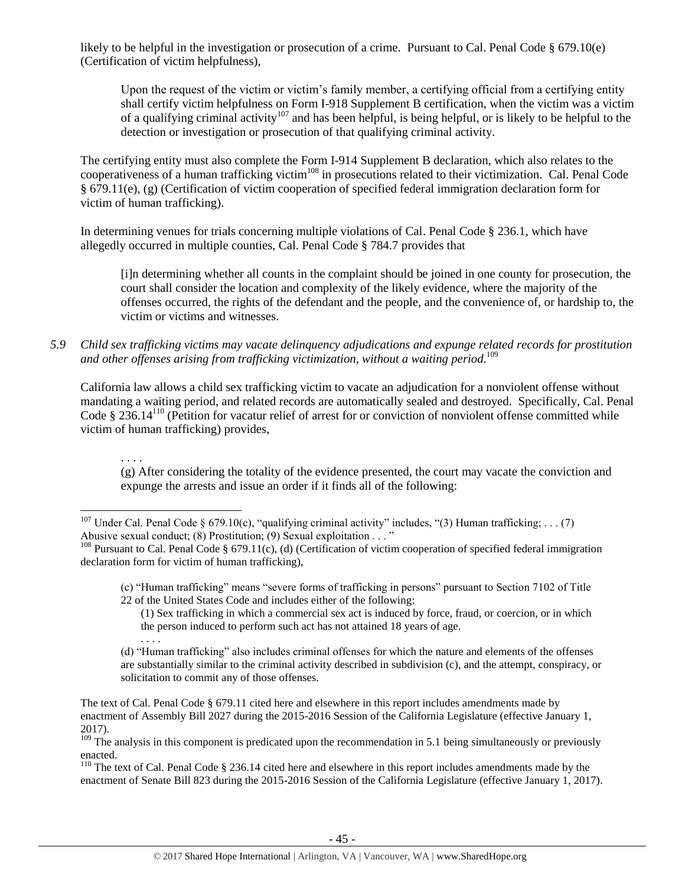likely to be helpful in the investigation or prosecution of a crime. Pursuant to Cal. Penal Code § 679.10(e) (Certification of victim helpfulness),

> Upon the request of the victim or victim's family member, a certifying official from a certifying entity shall certify victim helpfulness on Form I-918 Supplement B certification, when the victim was a victim of a qualifying criminal activity[107] and has been helpful, is being helpful, or is likely to be helpful to the detection or investigation or prosecution of that qualifying criminal activity.

The certifying entity must also complete the Form I-914 Supplement B declaration, which also relates to the cooperativeness of a human trafficking victim[108] in prosecutions related to their victimization. Cal. Penal Code § 679.11(e), (g) (Certification of victim cooperation of specified federal immigration declaration form for victim of human trafficking).

In determining venues for trials concerning multiple violations of Cal. Penal Code § 236.1, which have allegedly occurred in multiple counties, Cal. Penal Code § 784.7 provides that

> [i]n determining whether all counts in the complaint should be joined in one county for prosecution, the court shall consider the location and complexity of the likely evidence, where the majority of the offenses occurred, the rights of the defendant and the people, and the convenience of, or hardship to, the victim or victims and witnesses.

*5.9 Child sex trafficking victims may vacate delinquency adjudications and expunge related records for prostitution and other offenses arising from trafficking victimization, without a waiting period.*[109]

California law allows a child sex trafficking victim to vacate an adjudication for a nonviolent offense without mandating a waiting period, and related records are automatically sealed and destroyed. Specifically, Cal. Penal Code § 236.14[110] (Petition for vacatur relief of arrest for or conviction of nonviolent offense committed while victim of human trafficking) provides,

> . . . .
>
> (g) After considering the totality of the evidence presented, the court may vacate the conviction and expunge the arrests and issue an order if it finds all of the following:

---

[107] Under Cal. Penal Code § 679.10(c), "qualifying criminal activity" includes, "(3) Human trafficking; . . . (7) Abusive sexual conduct; (8) Prostitution; (9) Sexual exploitation . . . "

[108] Pursuant to Cal. Penal Code § 679.11(c), (d) (Certification of victim cooperation of specified federal immigration declaration form for victim of human trafficking),

> (c) "Human trafficking" means "severe forms of trafficking in persons" pursuant to Section 7102 of Title 22 of the United States Code and includes either of the following:
>
> > (1) Sex trafficking in which a commercial sex act is induced by force, fraud, or coercion, or in which the person induced to perform such act has not attained 18 years of age.
> >
> > . . . .
>
> (d) "Human trafficking" also includes criminal offenses for which the nature and elements of the offenses are substantially similar to the criminal activity described in subdivision (c), and the attempt, conspiracy, or solicitation to commit any of those offenses.

The text of Cal. Penal Code § 679.11 cited here and elsewhere in this report includes amendments made by enactment of Assembly Bill 2027 during the 2015-2016 Session of the California Legislature (effective January 1, 2017).

[109] The analysis in this component is predicated upon the recommendation in 5.1 being simultaneously or previously enacted.

[110] The text of Cal. Penal Code § 236.14 cited here and elsewhere in this report includes amendments made by the enactment of Senate Bill 823 during the 2015-2016 Session of the California Legislature (effective January 1, 2017).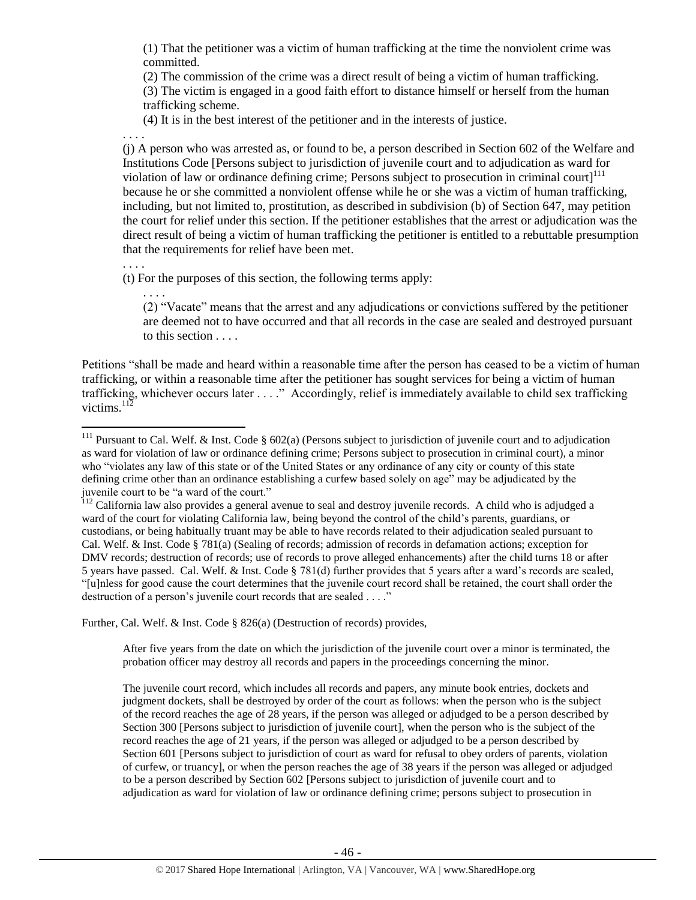> (1) That the petitioner was a victim of human trafficking at the time the nonviolent crime was committed.
>
> (2) The commission of the crime was a direct result of being a victim of human trafficking.
>
> (3) The victim is engaged in a good faith effort to distance himself or herself from the human trafficking scheme.
>
> (4) It is in the best interest of the petitioner and in the interests of justice.
>
> . . . .
>
> (j) A person who was arrested as, or found to be, a person described in Section 602 of the Welfare and Institutions Code [Persons subject to jurisdiction of juvenile court and to adjudication as ward for violation of law or ordinance defining crime; Persons subject to prosecution in criminal court][111] because he or she committed a nonviolent offense while he or she was a victim of human trafficking, including, but not limited to, prostitution, as described in subdivision (b) of Section 647, may petition the court for relief under this section. If the petitioner establishes that the arrest or adjudication was the direct result of being a victim of human trafficking the petitioner is entitled to a rebuttable presumption that the requirements for relief have been met.
>
> . . . .
>
> (t) For the purposes of this section, the following terms apply:
>
> > . . . .
> >
> > (2) "Vacate" means that the arrest and any adjudications or convictions suffered by the petitioner are deemed not to have occurred and that all records in the case are sealed and destroyed pursuant to this section . . . .

Petitions "shall be made and heard within a reasonable time after the person has ceased to be a victim of human trafficking, or within a reasonable time after the petitioner has sought services for being a victim of human trafficking, whichever occurs later . . . ." Accordingly, relief is immediately available to child sex trafficking victims.[112]

---

[111] Pursuant to Cal. Welf. & Inst. Code § 602(a) (Persons subject to jurisdiction of juvenile court and to adjudication as ward for violation of law or ordinance defining crime; Persons subject to prosecution in criminal court), a minor who "violates any law of this state or of the United States or any ordinance of any city or county of this state defining crime other than an ordinance establishing a curfew based solely on age" may be adjudicated by the juvenile court to be "a ward of the court."

[112] California law also provides a general avenue to seal and destroy juvenile records. A child who is adjudged a ward of the court for violating California law, being beyond the control of the child's parents, guardians, or custodians, or being habitually truant may be able to have records related to their adjudication sealed pursuant to Cal. Welf. & Inst. Code § 781(a) (Sealing of records; admission of records in defamation actions; exception for DMV records; destruction of records; use of records to prove alleged enhancements) after the child turns 18 or after 5 years have passed. Cal. Welf. & Inst. Code § 781(d) further provides that 5 years after a ward's records are sealed, "[u]nless for good cause the court determines that the juvenile court record shall be retained, the court shall order the destruction of a person's juvenile court records that are sealed . . . ."

Further, Cal. Welf. & Inst. Code § 826(a) (Destruction of records) provides,

> After five years from the date on which the jurisdiction of the juvenile court over a minor is terminated, the probation officer may destroy all records and papers in the proceedings concerning the minor.
>
> The juvenile court record, which includes all records and papers, any minute book entries, dockets and judgment dockets, shall be destroyed by order of the court as follows: when the person who is the subject of the record reaches the age of 28 years, if the person was alleged or adjudged to be a person described by Section 300 [Persons subject to jurisdiction of juvenile court], when the person who is the subject of the record reaches the age of 21 years, if the person was alleged or adjudged to be a person described by Section 601 [Persons subject to jurisdiction of court as ward for refusal to obey orders of parents, violation of curfew, or truancy], or when the person reaches the age of 38 years if the person was alleged or adjudged to be a person described by Section 602 [Persons subject to jurisdiction of juvenile court and to adjudication as ward for violation of law or ordinance defining crime; persons subject to prosecution in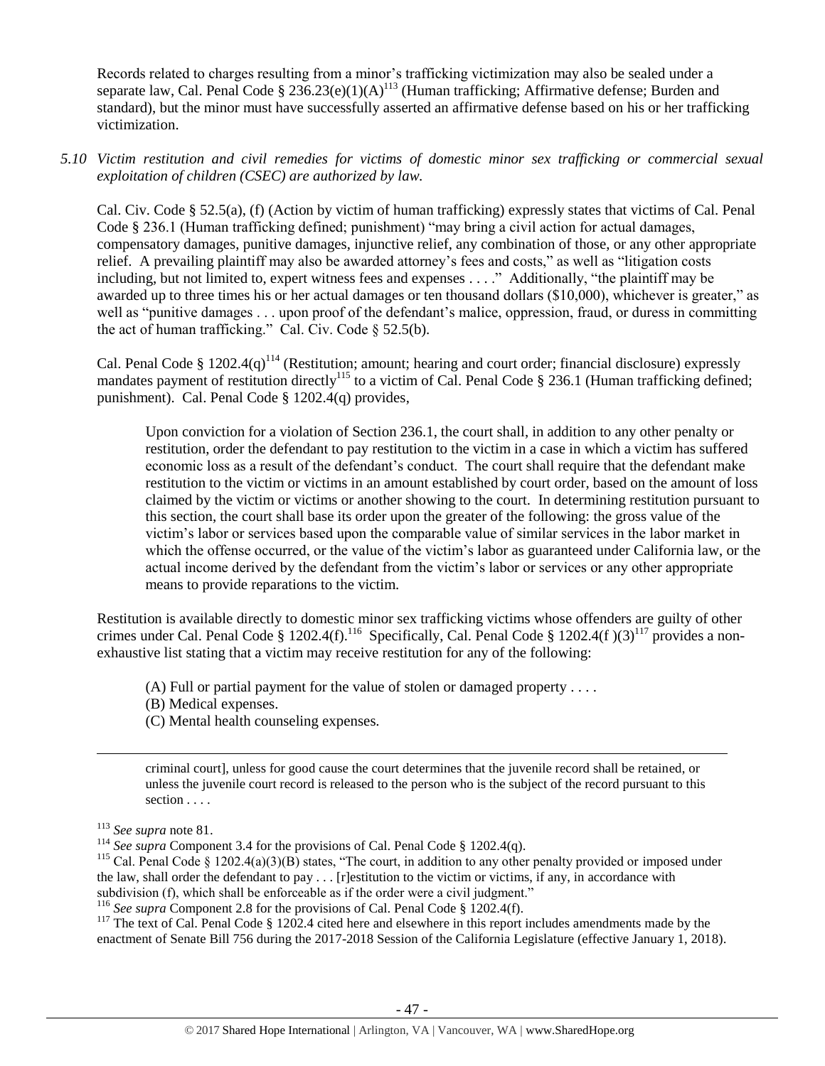Records related to charges resulting from a minor's trafficking victimization may also be sealed under a separate law, Cal. Penal Code § 236.23(e)(1)(A)[113] (Human trafficking; Affirmative defense; Burden and standard), but the minor must have successfully asserted an affirmative defense based on his or her trafficking victimization.

*5.10 Victim restitution and civil remedies for victims of domestic minor sex trafficking or commercial sexual exploitation of children (CSEC) are authorized by law.*

Cal. Civ. Code § 52.5(a), (f) (Action by victim of human trafficking) expressly states that victims of Cal. Penal Code § 236.1 (Human trafficking defined; punishment) "may bring a civil action for actual damages, compensatory damages, punitive damages, injunctive relief, any combination of those, or any other appropriate relief. A prevailing plaintiff may also be awarded attorney's fees and costs," as well as "litigation costs including, but not limited to, expert witness fees and expenses . . . ." Additionally, "the plaintiff may be awarded up to three times his or her actual damages or ten thousand dollars ($10,000), whichever is greater," as well as "punitive damages . . . upon proof of the defendant's malice, oppression, fraud, or duress in committing the act of human trafficking." Cal. Civ. Code § 52.5(b).

Cal. Penal Code § 1202.4(q)[114] (Restitution; amount; hearing and court order; financial disclosure) expressly mandates payment of restitution directly[115] to a victim of Cal. Penal Code § 236.1 (Human trafficking defined; punishment). Cal. Penal Code § 1202.4(q) provides,

> Upon conviction for a violation of Section 236.1, the court shall, in addition to any other penalty or restitution, order the defendant to pay restitution to the victim in a case in which a victim has suffered economic loss as a result of the defendant's conduct. The court shall require that the defendant make restitution to the victim or victims in an amount established by court order, based on the amount of loss claimed by the victim or victims or another showing to the court. In determining restitution pursuant to this section, the court shall base its order upon the greater of the following: the gross value of the victim's labor or services based upon the comparable value of similar services in the labor market in which the offense occurred, or the value of the victim's labor as guaranteed under California law, or the actual income derived by the defendant from the victim's labor or services or any other appropriate means to provide reparations to the victim.

Restitution is available directly to domestic minor sex trafficking victims whose offenders are guilty of other crimes under Cal. Penal Code § 1202.4(f).[116] Specifically, Cal. Penal Code § 1202.4(f )(3)[117] provides a non-exhaustive list stating that a victim may receive restitution for any of the following:

> (A) Full or partial payment for the value of stolen or damaged property . . . .
> (B) Medical expenses.
> (C) Mental health counseling expenses.

---

> criminal court], unless for good cause the court determines that the juvenile record shall be retained, or unless the juvenile court record is released to the person who is the subject of the record pursuant to this section . . . .

[113] *See supra* note 81.

[114] *See supra* Component 3.4 for the provisions of Cal. Penal Code § 1202.4(q).

[115] Cal. Penal Code § 1202.4(a)(3)(B) states, "The court, in addition to any other penalty provided or imposed under the law, shall order the defendant to pay . . . [r]estitution to the victim or victims, if any, in accordance with subdivision (f), which shall be enforceable as if the order were a civil judgment."

[116] *See supra* Component 2.8 for the provisions of Cal. Penal Code § 1202.4(f).

[117] The text of Cal. Penal Code § 1202.4 cited here and elsewhere in this report includes amendments made by the enactment of Senate Bill 756 during the 2017-2018 Session of the California Legislature (effective January 1, 2018).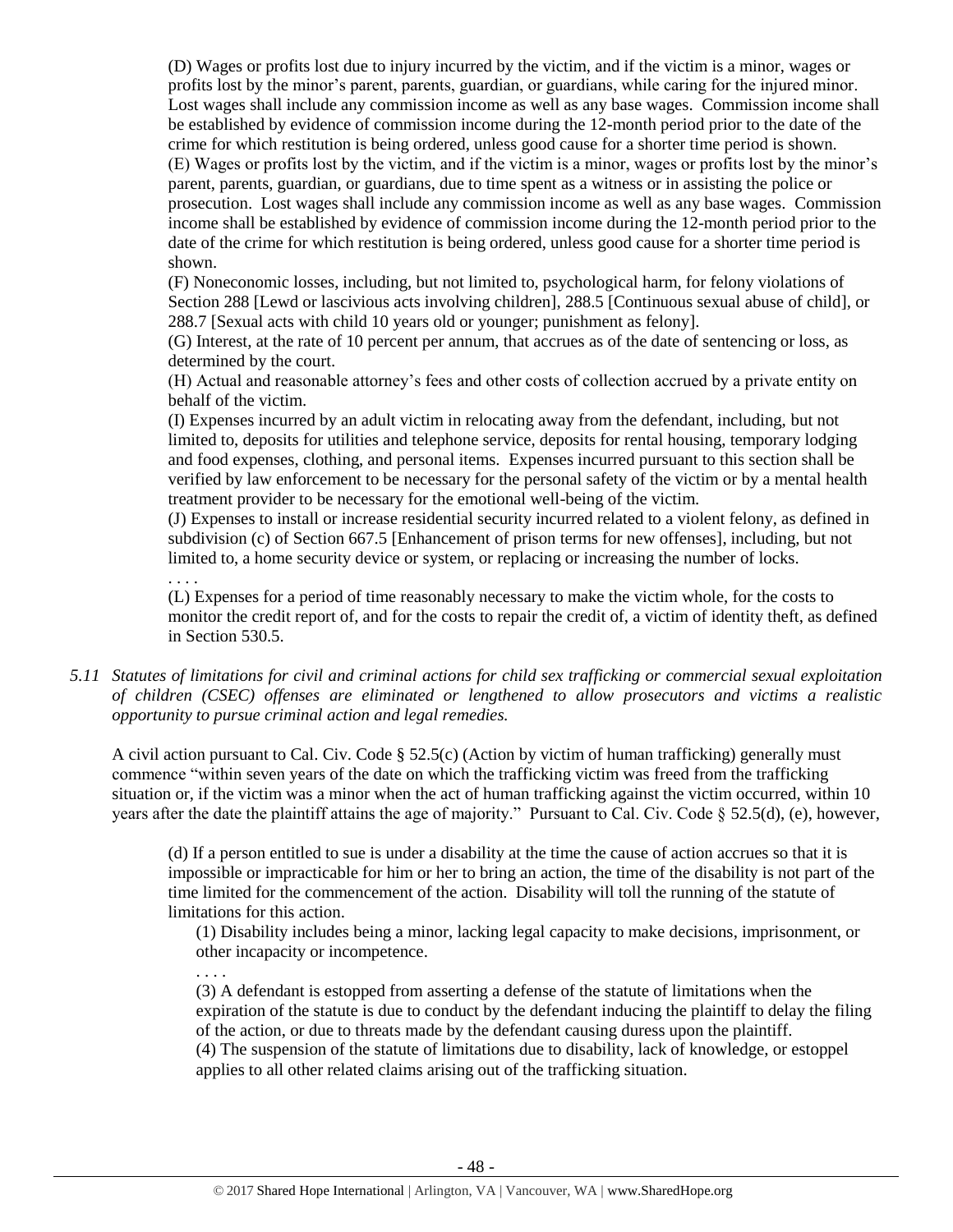(D) Wages or profits lost due to injury incurred by the victim, and if the victim is a minor, wages or profits lost by the minor's parent, parents, guardian, or guardians, while caring for the injured minor. Lost wages shall include any commission income as well as any base wages. Commission income shall be established by evidence of commission income during the 12-month period prior to the date of the crime for which restitution is being ordered, unless good cause for a shorter time period is shown.
(E) Wages or profits lost by the victim, and if the victim is a minor, wages or profits lost by the minor's parent, parents, guardian, or guardians, due to time spent as a witness or in assisting the police or prosecution. Lost wages shall include any commission income as well as any base wages. Commission income shall be established by evidence of commission income during the 12-month period prior to the date of the crime for which restitution is being ordered, unless good cause for a shorter time period is shown.
(F) Noneconomic losses, including, but not limited to, psychological harm, for felony violations of Section 288 [Lewd or lascivious acts involving children], 288.5 [Continuous sexual abuse of child], or 288.7 [Sexual acts with child 10 years old or younger; punishment as felony].
(G) Interest, at the rate of 10 percent per annum, that accrues as of the date of sentencing or loss, as determined by the court.
(H) Actual and reasonable attorney's fees and other costs of collection accrued by a private entity on behalf of the victim.
(I) Expenses incurred by an adult victim in relocating away from the defendant, including, but not limited to, deposits for utilities and telephone service, deposits for rental housing, temporary lodging and food expenses, clothing, and personal items. Expenses incurred pursuant to this section shall be verified by law enforcement to be necessary for the personal safety of the victim or by a mental health treatment provider to be necessary for the emotional well-being of the victim.
(J) Expenses to install or increase residential security incurred related to a violent felony, as defined in subdivision (c) of Section 667.5 [Enhancement of prison terms for new offenses], including, but not limited to, a home security device or system, or replacing or increasing the number of locks.
. . . .
(L) Expenses for a period of time reasonably necessary to make the victim whole, for the costs to monitor the credit report of, and for the costs to repair the credit of, a victim of identity theft, as defined in Section 530.5.

*5.11 Statutes of limitations for civil and criminal actions for child sex trafficking or commercial sexual exploitation of children (CSEC) offenses are eliminated or lengthened to allow prosecutors and victims a realistic opportunity to pursue criminal action and legal remedies.*

A civil action pursuant to Cal. Civ. Code § 52.5(c) (Action by victim of human trafficking) generally must commence "within seven years of the date on which the trafficking victim was freed from the trafficking situation or, if the victim was a minor when the act of human trafficking against the victim occurred, within 10 years after the date the plaintiff attains the age of majority." Pursuant to Cal. Civ. Code § 52.5(d), (e), however,

> (d) If a person entitled to sue is under a disability at the time the cause of action accrues so that it is impossible or impracticable for him or her to bring an action, the time of the disability is not part of the time limited for the commencement of the action. Disability will toll the running of the statute of limitations for this action.
>
> (1) Disability includes being a minor, lacking legal capacity to make decisions, imprisonment, or other incapacity or incompetence.
> . . . .
> (3) A defendant is estopped from asserting a defense of the statute of limitations when the expiration of the statute is due to conduct by the defendant inducing the plaintiff to delay the filing of the action, or due to threats made by the defendant causing duress upon the plaintiff.
> (4) The suspension of the statute of limitations due to disability, lack of knowledge, or estoppel applies to all other related claims arising out of the trafficking situation.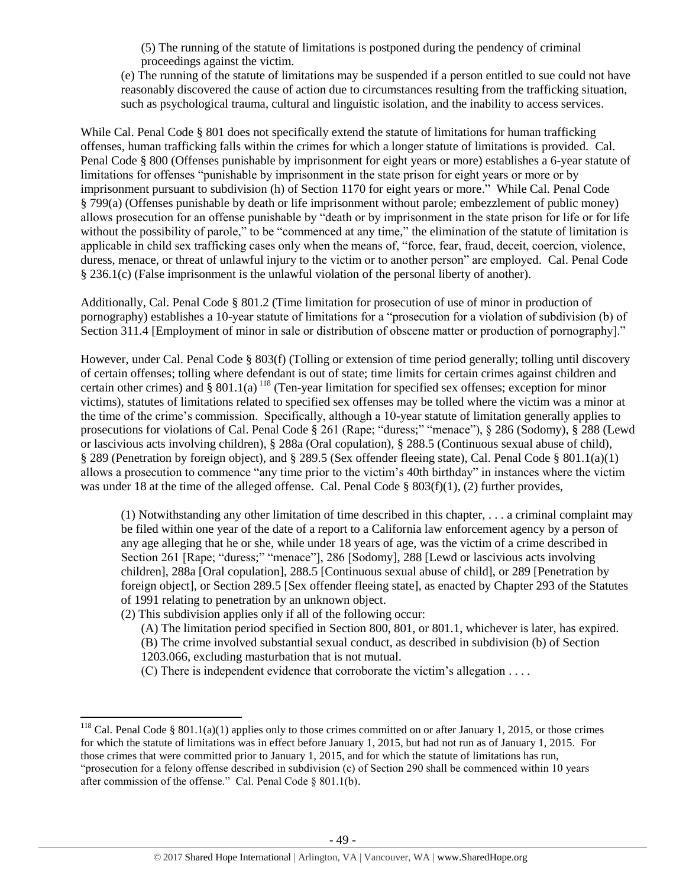> (5) The running of the statute of limitations is postponed during the pendency of criminal proceedings against the victim.
>
> (e) The running of the statute of limitations may be suspended if a person entitled to sue could not have reasonably discovered the cause of action due to circumstances resulting from the trafficking situation, such as psychological trauma, cultural and linguistic isolation, and the inability to access services.

While Cal. Penal Code § 801 does not specifically extend the statute of limitations for human trafficking offenses, human trafficking falls within the crimes for which a longer statute of limitations is provided. Cal. Penal Code § 800 (Offenses punishable by imprisonment for eight years or more) establishes a 6-year statute of limitations for offenses "punishable by imprisonment in the state prison for eight years or more or by imprisonment pursuant to subdivision (h) of Section 1170 for eight years or more." While Cal. Penal Code § 799(a) (Offenses punishable by death or life imprisonment without parole; embezzlement of public money) allows prosecution for an offense punishable by "death or by imprisonment in the state prison for life or for life without the possibility of parole," to be "commenced at any time," the elimination of the statute of limitation is applicable in child sex trafficking cases only when the means of, "force, fear, fraud, deceit, coercion, violence, duress, menace, or threat of unlawful injury to the victim or to another person" are employed. Cal. Penal Code § 236.1(c) (False imprisonment is the unlawful violation of the personal liberty of another).

Additionally, Cal. Penal Code § 801.2 (Time limitation for prosecution of use of minor in production of pornography) establishes a 10-year statute of limitations for a "prosecution for a violation of subdivision (b) of Section 311.4 [Employment of minor in sale or distribution of obscene matter or production of pornography]."

However, under Cal. Penal Code § 803(f) (Tolling or extension of time period generally; tolling until discovery of certain offenses; tolling where defendant is out of state; time limits for certain crimes against children and certain other crimes) and § 801.1(a) [118] (Ten-year limitation for specified sex offenses; exception for minor victims), statutes of limitations related to specified sex offenses may be tolled where the victim was a minor at the time of the crime's commission. Specifically, although a 10-year statute of limitation generally applies to prosecutions for violations of Cal. Penal Code § 261 (Rape; "duress;" "menace"), § 286 (Sodomy), § 288 (Lewd or lascivious acts involving children), § 288a (Oral copulation), § 288.5 (Continuous sexual abuse of child), § 289 (Penetration by foreign object), and § 289.5 (Sex offender fleeing state), Cal. Penal Code § 801.1(a)(1) allows a prosecution to commence "any time prior to the victim's 40th birthday" in instances where the victim was under 18 at the time of the alleged offense. Cal. Penal Code § 803(f)(1), (2) further provides,

> (1) Notwithstanding any other limitation of time described in this chapter, . . . a criminal complaint may be filed within one year of the date of a report to a California law enforcement agency by a person of any age alleging that he or she, while under 18 years of age, was the victim of a crime described in Section 261 [Rape; "duress;" "menace"], 286 [Sodomy], 288 [Lewd or lascivious acts involving children], 288a [Oral copulation], 288.5 [Continuous sexual abuse of child], or 289 [Penetration by foreign object], or Section 289.5 [Sex offender fleeing state], as enacted by Chapter 293 of the Statutes of 1991 relating to penetration by an unknown object.
>
> (2) This subdivision applies only if all of the following occur:
>
> > (A) The limitation period specified in Section 800, 801, or 801.1, whichever is later, has expired.
> >
> > (B) The crime involved substantial sexual conduct, as described in subdivision (b) of Section 1203.066, excluding masturbation that is not mutual.
> >
> > (C) There is independent evidence that corroborate the victim's allegation . . . .

---

[118] Cal. Penal Code § 801.1(a)(1) applies only to those crimes committed on or after January 1, 2015, or those crimes for which the statute of limitations was in effect before January 1, 2015, but had not run as of January 1, 2015. For those crimes that were committed prior to January 1, 2015, and for which the statute of limitations has run, "prosecution for a felony offense described in subdivision (c) of Section 290 shall be commenced within 10 years after commission of the offense." Cal. Penal Code § 801.1(b).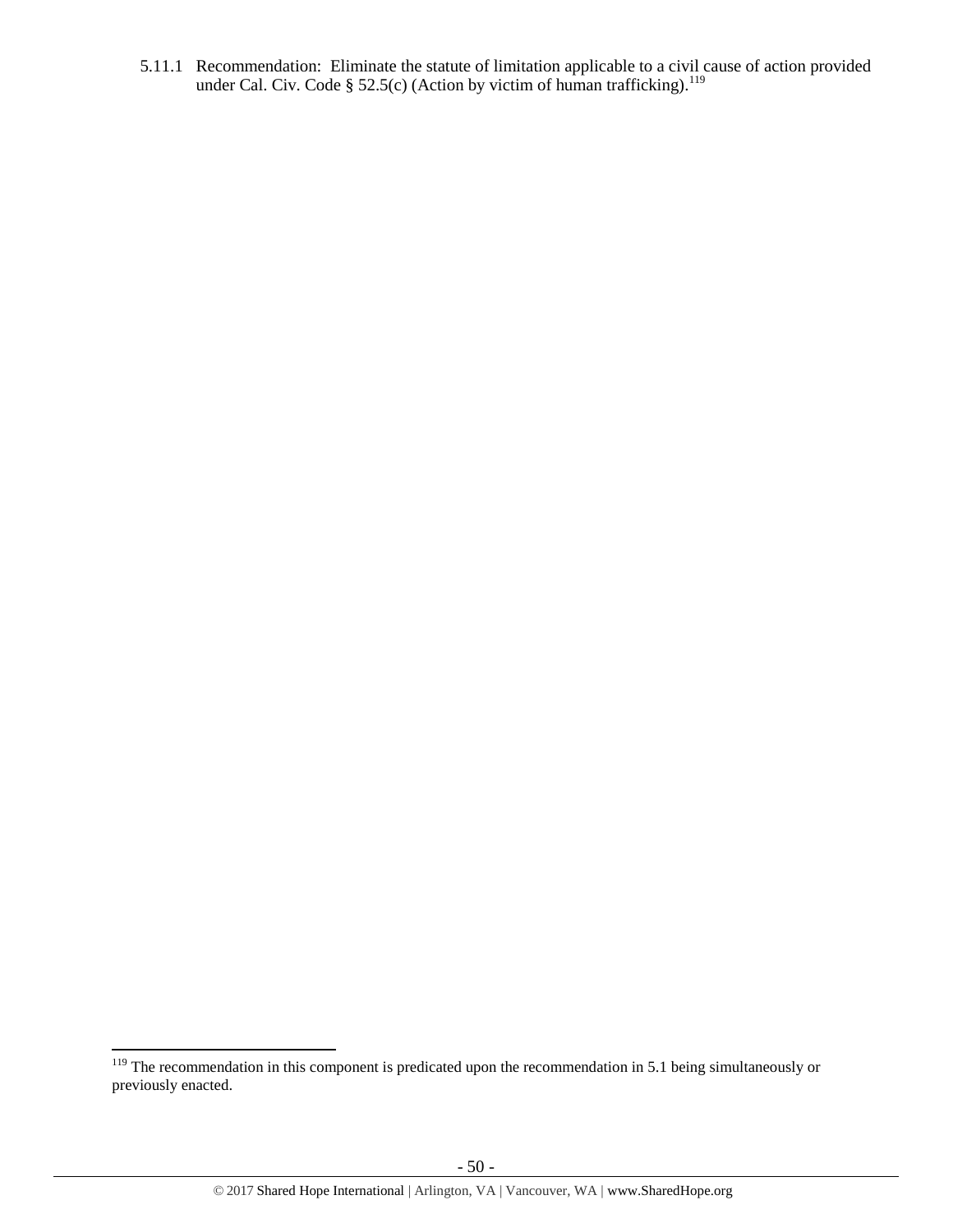5.11.1 Recommendation: Eliminate the statute of limitation applicable to a civil cause of action provided under Cal. Civ. Code § 52.5(c) (Action by victim of human trafficking).[119]

[119] The recommendation in this component is predicated upon the recommendation in 5.1 being simultaneously or previously enacted.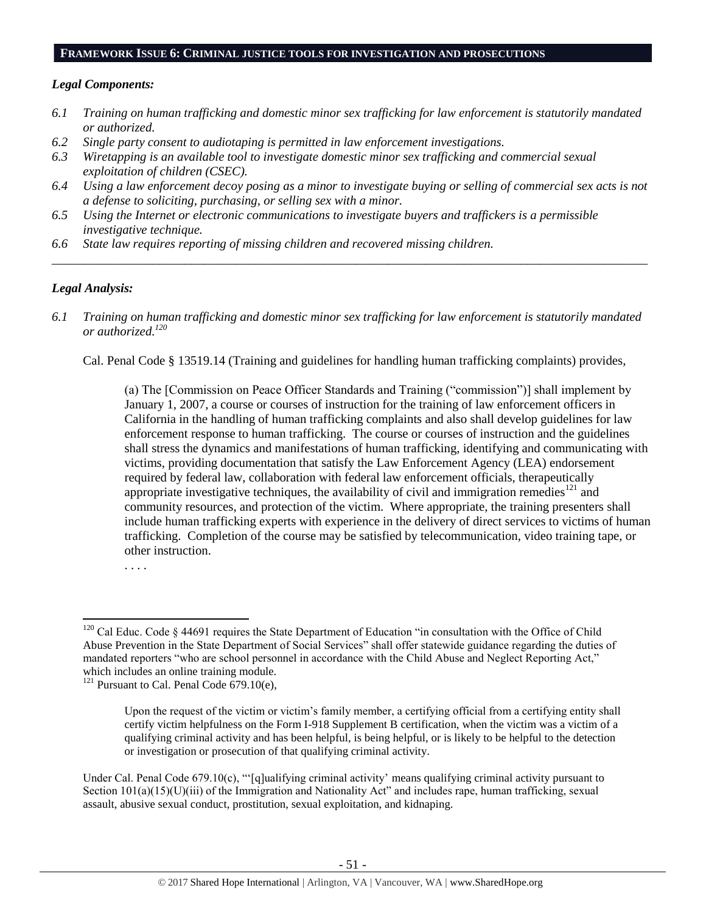## FRAMEWORK ISSUE 6: CRIMINAL JUSTICE TOOLS FOR INVESTIGATION AND PROSECUTIONS

### *Legal Components:*

*6.1 Training on human trafficking and domestic minor sex trafficking for law enforcement is statutorily mandated or authorized.*

*6.2 Single party consent to audiotaping is permitted in law enforcement investigations.*

*6.3 Wiretapping is an available tool to investigate domestic minor sex trafficking and commercial sexual exploitation of children (CSEC).*

*6.4 Using a law enforcement decoy posing as a minor to investigate buying or selling of commercial sex acts is not a defense to soliciting, purchasing, or selling sex with a minor.*

*6.5 Using the Internet or electronic communications to investigate buyers and traffickers is a permissible investigative technique.*

*6.6 State law requires reporting of missing children and recovered missing children.*

---

### *Legal Analysis:*

*6.1 Training on human trafficking and domestic minor sex trafficking for law enforcement is statutorily mandated or authorized.*[120]

Cal. Penal Code § 13519.14 (Training and guidelines for handling human trafficking complaints) provides,

> (a) The [Commission on Peace Officer Standards and Training ("commission")] shall implement by January 1, 2007, a course or courses of instruction for the training of law enforcement officers in California in the handling of human trafficking complaints and also shall develop guidelines for law enforcement response to human trafficking. The course or courses of instruction and the guidelines shall stress the dynamics and manifestations of human trafficking, identifying and communicating with victims, providing documentation that satisfy the Law Enforcement Agency (LEA) endorsement required by federal law, collaboration with federal law enforcement officials, therapeutically appropriate investigative techniques, the availability of civil and immigration remedies[121] and community resources, and protection of the victim. Where appropriate, the training presenters shall include human trafficking experts with experience in the delivery of direct services to victims of human trafficking. Completion of the course may be satisfied by telecommunication, video training tape, or other instruction.
>
> . . . .

---

[120] Cal Educ. Code § 44691 requires the State Department of Education "in consultation with the Office of Child Abuse Prevention in the State Department of Social Services" shall offer statewide guidance regarding the duties of mandated reporters "who are school personnel in accordance with the Child Abuse and Neglect Reporting Act," which includes an online training module.

[121] Pursuant to Cal. Penal Code 679.10(e),

> Upon the request of the victim or victim's family member, a certifying official from a certifying entity shall certify victim helpfulness on the Form I-918 Supplement B certification, when the victim was a victim of a qualifying criminal activity and has been helpful, is being helpful, or is likely to be helpful to the detection or investigation or prosecution of that qualifying criminal activity.

Under Cal. Penal Code 679.10(c), "'[q]ualifying criminal activity' means qualifying criminal activity pursuant to Section 101(a)(15)(U)(iii) of the Immigration and Nationality Act" and includes rape, human trafficking, sexual assault, abusive sexual conduct, prostitution, sexual exploitation, and kidnaping.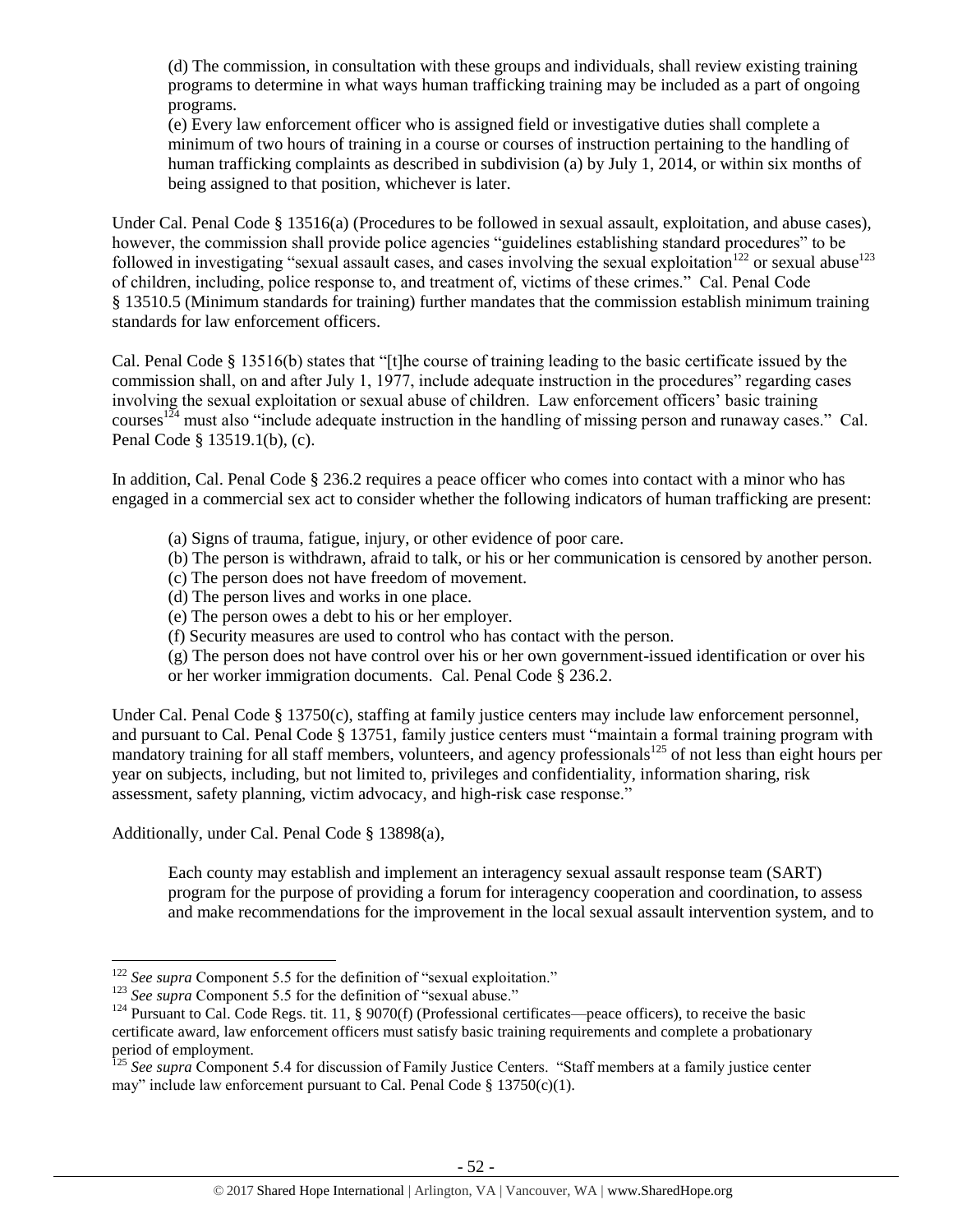(d) The commission, in consultation with these groups and individuals, shall review existing training programs to determine in what ways human trafficking training may be included as a part of ongoing programs.
(e) Every law enforcement officer who is assigned field or investigative duties shall complete a minimum of two hours of training in a course or courses of instruction pertaining to the handling of human trafficking complaints as described in subdivision (a) by July 1, 2014, or within six months of being assigned to that position, whichever is later.

Under Cal. Penal Code § 13516(a) (Procedures to be followed in sexual assault, exploitation, and abuse cases), however, the commission shall provide police agencies "guidelines establishing standard procedures" to be followed in investigating "sexual assault cases, and cases involving the sexual exploitation[122] or sexual abuse[123] of children, including, police response to, and treatment of, victims of these crimes." Cal. Penal Code § 13510.5 (Minimum standards for training) further mandates that the commission establish minimum training standards for law enforcement officers.

Cal. Penal Code § 13516(b) states that "[t]he course of training leading to the basic certificate issued by the commission shall, on and after July 1, 1977, include adequate instruction in the procedures" regarding cases involving the sexual exploitation or sexual abuse of children. Law enforcement officers' basic training courses[124] must also "include adequate instruction in the handling of missing person and runaway cases." Cal. Penal Code § 13519.1(b), (c).

In addition, Cal. Penal Code § 236.2 requires a peace officer who comes into contact with a minor who has engaged in a commercial sex act to consider whether the following indicators of human trafficking are present:

(a) Signs of trauma, fatigue, injury, or other evidence of poor care.
(b) The person is withdrawn, afraid to talk, or his or her communication is censored by another person.
(c) The person does not have freedom of movement.
(d) The person lives and works in one place.
(e) The person owes a debt to his or her employer.
(f) Security measures are used to control who has contact with the person.
(g) The person does not have control over his or her own government-issued identification or over his or her worker immigration documents. Cal. Penal Code § 236.2.

Under Cal. Penal Code § 13750(c), staffing at family justice centers may include law enforcement personnel, and pursuant to Cal. Penal Code § 13751, family justice centers must "maintain a formal training program with mandatory training for all staff members, volunteers, and agency professionals[125] of not less than eight hours per year on subjects, including, but not limited to, privileges and confidentiality, information sharing, risk assessment, safety planning, victim advocacy, and high-risk case response."

Additionally, under Cal. Penal Code § 13898(a),

> Each county may establish and implement an interagency sexual assault response team (SART) program for the purpose of providing a forum for interagency cooperation and coordination, to assess and make recommendations for the improvement in the local sexual assault intervention system, and to

---

[122] *See supra* Component 5.5 for the definition of "sexual exploitation."

[123] *See supra* Component 5.5 for the definition of "sexual abuse."

[124] Pursuant to Cal. Code Regs. tit. 11, § 9070(f) (Professional certificates—peace officers), to receive the basic certificate award, law enforcement officers must satisfy basic training requirements and complete a probationary period of employment.

[125] *See supra* Component 5.4 for discussion of Family Justice Centers. "Staff members at a family justice center may" include law enforcement pursuant to Cal. Penal Code § 13750(c)(1).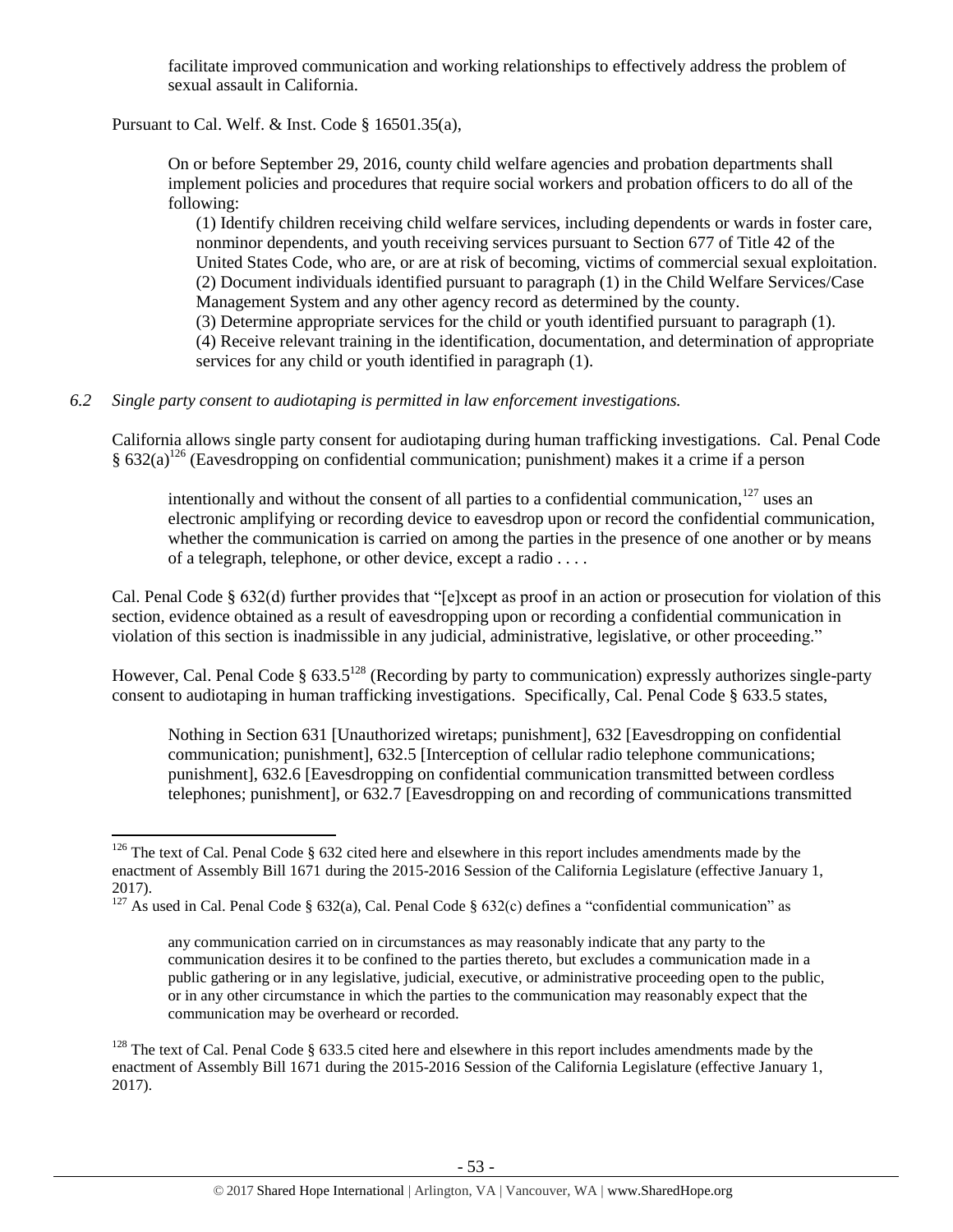facilitate improved communication and working relationships to effectively address the problem of sexual assault in California.

Pursuant to Cal. Welf. & Inst. Code § 16501.35(a),

> On or before September 29, 2016, county child welfare agencies and probation departments shall implement policies and procedures that require social workers and probation officers to do all of the following:
>
> (1) Identify children receiving child welfare services, including dependents or wards in foster care, nonminor dependents, and youth receiving services pursuant to Section 677 of Title 42 of the United States Code, who are, or are at risk of becoming, victims of commercial sexual exploitation.
> (2) Document individuals identified pursuant to paragraph (1) in the Child Welfare Services/Case Management System and any other agency record as determined by the county.
> (3) Determine appropriate services for the child or youth identified pursuant to paragraph (1).
> (4) Receive relevant training in the identification, documentation, and determination of appropriate services for any child or youth identified in paragraph (1).

*6.2 Single party consent to audiotaping is permitted in law enforcement investigations.*

California allows single party consent for audiotaping during human trafficking investigations. Cal. Penal Code § 632(a)[126] (Eavesdropping on confidential communication; punishment) makes it a crime if a person

> intentionally and without the consent of all parties to a confidential communication,[127] uses an electronic amplifying or recording device to eavesdrop upon or record the confidential communication, whether the communication is carried on among the parties in the presence of one another or by means of a telegraph, telephone, or other device, except a radio . . . .

Cal. Penal Code § 632(d) further provides that "[e]xcept as proof in an action or prosecution for violation of this section, evidence obtained as a result of eavesdropping upon or recording a confidential communication in violation of this section is inadmissible in any judicial, administrative, legislative, or other proceeding."

However, Cal. Penal Code § 633.5[128] (Recording by party to communication) expressly authorizes single-party consent to audiotaping in human trafficking investigations. Specifically, Cal. Penal Code § 633.5 states,

> Nothing in Section 631 [Unauthorized wiretaps; punishment], 632 [Eavesdropping on confidential communication; punishment], 632.5 [Interception of cellular radio telephone communications; punishment], 632.6 [Eavesdropping on confidential communication transmitted between cordless telephones; punishment], or 632.7 [Eavesdropping on and recording of communications transmitted

---

[126] The text of Cal. Penal Code § 632 cited here and elsewhere in this report includes amendments made by the enactment of Assembly Bill 1671 during the 2015-2016 Session of the California Legislature (effective January 1, 2017).

[127] As used in Cal. Penal Code § 632(a), Cal. Penal Code § 632(c) defines a "confidential communication" as

> any communication carried on in circumstances as may reasonably indicate that any party to the communication desires it to be confined to the parties thereto, but excludes a communication made in a public gathering or in any legislative, judicial, executive, or administrative proceeding open to the public, or in any other circumstance in which the parties to the communication may reasonably expect that the communication may be overheard or recorded.

[128] The text of Cal. Penal Code § 633.5 cited here and elsewhere in this report includes amendments made by the enactment of Assembly Bill 1671 during the 2015-2016 Session of the California Legislature (effective January 1, 2017).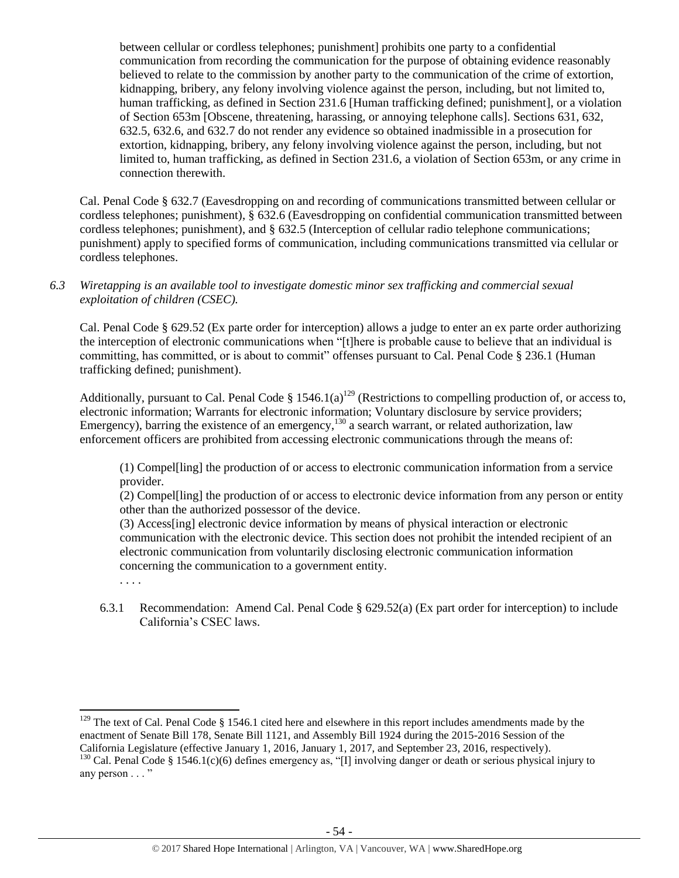between cellular or cordless telephones; punishment] prohibits one party to a confidential communication from recording the communication for the purpose of obtaining evidence reasonably believed to relate to the commission by another party to the communication of the crime of extortion, kidnapping, bribery, any felony involving violence against the person, including, but not limited to, human trafficking, as defined in Section 231.6 [Human trafficking defined; punishment], or a violation of Section 653m [Obscene, threatening, harassing, or annoying telephone calls]. Sections 631, 632, 632.5, 632.6, and 632.7 do not render any evidence so obtained inadmissible in a prosecution for extortion, kidnapping, bribery, any felony involving violence against the person, including, but not limited to, human trafficking, as defined in Section 231.6, a violation of Section 653m, or any crime in connection therewith.

Cal. Penal Code § 632.7 (Eavesdropping on and recording of communications transmitted between cellular or cordless telephones; punishment), § 632.6 (Eavesdropping on confidential communication transmitted between cordless telephones; punishment), and § 632.5 (Interception of cellular radio telephone communications; punishment) apply to specified forms of communication, including communications transmitted via cellular or cordless telephones.

*6.3 Wiretapping is an available tool to investigate domestic minor sex trafficking and commercial sexual exploitation of children (CSEC).*

Cal. Penal Code § 629.52 (Ex parte order for interception) allows a judge to enter an ex parte order authorizing the interception of electronic communications when "[t]here is probable cause to believe that an individual is committing, has committed, or is about to commit" offenses pursuant to Cal. Penal Code § 236.1 (Human trafficking defined; punishment).

Additionally, pursuant to Cal. Penal Code § 1546.1(a)[129] (Restrictions to compelling production of, or access to, electronic information; Warrants for electronic information; Voluntary disclosure by service providers; Emergency), barring the existence of an emergency,[130] a search warrant, or related authorization, law enforcement officers are prohibited from accessing electronic communications through the means of:

> (1) Compel[ling] the production of or access to electronic communication information from a service provider.
> (2) Compel[ling] the production of or access to electronic device information from any person or entity other than the authorized possessor of the device.
> (3) Access[ing] electronic device information by means of physical interaction or electronic communication with the electronic device. This section does not prohibit the intended recipient of an electronic communication from voluntarily disclosing electronic communication information concerning the communication to a government entity.
> . . . .

6.3.1 Recommendation: Amend Cal. Penal Code § 629.52(a) (Ex part order for interception) to include California's CSEC laws.

---

[129] The text of Cal. Penal Code § 1546.1 cited here and elsewhere in this report includes amendments made by the enactment of Senate Bill 178, Senate Bill 1121, and Assembly Bill 1924 during the 2015-2016 Session of the California Legislature (effective January 1, 2016, January 1, 2017, and September 23, 2016, respectively).

[130] Cal. Penal Code § 1546.1(c)(6) defines emergency as, "[I] involving danger or death or serious physical injury to any person . . . "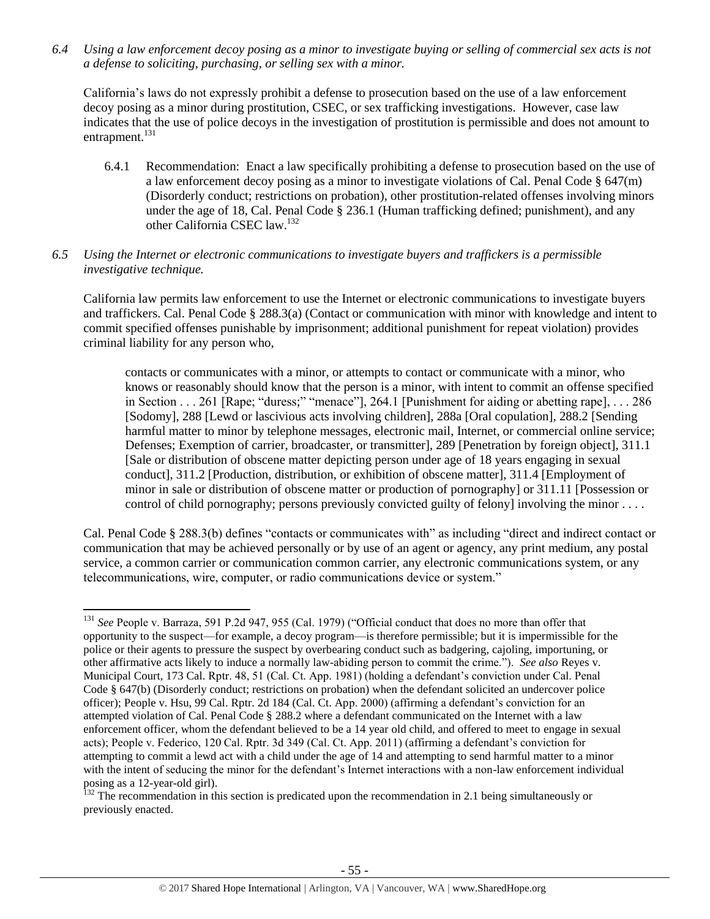*6.4 Using a law enforcement decoy posing as a minor to investigate buying or selling of commercial sex acts is not a defense to soliciting, purchasing, or selling sex with a minor.*

California's laws do not expressly prohibit a defense to prosecution based on the use of a law enforcement decoy posing as a minor during prostitution, CSEC, or sex trafficking investigations. However, case law indicates that the use of police decoys in the investigation of prostitution is permissible and does not amount to entrapment.[131]

6.4.1 Recommendation: Enact a law specifically prohibiting a defense to prosecution based on the use of a law enforcement decoy posing as a minor to investigate violations of Cal. Penal Code § 647(m) (Disorderly conduct; restrictions on probation), other prostitution-related offenses involving minors under the age of 18, Cal. Penal Code § 236.1 (Human trafficking defined; punishment), and any other California CSEC law.[132]

*6.5 Using the Internet or electronic communications to investigate buyers and traffickers is a permissible investigative technique.*

California law permits law enforcement to use the Internet or electronic communications to investigate buyers and traffickers. Cal. Penal Code § 288.3(a) (Contact or communication with minor with knowledge and intent to commit specified offenses punishable by imprisonment; additional punishment for repeat violation) provides criminal liability for any person who,

> contacts or communicates with a minor, or attempts to contact or communicate with a minor, who knows or reasonably should know that the person is a minor, with intent to commit an offense specified in Section . . . 261 [Rape; "duress;" "menace"], 264.1 [Punishment for aiding or abetting rape], . . . 286 [Sodomy], 288 [Lewd or lascivious acts involving children], 288a [Oral copulation], 288.2 [Sending harmful matter to minor by telephone messages, electronic mail, Internet, or commercial online service; Defenses; Exemption of carrier, broadcaster, or transmitter], 289 [Penetration by foreign object], 311.1 [Sale or distribution of obscene matter depicting person under age of 18 years engaging in sexual conduct], 311.2 [Production, distribution, or exhibition of obscene matter], 311.4 [Employment of minor in sale or distribution of obscene matter or production of pornography] or 311.11 [Possession or control of child pornography; persons previously convicted guilty of felony] involving the minor . . . .

Cal. Penal Code § 288.3(b) defines "contacts or communicates with" as including "direct and indirect contact or communication that may be achieved personally or by use of an agent or agency, any print medium, any postal service, a common carrier or communication common carrier, any electronic communications system, or any telecommunications, wire, computer, or radio communications device or system."

---

[131] *See* People v. Barraza, 591 P.2d 947, 955 (Cal. 1979) ("Official conduct that does no more than offer that opportunity to the suspect—for example, a decoy program—is therefore permissible; but it is impermissible for the police or their agents to pressure the suspect by overbearing conduct such as badgering, cajoling, importuning, or other affirmative acts likely to induce a normally law-abiding person to commit the crime."). *See also* Reyes v. Municipal Court, 173 Cal. Rptr. 48, 51 (Cal. Ct. App. 1981) (holding a defendant's conviction under Cal. Penal Code § 647(b) (Disorderly conduct; restrictions on probation) when the defendant solicited an undercover police officer); People v. Hsu, 99 Cal. Rptr. 2d 184 (Cal. Ct. App. 2000) (affirming a defendant's conviction for an attempted violation of Cal. Penal Code § 288.2 where a defendant communicated on the Internet with a law enforcement officer, whom the defendant believed to be a 14 year old child, and offered to meet to engage in sexual acts); People v. Federico, 120 Cal. Rptr. 3d 349 (Cal. Ct. App. 2011) (affirming a defendant's conviction for attempting to commit a lewd act with a child under the age of 14 and attempting to send harmful matter to a minor with the intent of seducing the minor for the defendant's Internet interactions with a non-law enforcement individual posing as a 12-year-old girl).

[132] The recommendation in this section is predicated upon the recommendation in 2.1 being simultaneously or previously enacted.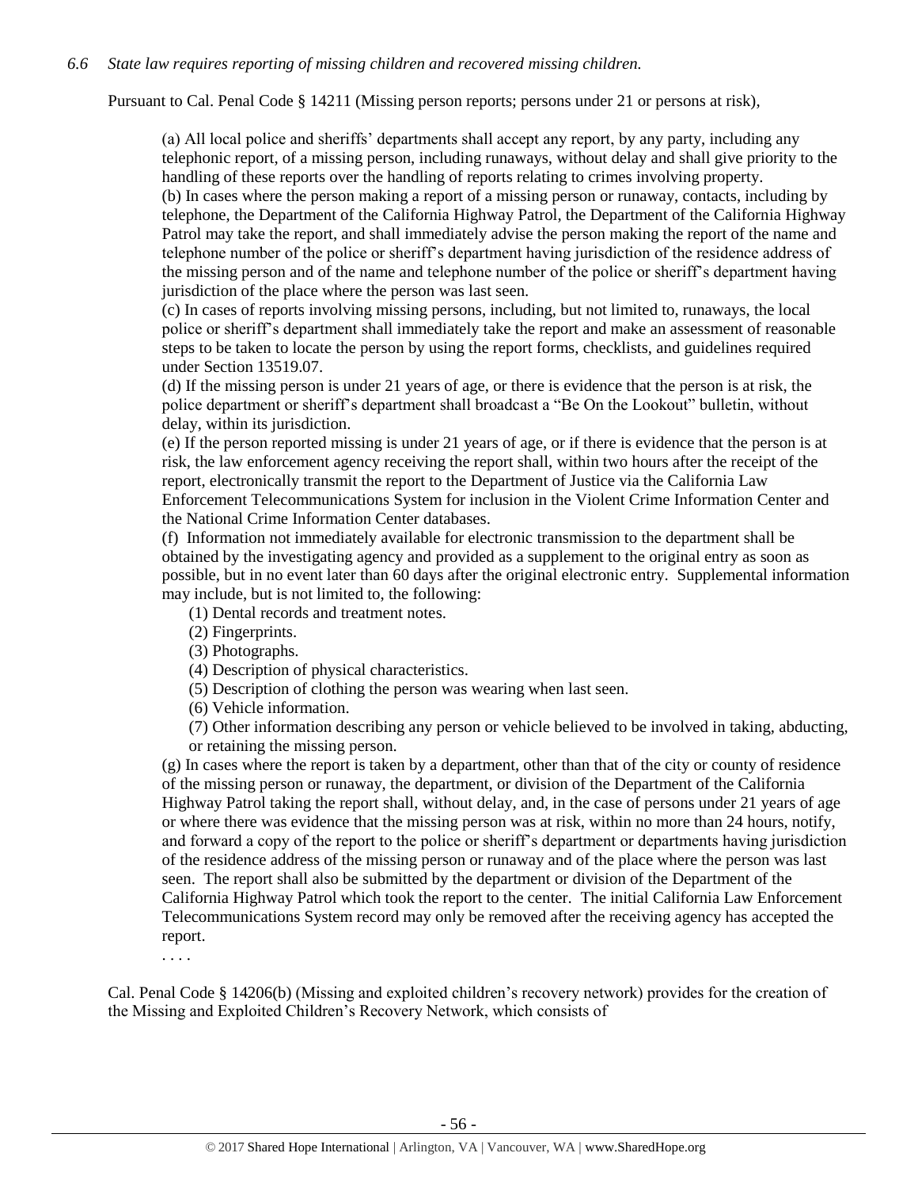*6.6 State law requires reporting of missing children and recovered missing children.*

Pursuant to Cal. Penal Code § 14211 (Missing person reports; persons under 21 or persons at risk),

> (a) All local police and sheriffs' departments shall accept any report, by any party, including any telephonic report, of a missing person, including runaways, without delay and shall give priority to the handling of these reports over the handling of reports relating to crimes involving property.
>
> (b) In cases where the person making a report of a missing person or runaway, contacts, including by telephone, the Department of the California Highway Patrol, the Department of the California Highway Patrol may take the report, and shall immediately advise the person making the report of the name and telephone number of the police or sheriff's department having jurisdiction of the residence address of the missing person and of the name and telephone number of the police or sheriff's department having jurisdiction of the place where the person was last seen.
>
> (c) In cases of reports involving missing persons, including, but not limited to, runaways, the local police or sheriff's department shall immediately take the report and make an assessment of reasonable steps to be taken to locate the person by using the report forms, checklists, and guidelines required under Section 13519.07.
>
> (d) If the missing person is under 21 years of age, or there is evidence that the person is at risk, the police department or sheriff's department shall broadcast a "Be On the Lookout" bulletin, without delay, within its jurisdiction.
>
> (e) If the person reported missing is under 21 years of age, or if there is evidence that the person is at risk, the law enforcement agency receiving the report shall, within two hours after the receipt of the report, electronically transmit the report to the Department of Justice via the California Law Enforcement Telecommunications System for inclusion in the Violent Crime Information Center and the National Crime Information Center databases.
>
> (f) Information not immediately available for electronic transmission to the department shall be obtained by the investigating agency and provided as a supplement to the original entry as soon as possible, but in no event later than 60 days after the original electronic entry. Supplemental information may include, but is not limited to, the following:
>
> (1) Dental records and treatment notes.
> (2) Fingerprints.
> (3) Photographs.
> (4) Description of physical characteristics.
> (5) Description of clothing the person was wearing when last seen.
> (6) Vehicle information.
> (7) Other information describing any person or vehicle believed to be involved in taking, abducting, or retaining the missing person.
>
> (g) In cases where the report is taken by a department, other than that of the city or county of residence of the missing person or runaway, the department, or division of the Department of the California Highway Patrol taking the report shall, without delay, and, in the case of persons under 21 years of age or where there was evidence that the missing person was at risk, within no more than 24 hours, notify, and forward a copy of the report to the police or sheriff's department or departments having jurisdiction of the residence address of the missing person or runaway and of the place where the person was last seen. The report shall also be submitted by the department or division of the Department of the California Highway Patrol which took the report to the center. The initial California Law Enforcement Telecommunications System record may only be removed after the receiving agency has accepted the report.
>
> . . . .

Cal. Penal Code § 14206(b) (Missing and exploited children's recovery network) provides for the creation of the Missing and Exploited Children's Recovery Network, which consists of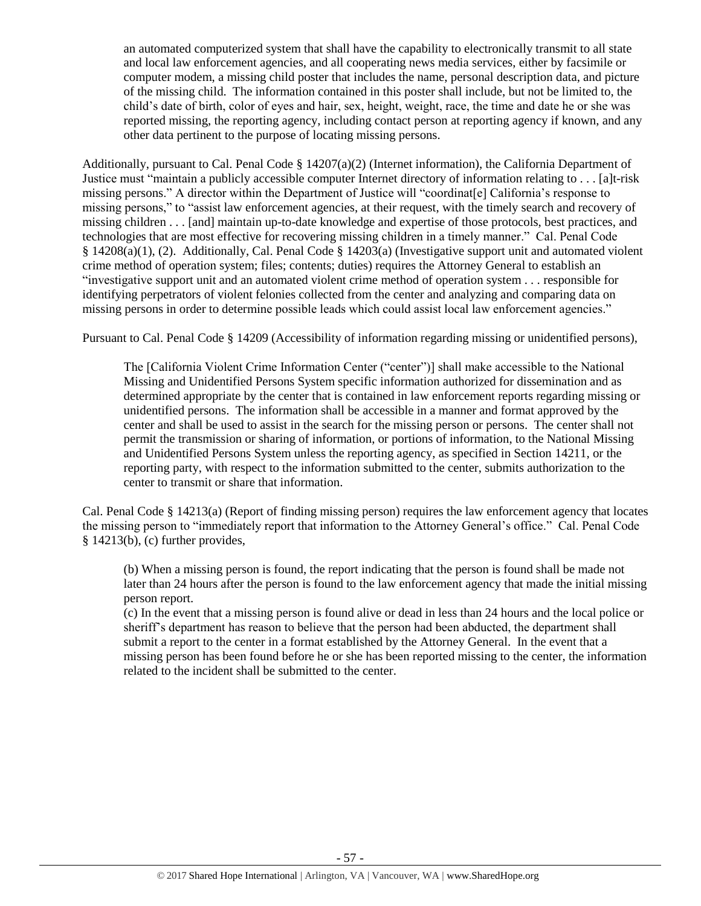> an automated computerized system that shall have the capability to electronically transmit to all state and local law enforcement agencies, and all cooperating news media services, either by facsimile or computer modem, a missing child poster that includes the name, personal description data, and picture of the missing child. The information contained in this poster shall include, but not be limited to, the child's date of birth, color of eyes and hair, sex, height, weight, race, the time and date he or she was reported missing, the reporting agency, including contact person at reporting agency if known, and any other data pertinent to the purpose of locating missing persons.

Additionally, pursuant to Cal. Penal Code § 14207(a)(2) (Internet information), the California Department of Justice must "maintain a publicly accessible computer Internet directory of information relating to . . . [a]t-risk missing persons." A director within the Department of Justice will "coordinat[e] California's response to missing persons," to "assist law enforcement agencies, at their request, with the timely search and recovery of missing children . . . [and] maintain up-to-date knowledge and expertise of those protocols, best practices, and technologies that are most effective for recovering missing children in a timely manner." Cal. Penal Code § 14208(a)(1), (2). Additionally, Cal. Penal Code § 14203(a) (Investigative support unit and automated violent crime method of operation system; files; contents; duties) requires the Attorney General to establish an "investigative support unit and an automated violent crime method of operation system . . . responsible for identifying perpetrators of violent felonies collected from the center and analyzing and comparing data on missing persons in order to determine possible leads which could assist local law enforcement agencies."

Pursuant to Cal. Penal Code § 14209 (Accessibility of information regarding missing or unidentified persons),

> The [California Violent Crime Information Center ("center")] shall make accessible to the National Missing and Unidentified Persons System specific information authorized for dissemination and as determined appropriate by the center that is contained in law enforcement reports regarding missing or unidentified persons. The information shall be accessible in a manner and format approved by the center and shall be used to assist in the search for the missing person or persons. The center shall not permit the transmission or sharing of information, or portions of information, to the National Missing and Unidentified Persons System unless the reporting agency, as specified in Section 14211, or the reporting party, with respect to the information submitted to the center, submits authorization to the center to transmit or share that information.

Cal. Penal Code § 14213(a) (Report of finding missing person) requires the law enforcement agency that locates the missing person to "immediately report that information to the Attorney General's office." Cal. Penal Code § 14213(b), (c) further provides,

> (b) When a missing person is found, the report indicating that the person is found shall be made not later than 24 hours after the person is found to the law enforcement agency that made the initial missing person report.
>
> (c) In the event that a missing person is found alive or dead in less than 24 hours and the local police or sheriff's department has reason to believe that the person had been abducted, the department shall submit a report to the center in a format established by the Attorney General. In the event that a missing person has been found before he or she has been reported missing to the center, the information related to the incident shall be submitted to the center.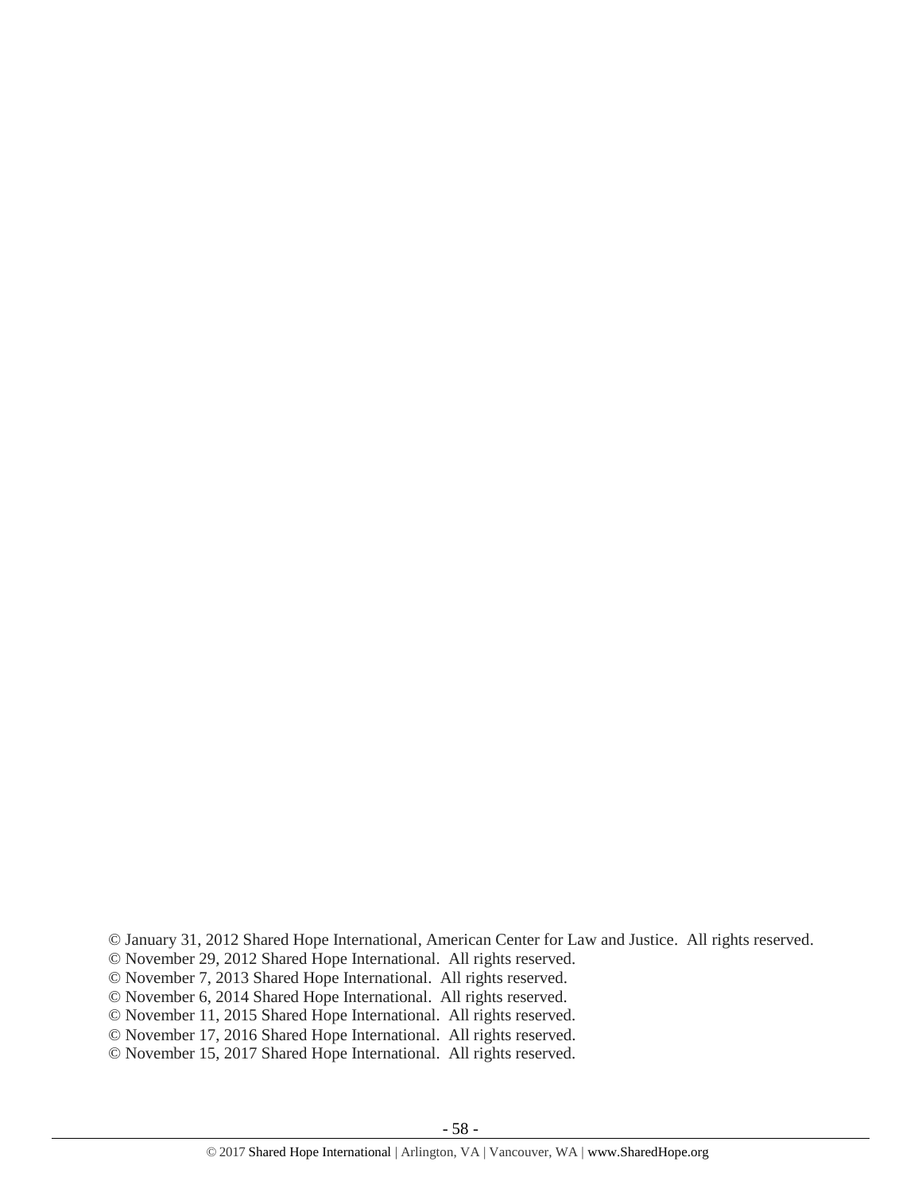© January 31, 2012 Shared Hope International, American Center for Law and Justice. All rights reserved.
© November 29, 2012 Shared Hope International. All rights reserved.
© November 7, 2013 Shared Hope International. All rights reserved.
© November 6, 2014 Shared Hope International. All rights reserved.
© November 11, 2015 Shared Hope International. All rights reserved.
© November 17, 2016 Shared Hope International. All rights reserved.
© November 15, 2017 Shared Hope International. All rights reserved.